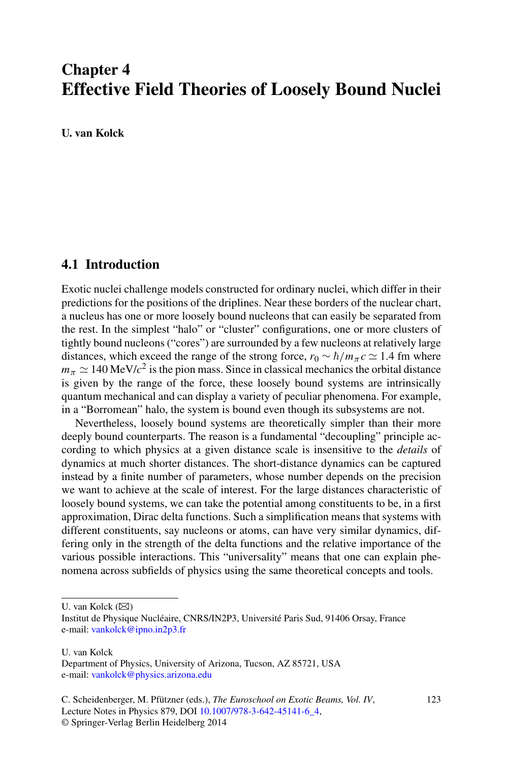# Chapter 4
# Effective Field Theories of Loosely Bound Nuclei

**U. van Kolck**

## 4.1 Introduction

Exotic nuclei challenge models constructed for ordinary nuclei, which differ in their predictions for the positions of the driplines. Near these borders of the nuclear chart, a nucleus has one or more loosely bound nucleons that can easily be separated from the rest. In the simplest "halo" or "cluster" configurations, one or more clusters of tightly bound nucleons ("cores") are surrounded by a few nucleons at relatively large distances, which exceed the range of the strong force, $r_0 \sim \hbar/m_\pi c \simeq 1.4$ fm where $m_\pi \simeq 140\ \text{MeV}/c^2$ is the pion mass. Since in classical mechanics the orbital distance is given by the range of the force, these loosely bound systems are intrinsically quantum mechanical and can display a variety of peculiar phenomena. For example, in a "Borromean" halo, the system is bound even though its subsystems are not.

Nevertheless, loosely bound systems are theoretically simpler than their more deeply bound counterparts. The reason is a fundamental "decoupling" principle according to which physics at a given distance scale is insensitive to the *details* of dynamics at much shorter distances. The short-distance dynamics can be captured instead by a finite number of parameters, whose number depends on the precision we want to achieve at the scale of interest. For the large distances characteristic of loosely bound systems, we can take the potential among constituents to be, in a first approximation, Dirac delta functions. Such a simplification means that systems with different constituents, say nucleons or atoms, can have very similar dynamics, differing only in the strength of the delta functions and the relative importance of the various possible interactions. This "universality" means that one can explain phenomena across subfields of physics using the same theoretical concepts and tools.

---

U. van Kolck (✉)
Institut de Physique Nucléaire, CNRS/IN2P3, Université Paris Sud, 91406 Orsay, France
e-mail: vankolck@ipno.in2p3.fr

U. van Kolck
Department of Physics, University of Arizona, Tucson, AZ 85721, USA
e-mail: vankolck@physics.arizona.edu

C. Scheidenberger, M. Pfützner (eds.), *The Euroschool on Exotic Beams, Vol. IV*, Lecture Notes in Physics 879, DOI 10.1007/978-3-642-45141-6_4,
© Springer-Verlag Berlin Heidelberg 2014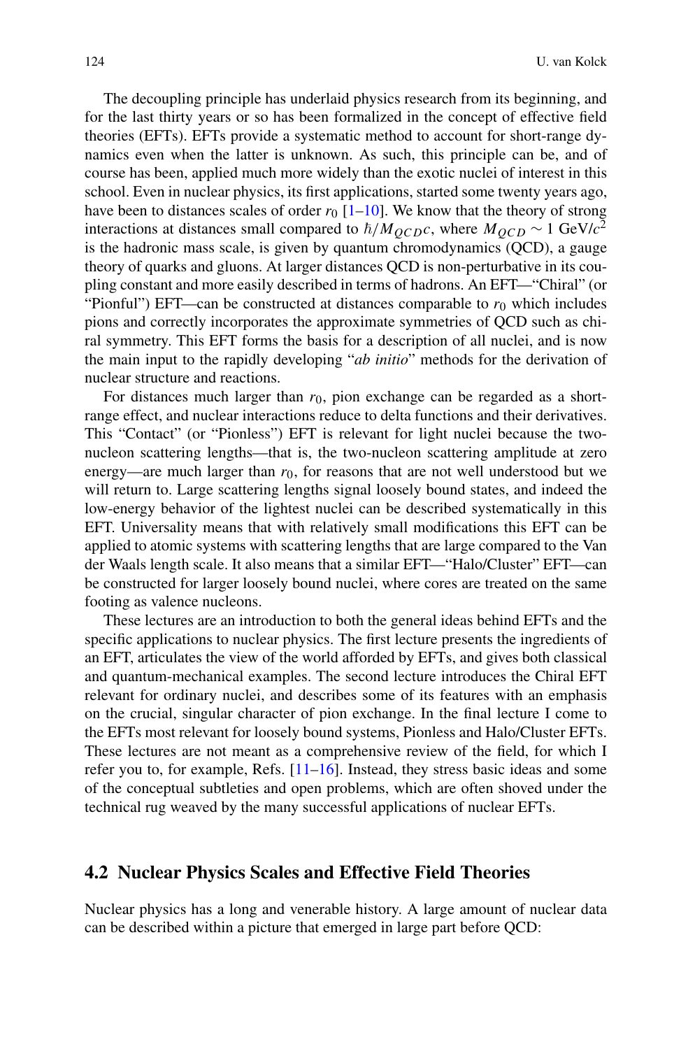The decoupling principle has underlaid physics research from its beginning, and for the last thirty years or so has been formalized in the concept of effective field theories (EFTs). EFTs provide a systematic method to account for short-range dynamics even when the latter is unknown. As such, this principle can be, and of course has been, applied much more widely than the exotic nuclei of interest in this school. Even in nuclear physics, its first applications, started some twenty years ago, have been to distances scales of order $r_0$ [1–10]. We know that the theory of strong interactions at distances small compared to $\hbar/M_{QCD}c$, where $M_{QCD} \sim 1$ GeV/$c^2$ is the hadronic mass scale, is given by quantum chromodynamics (QCD), a gauge theory of quarks and gluons. At larger distances QCD is non-perturbative in its coupling constant and more easily described in terms of hadrons. An EFT—"Chiral" (or "Pionful") EFT—can be constructed at distances comparable to $r_0$ which includes pions and correctly incorporates the approximate symmetries of QCD such as chiral symmetry. This EFT forms the basis for a description of all nuclei, and is now the main input to the rapidly developing "*ab initio*" methods for the derivation of nuclear structure and reactions.

For distances much larger than $r_0$, pion exchange can be regarded as a short-range effect, and nuclear interactions reduce to delta functions and their derivatives. This "Contact" (or "Pionless") EFT is relevant for light nuclei because the two-nucleon scattering lengths—that is, the two-nucleon scattering amplitude at zero energy—are much larger than $r_0$, for reasons that are not well understood but we will return to. Large scattering lengths signal loosely bound states, and indeed the low-energy behavior of the lightest nuclei can be described systematically in this EFT. Universality means that with relatively small modifications this EFT can be applied to atomic systems with scattering lengths that are large compared to the Van der Waals length scale. It also means that a similar EFT—"Halo/Cluster" EFT—can be constructed for larger loosely bound nuclei, where cores are treated on the same footing as valence nucleons.

These lectures are an introduction to both the general ideas behind EFTs and the specific applications to nuclear physics. The first lecture presents the ingredients of an EFT, articulates the view of the world afforded by EFTs, and gives both classical and quantum-mechanical examples. The second lecture introduces the Chiral EFT relevant for ordinary nuclei, and describes some of its features with an emphasis on the crucial, singular character of pion exchange. In the final lecture I come to the EFTs most relevant for loosely bound systems, Pionless and Halo/Cluster EFTs. These lectures are not meant as a comprehensive review of the field, for which I refer you to, for example, Refs. [11–16]. Instead, they stress basic ideas and some of the conceptual subtleties and open problems, which are often shoved under the technical rug weaved by the many successful applications of nuclear EFTs.

## 4.2 Nuclear Physics Scales and Effective Field Theories

Nuclear physics has a long and venerable history. A large amount of nuclear data can be described within a picture that emerged in large part before QCD: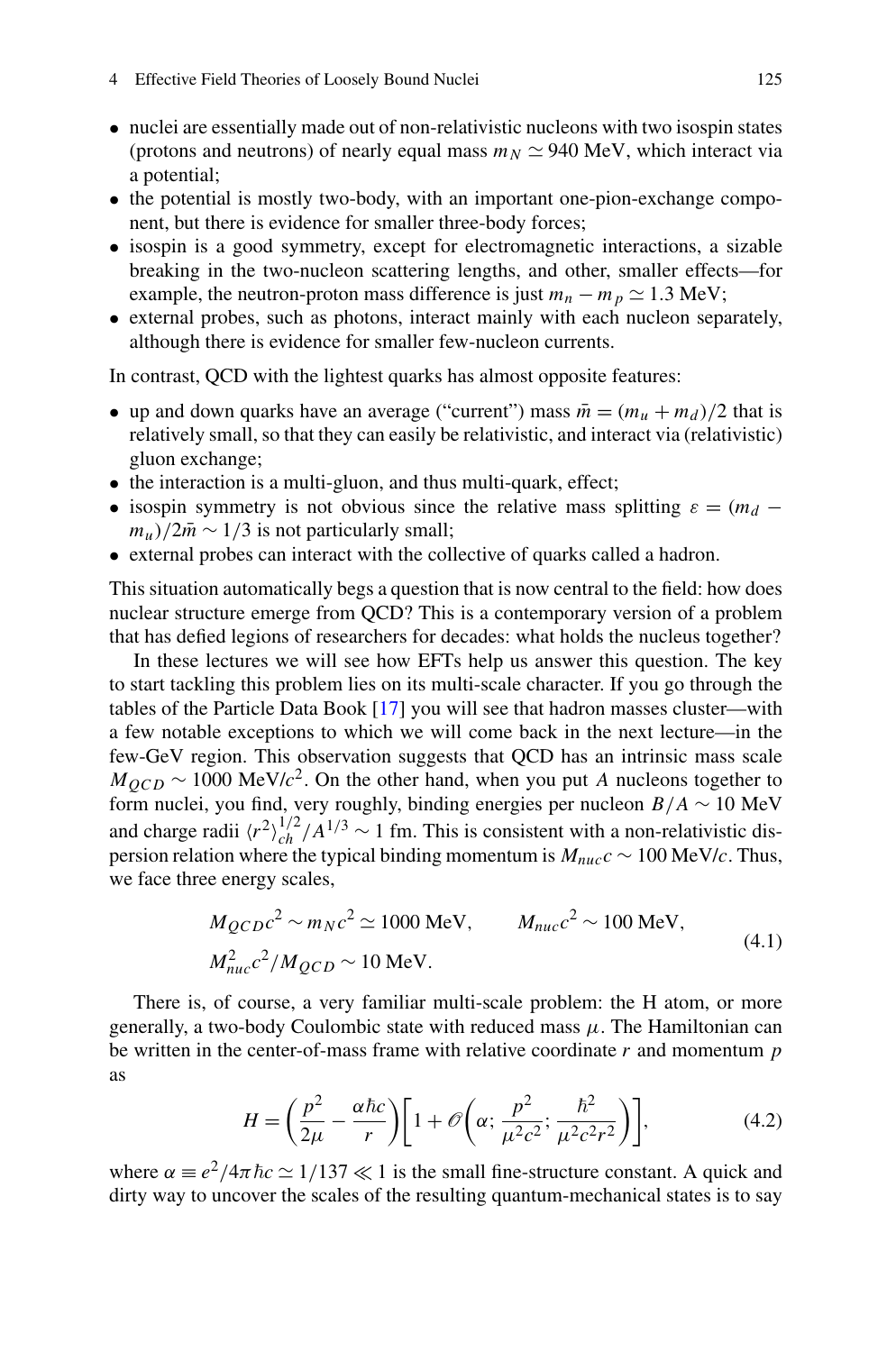- nuclei are essentially made out of non-relativistic nucleons with two isospin states (protons and neutrons) of nearly equal mass $m_N \simeq 940$ MeV, which interact via a potential;
- the potential is mostly two-body, with an important one-pion-exchange component, but there is evidence for smaller three-body forces;
- isospin is a good symmetry, except for electromagnetic interactions, a sizable breaking in the two-nucleon scattering lengths, and other, smaller effects—for example, the neutron-proton mass difference is just $m_n - m_p \simeq 1.3$ MeV;
- external probes, such as photons, interact mainly with each nucleon separately, although there is evidence for smaller few-nucleon currents.

In contrast, QCD with the lightest quarks has almost opposite features:

- up and down quarks have an average ("current") mass $\bar{m} = (m_u + m_d)/2$ that is relatively small, so that they can easily be relativistic, and interact via (relativistic) gluon exchange;
- the interaction is a multi-gluon, and thus multi-quark, effect;
- isospin symmetry is not obvious since the relative mass splitting $\varepsilon = (m_d - m_u)/2\bar{m} \sim 1/3$ is not particularly small;
- external probes can interact with the collective of quarks called a hadron.

This situation automatically begs a question that is now central to the field: how does nuclear structure emerge from QCD? This is a contemporary version of a problem that has defied legions of researchers for decades: what holds the nucleus together?

In these lectures we will see how EFTs help us answer this question. The key to start tackling this problem lies on its multi-scale character. If you go through the tables of the Particle Data Book [17] you will see that hadron masses cluster—with a few notable exceptions to which we will come back in the next lecture—in the few-GeV region. This observation suggests that QCD has an intrinsic mass scale $M_{QCD} \sim 1000$ MeV/$c^2$. On the other hand, when you put $A$ nucleons together to form nuclei, you find, very roughly, binding energies per nucleon $B/A \sim 10$ MeV and charge radii $\langle r^2 \rangle_{ch}^{1/2}/A^{1/3} \sim 1$ fm. This is consistent with a non-relativistic dispersion relation where the typical binding momentum is $M_{nuc}c \sim 100$ MeV/$c$. Thus, we face three energy scales,

$$
\begin{aligned}
&M_{QCD}c^2 \sim m_N c^2 \simeq 1000 \text{ MeV}, \qquad M_{nuc}c^2 \sim 100 \text{ MeV}, \\
&M_{nuc}^2 c^2 / M_{QCD} \sim 10 \text{ MeV}.
\end{aligned}
\tag{4.1}
$$

There is, of course, a very familiar multi-scale problem: the H atom, or more generally, a two-body Coulombic state with reduced mass $\mu$. The Hamiltonian can be written in the center-of-mass frame with relative coordinate $r$ and momentum $p$ as

$$
H = \left( \frac{p^2}{2\mu} - \frac{\alpha \hbar c}{r} \right) \left[ 1 + \mathscr{O}\left( \alpha; \frac{p^2}{\mu^2 c^2}; \frac{\hbar^2}{\mu^2 c^2 r^2} \right) \right],
\tag{4.2}
$$

where $\alpha \equiv e^2/4\pi\hbar c \simeq 1/137 \ll 1$ is the small fine-structure constant. A quick and dirty way to uncover the scales of the resulting quantum-mechanical states is to say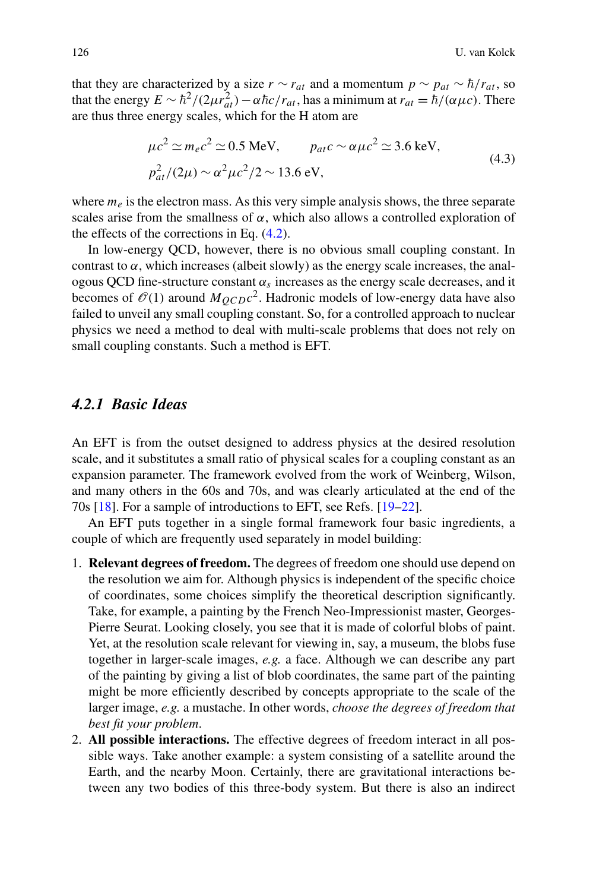that they are characterized by a size $r \sim r_{at}$ and a momentum $p \sim p_{at} \sim \hbar/r_{at}$, so that the energy $E \sim \hbar^2/(2\mu r_{at}^2) - \alpha\hbar c/r_{at}$, has a minimum at $r_{at} = \hbar/(\alpha\mu c)$. There are thus three energy scales, which for the H atom are

$$
\begin{aligned}
&\mu c^2 \simeq m_e c^2 \simeq 0.5 \text{ MeV}, \qquad p_{at}c \sim \alpha\mu c^2 \simeq 3.6 \text{ keV}, \\
&p_{at}^2/(2\mu) \sim \alpha^2\mu c^2/2 \sim 13.6 \text{ eV},
\end{aligned}
\tag{4.3}
$$

where $m_e$ is the electron mass. As this very simple analysis shows, the three separate scales arise from the smallness of $\alpha$, which also allows a controlled exploration of the effects of the corrections in Eq. (4.2).

In low-energy QCD, however, there is no obvious small coupling constant. In contrast to $\alpha$, which increases (albeit slowly) as the energy scale increases, the analogous QCD fine-structure constant $\alpha_s$ increases as the energy scale decreases, and it becomes of $\mathcal{O}(1)$ around $M_{QCD}c^2$. Hadronic models of low-energy data have also failed to unveil any small coupling constant. So, for a controlled approach to nuclear physics we need a method to deal with multi-scale problems that does not rely on small coupling constants. Such a method is EFT.

### *4.2.1 Basic Ideas*

An EFT is from the outset designed to address physics at the desired resolution scale, and it substitutes a small ratio of physical scales for a coupling constant as an expansion parameter. The framework evolved from the work of Weinberg, Wilson, and many others in the 60s and 70s, and was clearly articulated at the end of the 70s [18]. For a sample of introductions to EFT, see Refs. [19–22].

An EFT puts together in a single formal framework four basic ingredients, a couple of which are frequently used separately in model building:

1. **Relevant degrees of freedom.** The degrees of freedom one should use depend on the resolution we aim for. Although physics is independent of the specific choice of coordinates, some choices simplify the theoretical description significantly. Take, for example, a painting by the French Neo-Impressionist master, Georges-Pierre Seurat. Looking closely, you see that it is made of colorful blobs of paint. Yet, at the resolution scale relevant for viewing in, say, a museum, the blobs fuse together in larger-scale images, *e.g.* a face. Although we can describe any part of the painting by giving a list of blob coordinates, the same part of the painting might be more efficiently described by concepts appropriate to the scale of the larger image, *e.g.* a mustache. In other words, *choose the degrees of freedom that best fit your problem*.
2. **All possible interactions.** The effective degrees of freedom interact in all possible ways. Take another example: a system consisting of a satellite around the Earth, and the nearby Moon. Certainly, there are gravitational interactions between any two bodies of this three-body system. But there is also an indirect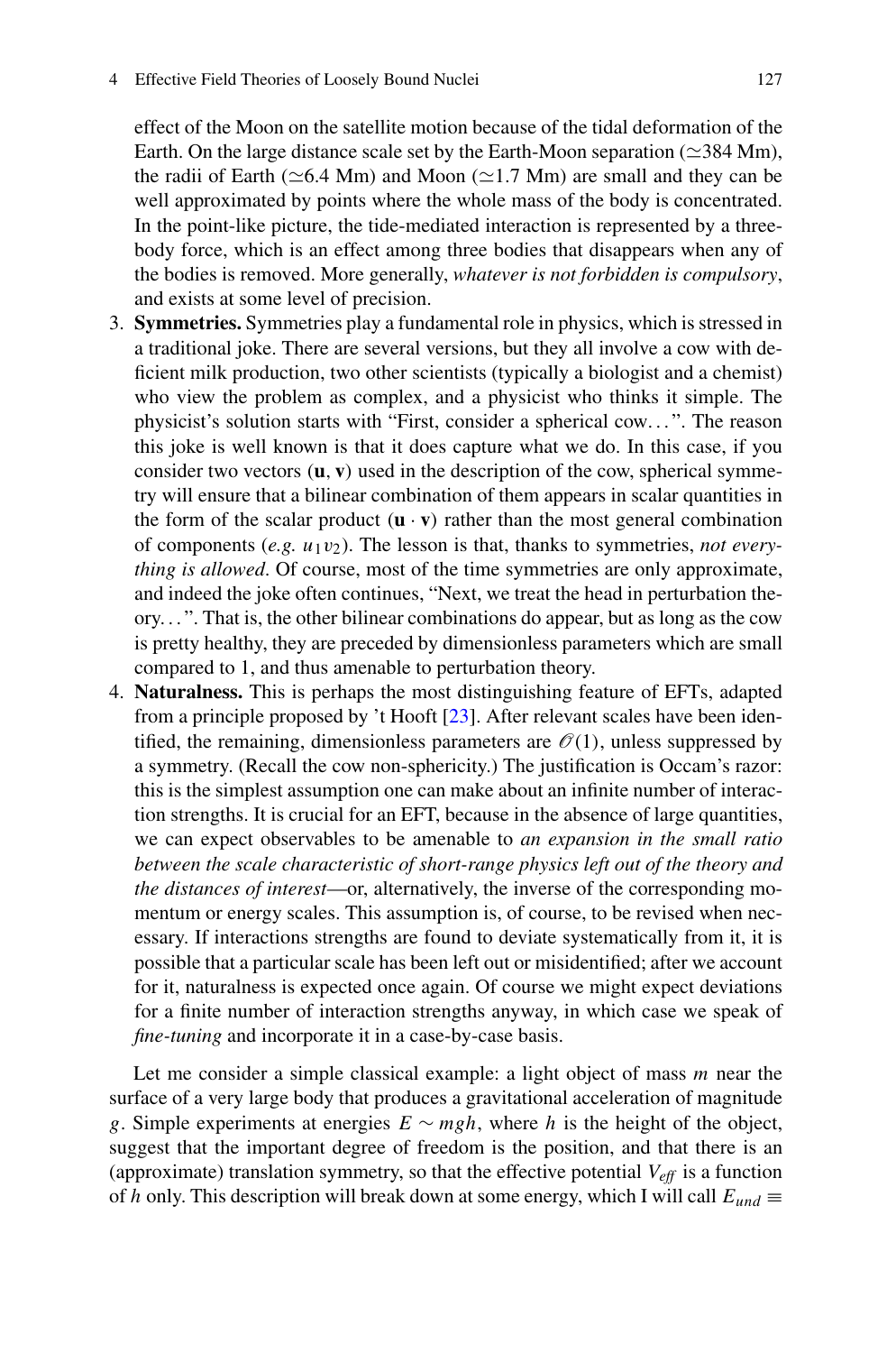effect of the Moon on the satellite motion because of the tidal deformation of the Earth. On the large distance scale set by the Earth-Moon separation ($\simeq$384 Mm), the radii of Earth ($\simeq$6.4 Mm) and Moon ($\simeq$1.7 Mm) are small and they can be well approximated by points where the whole mass of the body is concentrated. In the point-like picture, the tide-mediated interaction is represented by a three-body force, which is an effect among three bodies that disappears when any of the bodies is removed. More generally, *whatever is not forbidden is compulsory*, and exists at some level of precision.

3. **Symmetries.** Symmetries play a fundamental role in physics, which is stressed in a traditional joke. There are several versions, but they all involve a cow with deficient milk production, two other scientists (typically a biologist and a chemist) who view the problem as complex, and a physicist who thinks it simple. The physicist's solution starts with "First, consider a spherical cow…". The reason this joke is well known is that it does capture what we do. In this case, if you consider two vectors ($\mathbf{u}, \mathbf{v}$) used in the description of the cow, spherical symmetry will ensure that a bilinear combination of them appears in scalar quantities in the form of the scalar product ($\mathbf{u} \cdot \mathbf{v}$) rather than the most general combination of components (*e.g.* $u_1 v_2$). The lesson is that, thanks to symmetries, *not everything is allowed*. Of course, most of the time symmetries are only approximate, and indeed the joke often continues, "Next, we treat the head in perturbation theory…". That is, the other bilinear combinations do appear, but as long as the cow is pretty healthy, they are preceded by dimensionless parameters which are small compared to 1, and thus amenable to perturbation theory.
4. **Naturalness.** This is perhaps the most distinguishing feature of EFTs, adapted from a principle proposed by 't Hooft [23]. After relevant scales have been identified, the remaining, dimensionless parameters are $\mathscr{O}(1)$, unless suppressed by a symmetry. (Recall the cow non-sphericity.) The justification is Occam's razor: this is the simplest assumption one can make about an infinite number of interaction strengths. It is crucial for an EFT, because in the absence of large quantities, we can expect observables to be amenable to *an expansion in the small ratio between the scale characteristic of short-range physics left out of the theory and the distances of interest*—or, alternatively, the inverse of the corresponding momentum or energy scales. This assumption is, of course, to be revised when necessary. If interactions strengths are found to deviate systematically from it, it is possible that a particular scale has been left out or misidentified; after we account for it, naturalness is expected once again. Of course we might expect deviations for a finite number of interaction strengths anyway, in which case we speak of *fine-tuning* and incorporate it in a case-by-case basis.

Let me consider a simple classical example: a light object of mass $m$ near the surface of a very large body that produces a gravitational acceleration of magnitude $g$. Simple experiments at energies $E \sim mgh$, where $h$ is the height of the object, suggest that the important degree of freedom is the position, and that there is an (approximate) translation symmetry, so that the effective potential $V_{eff}$ is a function of $h$ only. This description will break down at some energy, which I will call $E_{und} \equiv$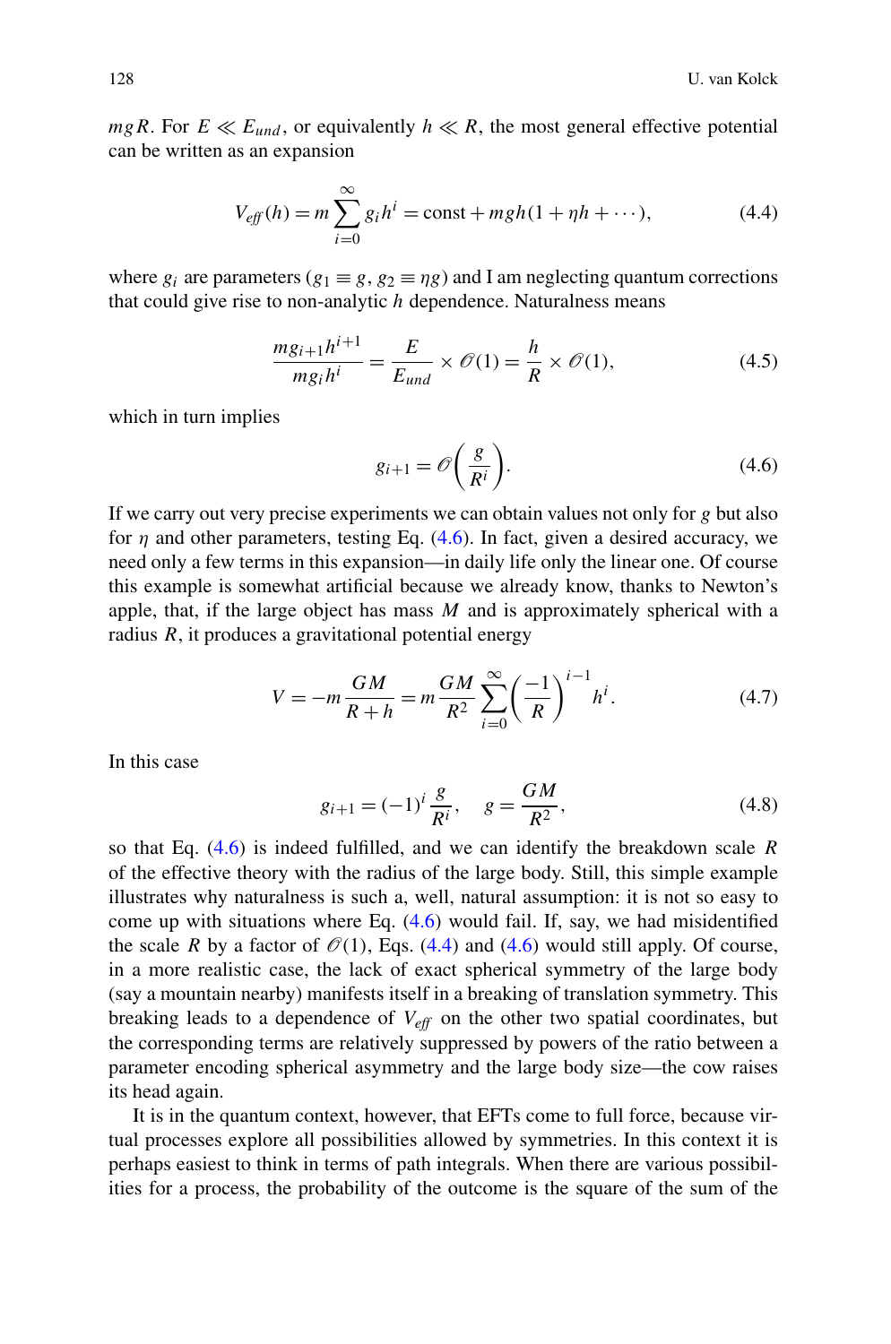$mgR$. For $E \ll E_{und}$, or equivalently $h \ll R$, the most general effective potential can be written as an expansion

$$V_{eff}(h) = m\sum_{i=0}^{\infty} g_i h^i = \text{const} + mgh(1 + \eta h + \cdots), \tag{4.4}$$

where $g_i$ are parameters ($g_1 \equiv g$, $g_2 \equiv \eta g$) and I am neglecting quantum corrections that could give rise to non-analytic $h$ dependence. Naturalness means

$$\frac{mg_{i+1}h^{i+1}}{mg_i h^i} = \frac{E}{E_{und}} \times \mathscr{O}(1) = \frac{h}{R} \times \mathscr{O}(1), \tag{4.5}$$

which in turn implies

$$g_{i+1} = \mathscr{O}\left(\frac{g}{R^i}\right). \tag{4.6}$$

If we carry out very precise experiments we can obtain values not only for $g$ but also for $\eta$ and other parameters, testing Eq. (4.6). In fact, given a desired accuracy, we need only a few terms in this expansion—in daily life only the linear one. Of course this example is somewhat artificial because we already know, thanks to Newton's apple, that, if the large object has mass $M$ and is approximately spherical with a radius $R$, it produces a gravitational potential energy

$$V = -m\frac{GM}{R+h} = m\frac{GM}{R^2}\sum_{i=0}^{\infty}\left(\frac{-1}{R}\right)^{i-1} h^i. \tag{4.7}$$

In this case

$$g_{i+1} = (-1)^i \frac{g}{R^i}, \quad g = \frac{GM}{R^2}, \tag{4.8}$$

so that Eq. (4.6) is indeed fulfilled, and we can identify the breakdown scale $R$ of the effective theory with the radius of the large body. Still, this simple example illustrates why naturalness is such a, well, natural assumption: it is not so easy to come up with situations where Eq. (4.6) would fail. If, say, we had misidentified the scale $R$ by a factor of $\mathscr{O}(1)$, Eqs. (4.4) and (4.6) would still apply. Of course, in a more realistic case, the lack of exact spherical symmetry of the large body (say a mountain nearby) manifests itself in a breaking of translation symmetry. This breaking leads to a dependence of $V_{eff}$ on the other two spatial coordinates, but the corresponding terms are relatively suppressed by powers of the ratio between a parameter encoding spherical asymmetry and the large body size—the cow raises its head again.

It is in the quantum context, however, that EFTs come to full force, because virtual processes explore all possibilities allowed by symmetries. In this context it is perhaps easiest to think in terms of path integrals. When there are various possibilities for a process, the probability of the outcome is the square of the sum of the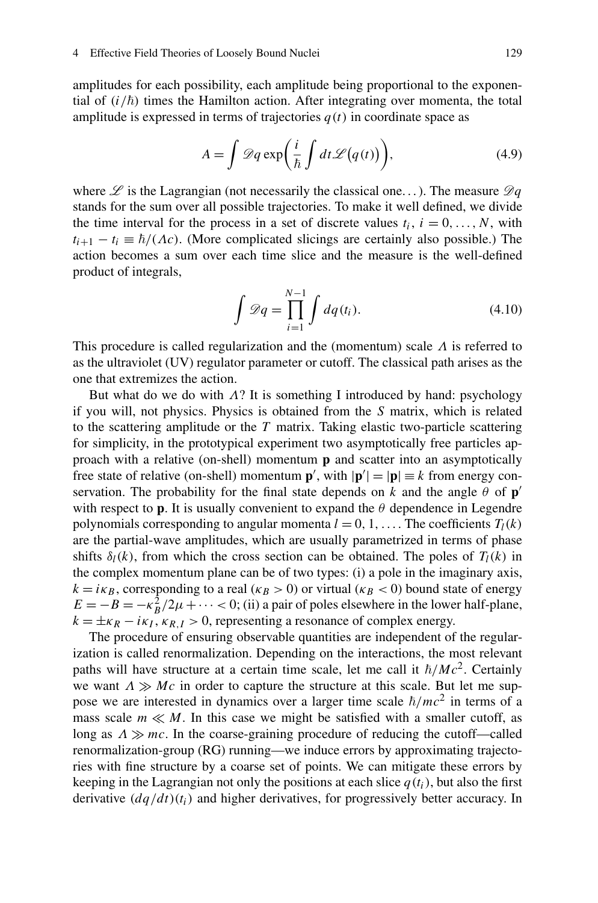amplitudes for each possibility, each amplitude being proportional to the exponential of $(i/\hbar)$ times the Hamilton action. After integrating over momenta, the total amplitude is expressed in terms of trajectories $q(t)$ in coordinate space as

$$A = \int \mathscr{D}q \exp\left(\frac{i}{\hbar}\int dt \mathscr{L}\big(q(t)\big)\right), \tag{4.9}$$

where $\mathscr{L}$ is the Lagrangian (not necessarily the classical one...). The measure $\mathscr{D}q$ stands for the sum over all possible trajectories. To make it well defined, we divide the time interval for the process in a set of discrete values $t_i$, $i = 0, \ldots, N$, with $t_{i+1} - t_i \equiv \hbar/(\Lambda c)$. (More complicated slicings are certainly also possible.) The action becomes a sum over each time slice and the measure is the well-defined product of integrals,

$$\int \mathscr{D}q = \prod_{i=1}^{N-1} \int dq(t_i). \tag{4.10}$$

This procedure is called regularization and the (momentum) scale $\Lambda$ is referred to as the ultraviolet (UV) regulator parameter or cutoff. The classical path arises as the one that extremizes the action.

But what do we do with $\Lambda$? It is something I introduced by hand: psychology if you will, not physics. Physics is obtained from the $S$ matrix, which is related to the scattering amplitude or the $T$ matrix. Taking elastic two-particle scattering for simplicity, in the prototypical experiment two asymptotically free particles approach with a relative (on-shell) momentum $\mathbf{p}$ and scatter into an asymptotically free state of relative (on-shell) momentum $\mathbf{p}'$, with $|\mathbf{p}'| = |\mathbf{p}| \equiv k$ from energy conservation. The probability for the final state depends on $k$ and the angle $\theta$ of $\mathbf{p}'$ with respect to $\mathbf{p}$. It is usually convenient to expand the $\theta$ dependence in Legendre polynomials corresponding to angular momenta $l = 0, 1, \ldots$. The coefficients $T_l(k)$ are the partial-wave amplitudes, which are usually parametrized in terms of phase shifts $\delta_l(k)$, from which the cross section can be obtained. The poles of $T_l(k)$ in the complex momentum plane can be of two types: (i) a pole in the imaginary axis, $k = i\kappa_B$, corresponding to a real ($\kappa_B > 0$) or virtual ($\kappa_B < 0$) bound state of energy $E = -B = -\kappa_B^2/2\mu + \cdots < 0$; (ii) a pair of poles elsewhere in the lower half-plane, $k = \pm\kappa_R - i\kappa_I$, $\kappa_{R,I} > 0$, representing a resonance of complex energy.

The procedure of ensuring observable quantities are independent of the regularization is called renormalization. Depending on the interactions, the most relevant paths will have structure at a certain time scale, let me call it $\hbar/Mc^2$. Certainly we want $\Lambda \gg Mc$ in order to capture the structure at this scale. But let me suppose we are interested in dynamics over a larger time scale $\hbar/mc^2$ in terms of a mass scale $m \ll M$. In this case we might be satisfied with a smaller cutoff, as long as $\Lambda \gg mc$. In the coarse-graining procedure of reducing the cutoff—called renormalization-group (RG) running—we induce errors by approximating trajectories with fine structure by a coarse set of points. We can mitigate these errors by keeping in the Lagrangian not only the positions at each slice $q(t_i)$, but also the first derivative $(dq/dt)(t_i)$ and higher derivatives, for progressively better accuracy. In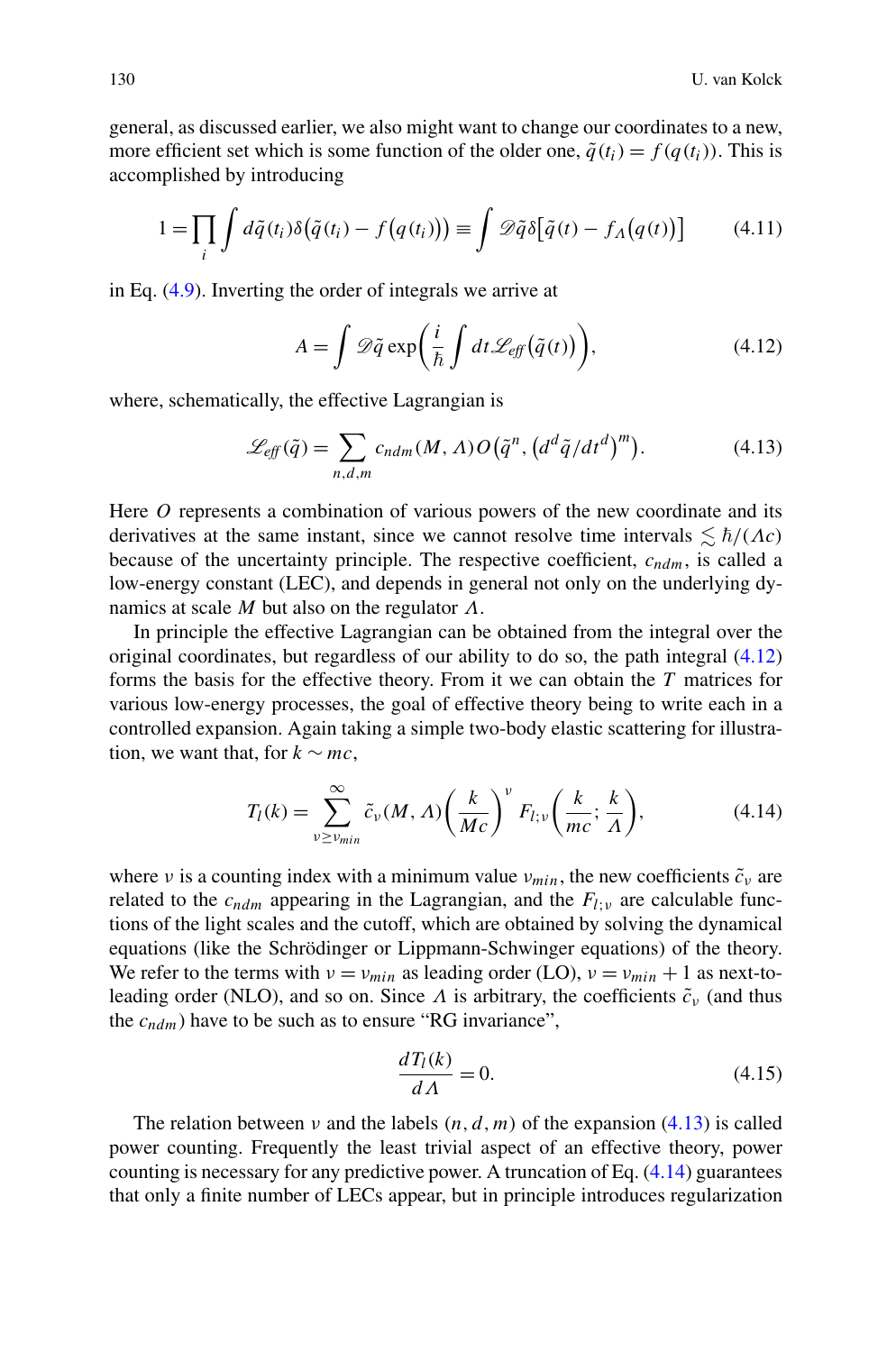general, as discussed earlier, we also might want to change our coordinates to a new, more efficient set which is some function of the older one, $\tilde{q}(t_i) = f(q(t_i))$. This is accomplished by introducing

$$1 = \prod_i \int d\tilde{q}(t_i)\delta\big(\tilde{q}(t_i) - f\big(q(t_i)\big)\big) \equiv \int \mathscr{D}\tilde{q}\,\delta\big[\tilde{q}(t) - f_\Lambda\big(q(t)\big)\big] \tag{4.11}$$

in Eq. (4.9). Inverting the order of integrals we arrive at

$$A = \int \mathscr{D}\tilde{q} \exp\left(\frac{i}{\hbar}\int dt\,\mathscr{L}_{eff}\big(\tilde{q}(t)\big)\right), \tag{4.12}$$

where, schematically, the effective Lagrangian is

$$\mathscr{L}_{eff}(\tilde{q}) = \sum_{n,d,m} c_{ndm}(M,\Lambda)\,O\big(\tilde{q}^n, \big(d^d\tilde{q}/dt^d\big)^m\big). \tag{4.13}$$

Here $O$ represents a combination of various powers of the new coordinate and its derivatives at the same instant, since we cannot resolve time intervals $\lesssim \hbar/(\Lambda c)$ because of the uncertainty principle. The respective coefficient, $c_{ndm}$, is called a low-energy constant (LEC), and depends in general not only on the underlying dynamics at scale $M$ but also on the regulator $\Lambda$.

In principle the effective Lagrangian can be obtained from the integral over the original coordinates, but regardless of our ability to do so, the path integral (4.12) forms the basis for the effective theory. From it we can obtain the $T$ matrices for various low-energy processes, the goal of effective theory being to write each in a controlled expansion. Again taking a simple two-body elastic scattering for illustration, we want that, for $k \sim mc$,

$$T_l(k) = \sum_{\nu \geq \nu_{min}}^{\infty} \tilde{c}_\nu(M,\Lambda)\left(\frac{k}{Mc}\right)^\nu F_{l;\nu}\left(\frac{k}{mc};\frac{k}{\Lambda}\right), \tag{4.14}$$

where $\nu$ is a counting index with a minimum value $\nu_{min}$, the new coefficients $\tilde{c}_\nu$ are related to the $c_{ndm}$ appearing in the Lagrangian, and the $F_{l;\nu}$ are calculable functions of the light scales and the cutoff, which are obtained by solving the dynamical equations (like the Schrödinger or Lippmann-Schwinger equations) of the theory. We refer to the terms with $\nu = \nu_{min}$ as leading order (LO), $\nu = \nu_{min}+1$ as next-to-leading order (NLO), and so on. Since $\Lambda$ is arbitrary, the coefficients $\tilde{c}_\nu$ (and thus the $c_{ndm}$) have to be such as to ensure "RG invariance",

$$\frac{dT_l(k)}{d\Lambda} = 0. \tag{4.15}$$

The relation between $\nu$ and the labels $(n,d,m)$ of the expansion (4.13) is called power counting. Frequently the least trivial aspect of an effective theory, power counting is necessary for any predictive power. A truncation of Eq. (4.14) guarantees that only a finite number of LECs appear, but in principle introduces regularization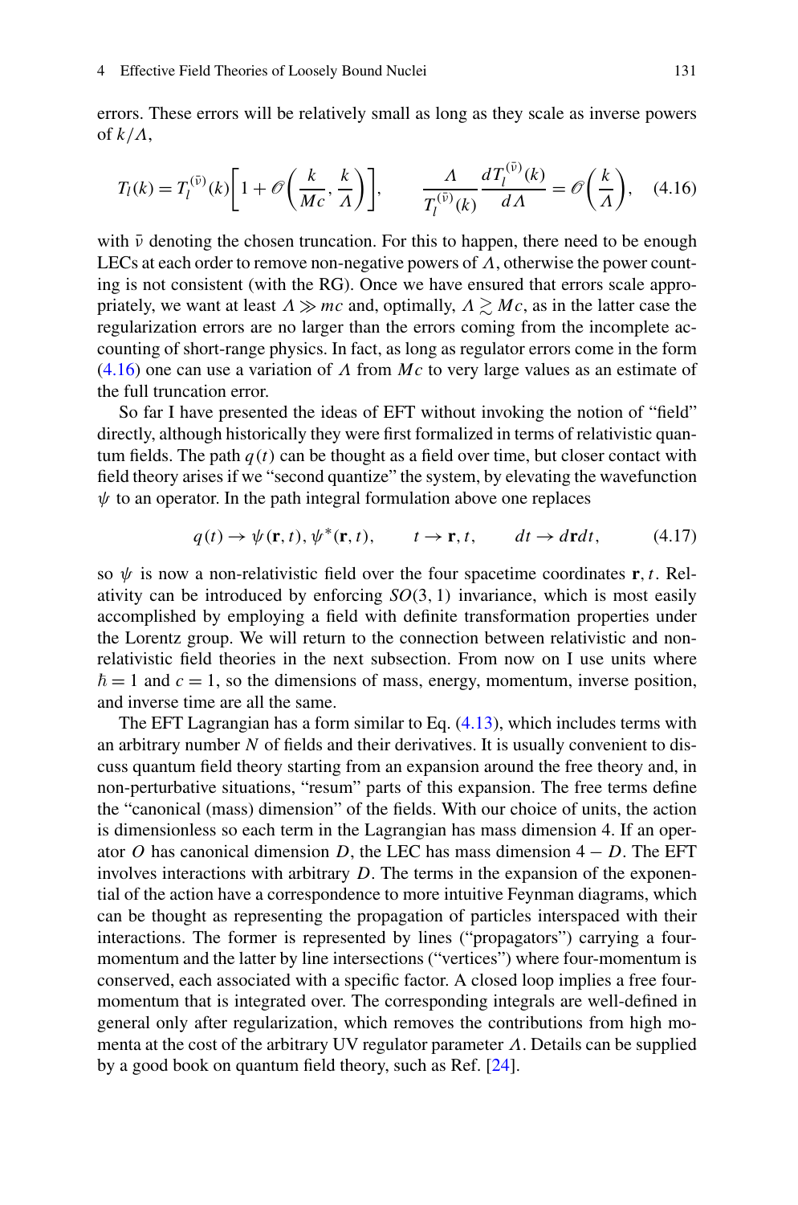errors. These errors will be relatively small as long as they scale as inverse powers of $k/\Lambda$,

$$T_l(k) = T_l^{(\bar{\nu})}(k)\left[1 + \mathcal{O}\left(\frac{k}{Mc}, \frac{k}{\Lambda}\right)\right], \qquad \frac{\Lambda}{T_l^{(\bar{\nu})}(k)} \frac{dT_l^{(\bar{\nu})}(k)}{d\Lambda} = \mathcal{O}\left(\frac{k}{\Lambda}\right), \quad (4.16)$$

with $\bar{\nu}$ denoting the chosen truncation. For this to happen, there need to be enough LECs at each order to remove non-negative powers of $\Lambda$, otherwise the power counting is not consistent (with the RG). Once we have ensured that errors scale appropriately, we want at least $\Lambda \gg mc$ and, optimally, $\Lambda \gtrsim Mc$, as in the latter case the regularization errors are no larger than the errors coming from the incomplete accounting of short-range physics. In fact, as long as regulator errors come in the form (4.16) one can use a variation of $\Lambda$ from $Mc$ to very large values as an estimate of the full truncation error.

So far I have presented the ideas of EFT without invoking the notion of "field" directly, although historically they were first formalized in terms of relativistic quantum fields. The path $q(t)$ can be thought as a field over time, but closer contact with field theory arises if we "second quantize" the system, by elevating the wavefunction $\psi$ to an operator. In the path integral formulation above one replaces

$$q(t) \to \psi(\mathbf{r},t), \psi^*(\mathbf{r},t), \qquad t \to \mathbf{r}, t, \qquad dt \to d\mathbf{r}dt, \quad (4.17)$$

so $\psi$ is now a non-relativistic field over the four spacetime coordinates $\mathbf{r}, t$. Relativity can be introduced by enforcing $SO(3,1)$ invariance, which is most easily accomplished by employing a field with definite transformation properties under the Lorentz group. We will return to the connection between relativistic and non-relativistic field theories in the next subsection. From now on I use units where $\hbar = 1$ and $c = 1$, so the dimensions of mass, energy, momentum, inverse position, and inverse time are all the same.

The EFT Lagrangian has a form similar to Eq. (4.13), which includes terms with an arbitrary number $N$ of fields and their derivatives. It is usually convenient to discuss quantum field theory starting from an expansion around the free theory and, in non-perturbative situations, "resum" parts of this expansion. The free terms define the "canonical (mass) dimension" of the fields. With our choice of units, the action is dimensionless so each term in the Lagrangian has mass dimension 4. If an operator $O$ has canonical dimension $D$, the LEC has mass dimension $4 - D$. The EFT involves interactions with arbitrary $D$. The terms in the expansion of the exponential of the action have a correspondence to more intuitive Feynman diagrams, which can be thought as representing the propagation of particles interspaced with their interactions. The former is represented by lines ("propagators") carrying a four-momentum and the latter by line intersections ("vertices") where four-momentum is conserved, each associated with a specific factor. A closed loop implies a free four-momentum that is integrated over. The corresponding integrals are well-defined in general only after regularization, which removes the contributions from high momenta at the cost of the arbitrary UV regulator parameter $\Lambda$. Details can be supplied by a good book on quantum field theory, such as Ref. [24].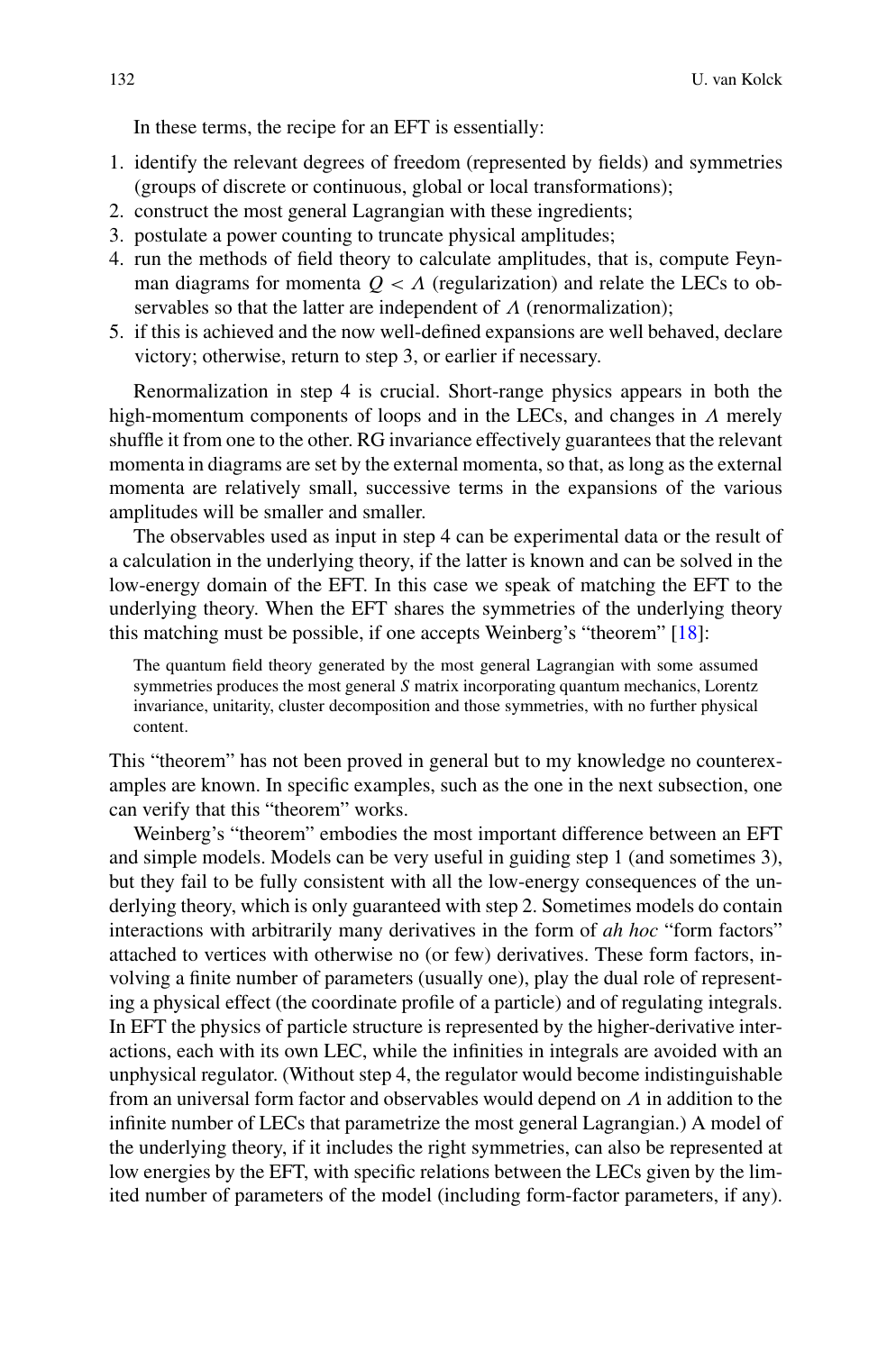In these terms, the recipe for an EFT is essentially:

1. identify the relevant degrees of freedom (represented by fields) and symmetries (groups of discrete or continuous, global or local transformations);
2. construct the most general Lagrangian with these ingredients;
3. postulate a power counting to truncate physical amplitudes;
4. run the methods of field theory to calculate amplitudes, that is, compute Feynman diagrams for momenta $Q < \Lambda$ (regularization) and relate the LECs to observables so that the latter are independent of $\Lambda$ (renormalization);
5. if this is achieved and the now well-defined expansions are well behaved, declare victory; otherwise, return to step 3, or earlier if necessary.

Renormalization in step 4 is crucial. Short-range physics appears in both the high-momentum components of loops and in the LECs, and changes in $\Lambda$ merely shuffle it from one to the other. RG invariance effectively guarantees that the relevant momenta in diagrams are set by the external momenta, so that, as long as the external momenta are relatively small, successive terms in the expansions of the various amplitudes will be smaller and smaller.

The observables used as input in step 4 can be experimental data or the result of a calculation in the underlying theory, if the latter is known and can be solved in the low-energy domain of the EFT. In this case we speak of matching the EFT to the underlying theory. When the EFT shares the symmetries of the underlying theory this matching must be possible, if one accepts Weinberg's "theorem" [18]:

> The quantum field theory generated by the most general Lagrangian with some assumed symmetries produces the most general $S$ matrix incorporating quantum mechanics, Lorentz invariance, unitarity, cluster decomposition and those symmetries, with no further physical content.

This "theorem" has not been proved in general but to my knowledge no counterexamples are known. In specific examples, such as the one in the next subsection, one can verify that this "theorem" works.

Weinberg's "theorem" embodies the most important difference between an EFT and simple models. Models can be very useful in guiding step 1 (and sometimes 3), but they fail to be fully consistent with all the low-energy consequences of the underlying theory, which is only guaranteed with step 2. Sometimes models do contain interactions with arbitrarily many derivatives in the form of *ah hoc* "form factors" attached to vertices with otherwise no (or few) derivatives. These form factors, involving a finite number of parameters (usually one), play the dual role of representing a physical effect (the coordinate profile of a particle) and of regulating integrals. In EFT the physics of particle structure is represented by the higher-derivative interactions, each with its own LEC, while the infinities in integrals are avoided with an unphysical regulator. (Without step 4, the regulator would become indistinguishable from an universal form factor and observables would depend on $\Lambda$ in addition to the infinite number of LECs that parametrize the most general Lagrangian.) A model of the underlying theory, if it includes the right symmetries, can also be represented at low energies by the EFT, with specific relations between the LECs given by the limited number of parameters of the model (including form-factor parameters, if any).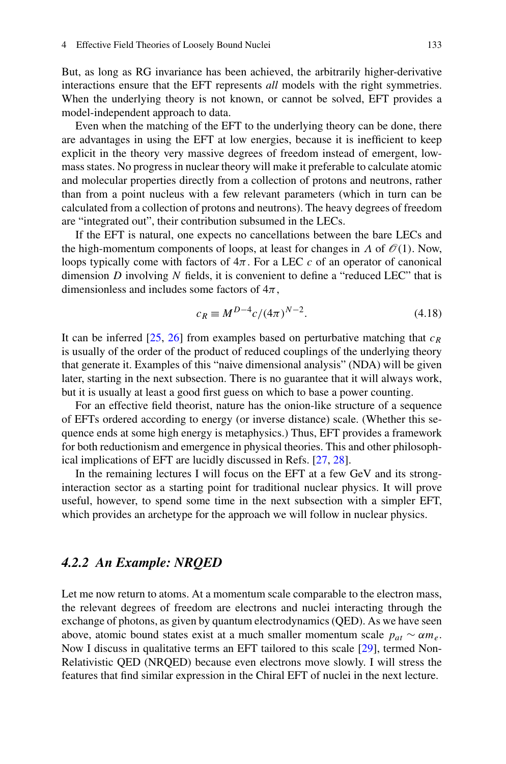But, as long as RG invariance has been achieved, the arbitrarily higher-derivative interactions ensure that the EFT represents *all* models with the right symmetries. When the underlying theory is not known, or cannot be solved, EFT provides a model-independent approach to data.

Even when the matching of the EFT to the underlying theory can be done, there are advantages in using the EFT at low energies, because it is inefficient to keep explicit in the theory very massive degrees of freedom instead of emergent, low-mass states. No progress in nuclear theory will make it preferable to calculate atomic and molecular properties directly from a collection of protons and neutrons, rather than from a point nucleus with a few relevant parameters (which in turn can be calculated from a collection of protons and neutrons). The heavy degrees of freedom are "integrated out", their contribution subsumed in the LECs.

If the EFT is natural, one expects no cancellations between the bare LECs and the high-momentum components of loops, at least for changes in $\Lambda$ of $\mathcal{O}(1)$. Now, loops typically come with factors of $4\pi$. For a LEC $c$ of an operator of canonical dimension $D$ involving $N$ fields, it is convenient to define a "reduced LEC" that is dimensionless and includes some factors of $4\pi$,

$$c_R \equiv M^{D-4} c/(4\pi)^{N-2}. \tag{4.18}$$

It can be inferred [25, 26] from examples based on perturbative matching that $c_R$ is usually of the order of the product of reduced couplings of the underlying theory that generate it. Examples of this "naive dimensional analysis" (NDA) will be given later, starting in the next subsection. There is no guarantee that it will always work, but it is usually at least a good first guess on which to base a power counting.

For an effective field theorist, nature has the onion-like structure of a sequence of EFTs ordered according to energy (or inverse distance) scale. (Whether this sequence ends at some high energy is metaphysics.) Thus, EFT provides a framework for both reductionism and emergence in physical theories. This and other philosophical implications of EFT are lucidly discussed in Refs. [27, 28].

In the remaining lectures I will focus on the EFT at a few GeV and its strong-interaction sector as a starting point for traditional nuclear physics. It will prove useful, however, to spend some time in the next subsection with a simpler EFT, which provides an archetype for the approach we will follow in nuclear physics.

### *4.2.2 An Example: NRQED*

Let me now return to atoms. At a momentum scale comparable to the electron mass, the relevant degrees of freedom are electrons and nuclei interacting through the exchange of photons, as given by quantum electrodynamics (QED). As we have seen above, atomic bound states exist at a much smaller momentum scale $p_{at} \sim \alpha m_e$. Now I discuss in qualitative terms an EFT tailored to this scale [29], termed Non-Relativistic QED (NRQED) because even electrons move slowly. I will stress the features that find similar expression in the Chiral EFT of nuclei in the next lecture.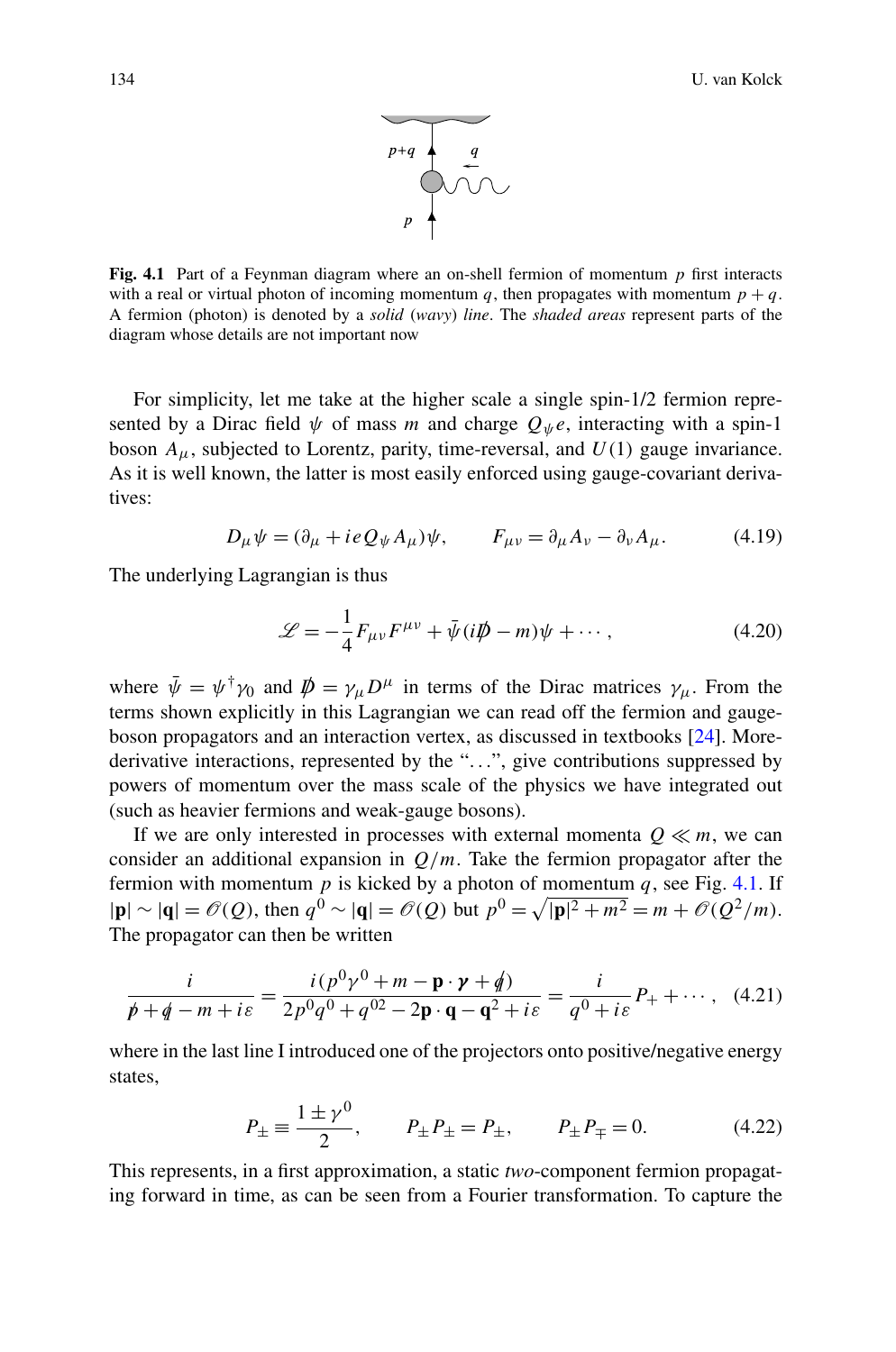**Fig. 4.1** Part of a Feynman diagram where an on-shell fermion of momentum $p$ first interacts with a real or virtual photon of incoming momentum $q$, then propagates with momentum $p+q$. A fermion (photon) is denoted by a *solid* (*wavy*) *line*. The *shaded areas* represent parts of the diagram whose details are not important now

For simplicity, let me take at the higher scale a single spin-1/2 fermion represented by a Dirac field $\psi$ of mass $m$ and charge $Q_\psi e$, interacting with a spin-1 boson $A_\mu$, subjected to Lorentz, parity, time-reversal, and $U(1)$ gauge invariance. As it is well known, the latter is most easily enforced using gauge-covariant derivatives:

$$D_\mu \psi = (\partial_\mu + ieQ_\psi A_\mu)\psi, \qquad F_{\mu\nu} = \partial_\mu A_\nu - \partial_\nu A_\mu. \tag{4.19}$$

The underlying Lagrangian is thus

$$\mathscr{L} = -\frac{1}{4} F_{\mu\nu} F^{\mu\nu} + \bar{\psi}(i\not{D} - m)\psi + \cdots, \tag{4.20}$$

where $\bar{\psi} = \psi^\dagger \gamma_0$ and $\not{D} = \gamma_\mu D^\mu$ in terms of the Dirac matrices $\gamma_\mu$. From the terms shown explicitly in this Lagrangian we can read off the fermion and gauge-boson propagators and an interaction vertex, as discussed in textbooks [24]. More-derivative interactions, represented by the "...", give contributions suppressed by powers of momentum over the mass scale of the physics we have integrated out (such as heavier fermions and weak-gauge bosons).

If we are only interested in processes with external momenta $Q \ll m$, we can consider an additional expansion in $Q/m$. Take the fermion propagator after the fermion with momentum $p$ is kicked by a photon of momentum $q$, see Fig. 4.1. If $|\mathbf{p}| \sim |\mathbf{q}| = \mathscr{O}(Q)$, then $q^0 \sim |\mathbf{q}| = \mathscr{O}(Q)$ but $p^0 = \sqrt{|\mathbf{p}|^2 + m^2} = m + \mathscr{O}(Q^2/m)$. The propagator can then be written

$$\frac{i}{\not{p} + \not{q} - m + i\varepsilon} = \frac{i(p^0\gamma^0 + m - \mathbf{p}\cdot\boldsymbol{\gamma} + \not{q})}{2p^0 q^0 + q^{02} - 2\mathbf{p}\cdot\mathbf{q} - \mathbf{q}^2 + i\varepsilon} = \frac{i}{q^0 + i\varepsilon} P_+ + \cdots, \tag{4.21}$$

where in the last line I introduced one of the projectors onto positive/negative energy states,

$$P_\pm \equiv \frac{1 \pm \gamma^0}{2}, \qquad P_\pm P_\pm = P_\pm, \qquad P_\pm P_\mp = 0. \tag{4.22}$$

This represents, in a first approximation, a static *two*-component fermion propagating forward in time, as can be seen from a Fourier transformation. To capture the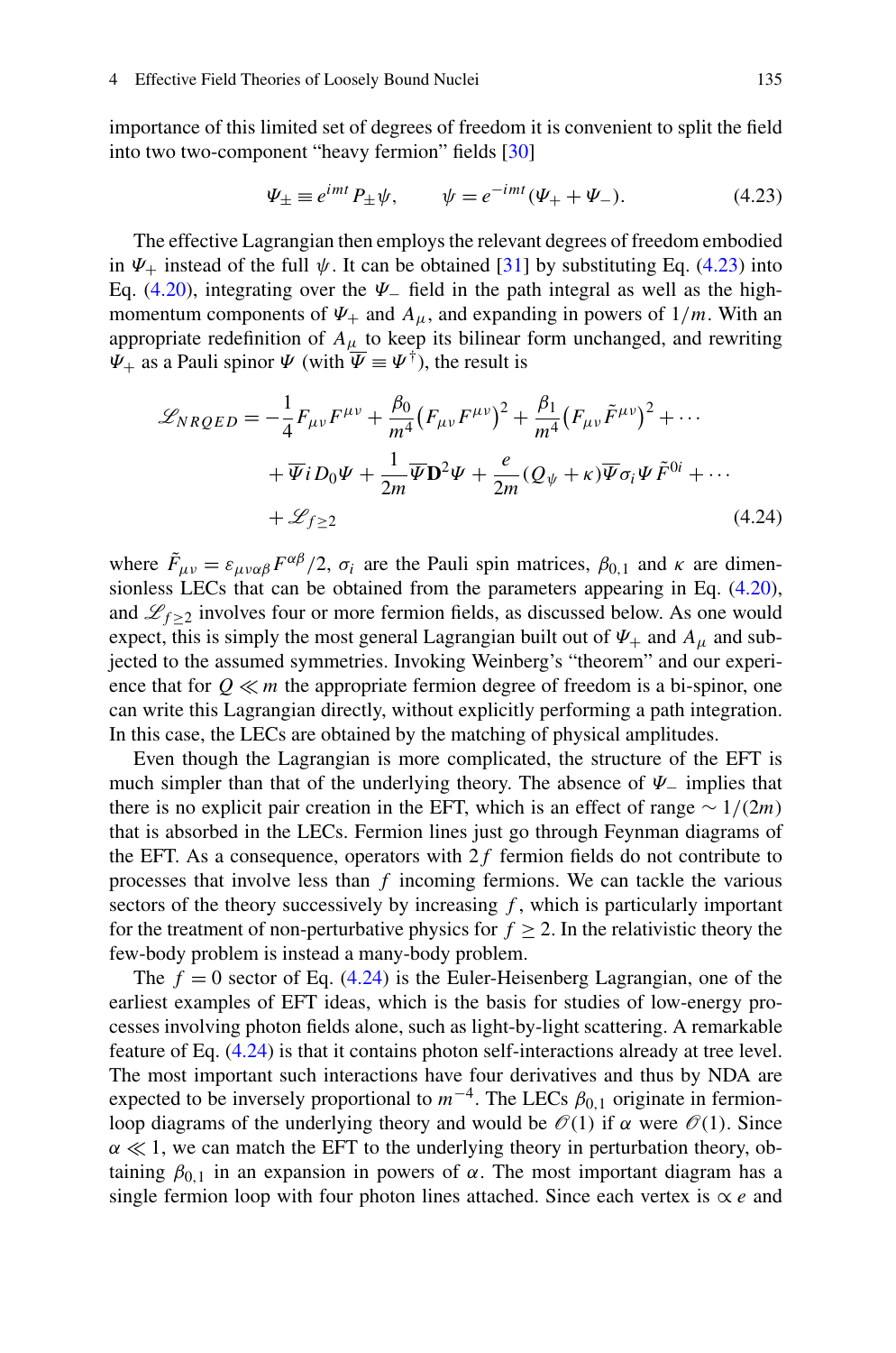importance of this limited set of degrees of freedom it is convenient to split the field into two two-component "heavy fermion" fields [30]

$$\Psi_\pm \equiv e^{imt} P_\pm \psi, \qquad \psi = e^{-imt}(\Psi_+ + \Psi_-). \tag{4.23}$$

The effective Lagrangian then employs the relevant degrees of freedom embodied in $\Psi_+$ instead of the full $\psi$. It can be obtained [31] by substituting Eq. (4.23) into Eq. (4.20), integrating over the $\Psi_-$ field in the path integral as well as the high-momentum components of $\Psi_+$ and $A_\mu$, and expanding in powers of $1/m$. With an appropriate redefinition of $A_\mu$ to keep its bilinear form unchanged, and rewriting $\Psi_+$ as a Pauli spinor $\Psi$ (with $\overline{\Psi} \equiv \Psi^\dagger$), the result is

$$\begin{aligned}
\mathscr{L}_{NRQED} = & -\frac{1}{4} F_{\mu\nu} F^{\mu\nu} + \frac{\beta_0}{m^4}\left(F_{\mu\nu} F^{\mu\nu}\right)^2 + \frac{\beta_1}{m^4}\left(F_{\mu\nu}\tilde{F}^{\mu\nu}\right)^2 + \cdots \\
& + \overline{\Psi} i D_0 \Psi + \frac{1}{2m} \overline{\Psi} \mathbf{D}^2 \Psi + \frac{e}{2m}(Q_\psi + \kappa) \overline{\Psi} \sigma_i \Psi \tilde{F}^{0i} + \cdots \\
& + \mathscr{L}_{f \geq 2}
\end{aligned} \tag{4.24}$$

where $\tilde{F}_{\mu\nu} = \varepsilon_{\mu\nu\alpha\beta} F^{\alpha\beta}/2$, $\sigma_i$ are the Pauli spin matrices, $\beta_{0,1}$ and $\kappa$ are dimensionless LECs that can be obtained from the parameters appearing in Eq. (4.20), and $\mathscr{L}_{f\geq 2}$ involves four or more fermion fields, as discussed below. As one would expect, this is simply the most general Lagrangian built out of $\Psi_+$ and $A_\mu$ and subjected to the assumed symmetries. Invoking Weinberg's "theorem" and our experience that for $Q \ll m$ the appropriate fermion degree of freedom is a bi-spinor, one can write this Lagrangian directly, without explicitly performing a path integration. In this case, the LECs are obtained by the matching of physical amplitudes.

Even though the Lagrangian is more complicated, the structure of the EFT is much simpler than that of the underlying theory. The absence of $\Psi_-$ implies that there is no explicit pair creation in the EFT, which is an effect of range $\sim 1/(2m)$ that is absorbed in the LECs. Fermion lines just go through Feynman diagrams of the EFT. As a consequence, operators with $2f$ fermion fields do not contribute to processes that involve less than $f$ incoming fermions. We can tackle the various sectors of the theory successively by increasing $f$, which is particularly important for the treatment of non-perturbative physics for $f \geq 2$. In the relativistic theory the few-body problem is instead a many-body problem.

The $f = 0$ sector of Eq. (4.24) is the Euler-Heisenberg Lagrangian, one of the earliest examples of EFT ideas, which is the basis for studies of low-energy processes involving photon fields alone, such as light-by-light scattering. A remarkable feature of Eq. (4.24) is that it contains photon self-interactions already at tree level. The most important such interactions have four derivatives and thus by NDA are expected to be inversely proportional to $m^{-4}$. The LECs $\beta_{0,1}$ originate in fermion-loop diagrams of the underlying theory and would be $\mathscr{O}(1)$ if $\alpha$ were $\mathscr{O}(1)$. Since $\alpha \ll 1$, we can match the EFT to the underlying theory in perturbation theory, obtaining $\beta_{0,1}$ in an expansion in powers of $\alpha$. The most important diagram has a single fermion loop with four photon lines attached. Since each vertex is $\propto e$ and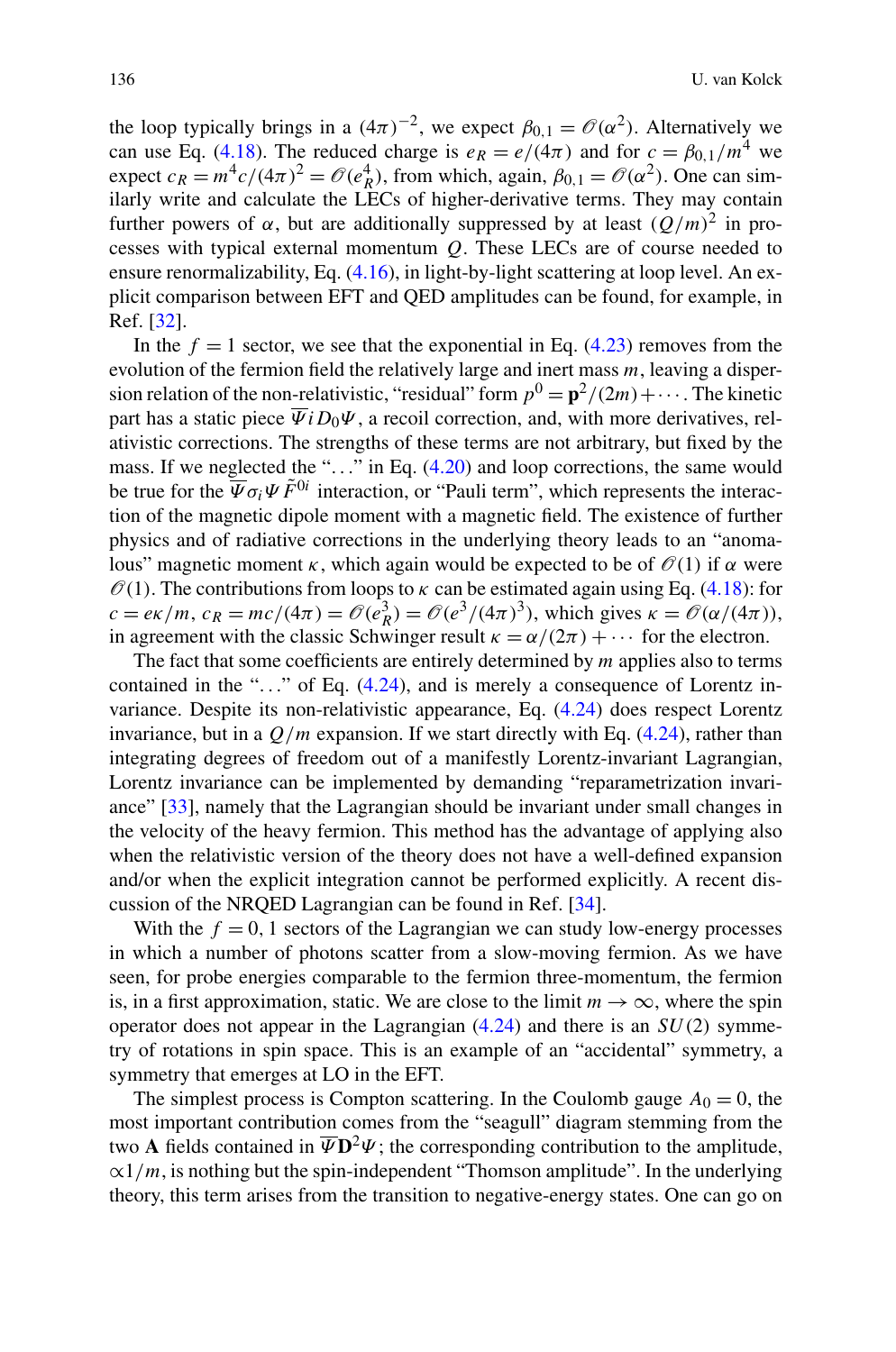the loop typically brings in a $(4\pi)^{-2}$, we expect $\beta_{0,1} = \mathcal{O}(\alpha^2)$. Alternatively we can use Eq. (4.18). The reduced charge is $e_R = e/(4\pi)$ and for $c = \beta_{0,1}/m^4$ we expect $c_R = m^4 c/(4\pi)^2 = \mathcal{O}(e_R^4)$, from which, again, $\beta_{0,1} = \mathcal{O}(\alpha^2)$. One can similarly write and calculate the LECs of higher-derivative terms. They may contain further powers of $\alpha$, but are additionally suppressed by at least $(Q/m)^2$ in processes with typical external momentum $Q$. These LECs are of course needed to ensure renormalizability, Eq. (4.16), in light-by-light scattering at loop level. An explicit comparison between EFT and QED amplitudes can be found, for example, in Ref. [32].

In the $f = 1$ sector, we see that the exponential in Eq. (4.23) removes from the evolution of the fermion field the relatively large and inert mass $m$, leaving a dispersion relation of the non-relativistic, "residual" form $p^0 = \mathbf{p}^2/(2m) + \cdots$. The kinetic part has a static piece $\overline{\Psi} i D_0 \Psi$, a recoil correction, and, with more derivatives, relativistic corrections. The strengths of these terms are not arbitrary, but fixed by the mass. If we neglected the "..." in Eq. (4.20) and loop corrections, the same would be true for the $\overline{\Psi} \sigma_i \Psi \tilde{F}^{0i}$ interaction, or "Pauli term", which represents the interaction of the magnetic dipole moment with a magnetic field. The existence of further physics and of radiative corrections in the underlying theory leads to an "anomalous" magnetic moment $\kappa$, which again would be expected to be of $\mathcal{O}(1)$ if $\alpha$ were $\mathcal{O}(1)$. The contributions from loops to $\kappa$ can be estimated again using Eq. (4.18): for $c = e\kappa/m$, $c_R = mc/(4\pi) = \mathcal{O}(e_R^3) = \mathcal{O}(e^3/(4\pi)^3)$, which gives $\kappa = \mathcal{O}(\alpha/(4\pi))$, in agreement with the classic Schwinger result $\kappa = \alpha/(2\pi) + \cdots$ for the electron.

The fact that some coefficients are entirely determined by $m$ applies also to terms contained in the "..." of Eq. (4.24), and is merely a consequence of Lorentz invariance. Despite its non-relativistic appearance, Eq. (4.24) does respect Lorentz invariance, but in a $Q/m$ expansion. If we start directly with Eq. (4.24), rather than integrating degrees of freedom out of a manifestly Lorentz-invariant Lagrangian, Lorentz invariance can be implemented by demanding "reparametrization invariance" [33], namely that the Lagrangian should be invariant under small changes in the velocity of the heavy fermion. This method has the advantage of applying also when the relativistic version of the theory does not have a well-defined expansion and/or when the explicit integration cannot be performed explicitly. A recent discussion of the NRQED Lagrangian can be found in Ref. [34].

With the $f = 0, 1$ sectors of the Lagrangian we can study low-energy processes in which a number of photons scatter from a slow-moving fermion. As we have seen, for probe energies comparable to the fermion three-momentum, the fermion is, in a first approximation, static. We are close to the limit $m \to \infty$, where the spin operator does not appear in the Lagrangian (4.24) and there is an $SU(2)$ symmetry of rotations in spin space. This is an example of an "accidental" symmetry, a symmetry that emerges at LO in the EFT.

The simplest process is Compton scattering. In the Coulomb gauge $A_0 = 0$, the most important contribution comes from the "seagull" diagram stemming from the two $\mathbf{A}$ fields contained in $\overline{\Psi} \mathbf{D}^2 \Psi$; the corresponding contribution to the amplitude, $\propto 1/m$, is nothing but the spin-independent "Thomson amplitude". In the underlying theory, this term arises from the transition to negative-energy states. One can go on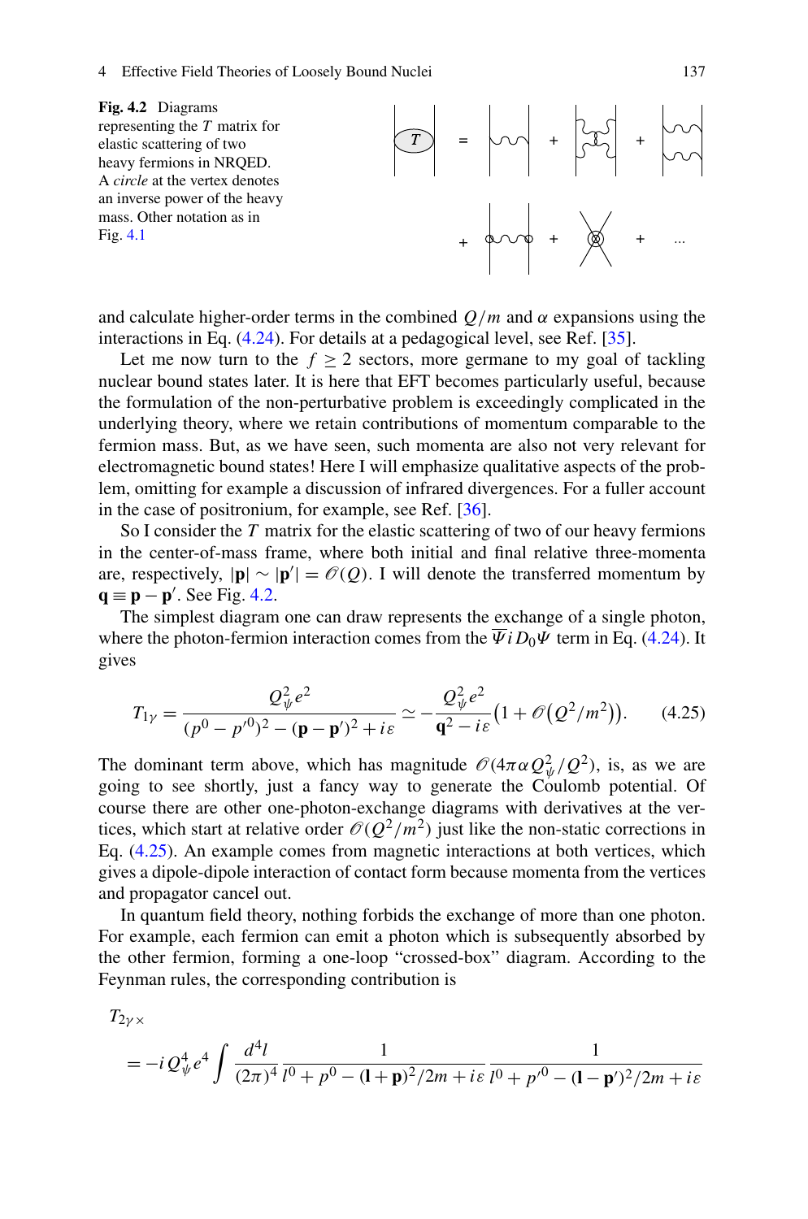**Fig. 4.2** Diagrams representing the $T$ matrix for elastic scattering of two heavy fermions in NRQED. A *circle* at the vertex denotes an inverse power of the heavy mass. Other notation as in Fig. 4.1

and calculate higher-order terms in the combined $Q/m$ and $\alpha$ expansions using the interactions in Eq. (4.24). For details at a pedagogical level, see Ref. [35].

Let me now turn to the $f \geq 2$ sectors, more germane to my goal of tackling nuclear bound states later. It is here that EFT becomes particularly useful, because the formulation of the non-perturbative problem is exceedingly complicated in the underlying theory, where we retain contributions of momentum comparable to the fermion mass. But, as we have seen, such momenta are also not very relevant for electromagnetic bound states! Here I will emphasize qualitative aspects of the problem, omitting for example a discussion of infrared divergences. For a fuller account in the case of positronium, for example, see Ref. [36].

So I consider the $T$ matrix for the elastic scattering of two of our heavy fermions in the center-of-mass frame, where both initial and final relative three-momenta are, respectively, $|\mathbf{p}| \sim |\mathbf{p}'| = \mathscr{O}(Q)$. I will denote the transferred momentum by $\mathbf{q} \equiv \mathbf{p} - \mathbf{p}'$. See Fig. 4.2.

The simplest diagram one can draw represents the exchange of a single photon, where the photon-fermion interaction comes from the $\overline{\Psi} i D_0 \Psi$ term in Eq. (4.24). It gives

$$T_{1\gamma} = \frac{Q_\psi^2 e^2}{(p^0 - p'^0)^2 - (\mathbf{p} - \mathbf{p}')^2 + i\varepsilon} \simeq -\frac{Q_\psi^2 e^2}{\mathbf{q}^2 - i\varepsilon}\left(1 + \mathscr{O}\left(Q^2/m^2\right)\right). \tag{4.25}$$

The dominant term above, which has magnitude $\mathscr{O}(4\pi\alpha Q_\psi^2/Q^2)$, is, as we are going to see shortly, just a fancy way to generate the Coulomb potential. Of course there are other one-photon-exchange diagrams with derivatives at the vertices, which start at relative order $\mathscr{O}(Q^2/m^2)$ just like the non-static corrections in Eq. (4.25). An example comes from magnetic interactions at both vertices, which gives a dipole-dipole interaction of contact form because momenta from the vertices and propagator cancel out.

In quantum field theory, nothing forbids the exchange of more than one photon. For example, each fermion can emit a photon which is subsequently absorbed by the other fermion, forming a one-loop "crossed-box" diagram. According to the Feynman rules, the corresponding contribution is

$$T_{2\gamma\times} = -i Q_\psi^4 e^4 \int \frac{d^4 l}{(2\pi)^4} \frac{1}{l^0 + p^0 - (\mathbf{l} + \mathbf{p})^2/2m + i\varepsilon} \frac{1}{l^0 + p'^0 - (\mathbf{l} - \mathbf{p}')^2/2m + i\varepsilon}$$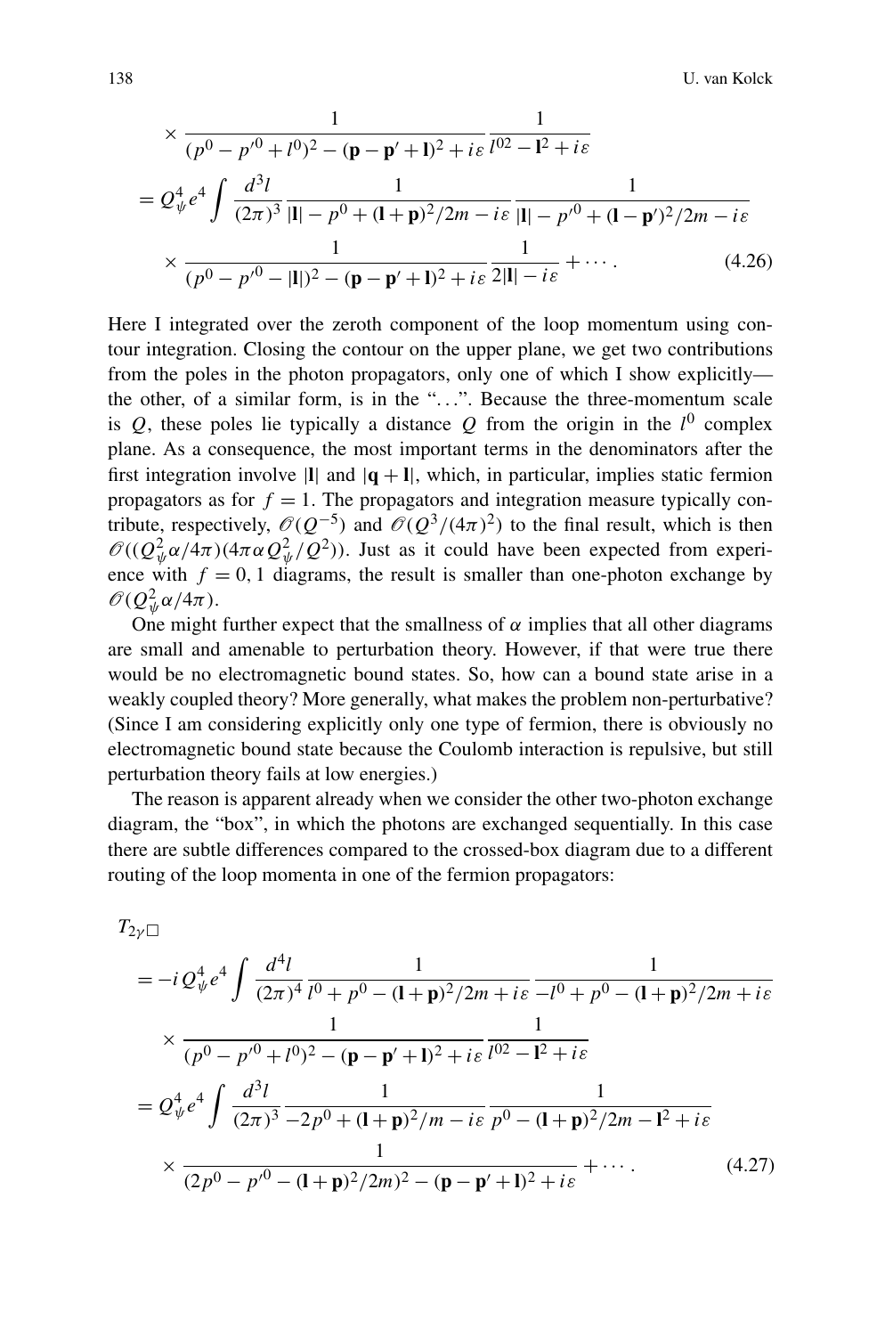$$
\times \frac{1}{(p^0 - p'^0 + l^0)^2 - (\mathbf{p} - \mathbf{p}' + \mathbf{l})^2 + i\varepsilon} \frac{1}{l^{02} - \mathbf{l}^2 + i\varepsilon}
$$

$$
= Q_\psi^4 e^4 \int \frac{d^3 l}{(2\pi)^3} \frac{1}{|\mathbf{l}| - p^0 + (\mathbf{l} + \mathbf{p})^2/2m - i\varepsilon} \frac{1}{|\mathbf{l}| - p'^0 + (\mathbf{l} - \mathbf{p}')^2/2m - i\varepsilon}
$$

$$
\times \frac{1}{(p^0 - p'^0 - |\mathbf{l}|)^2 - (\mathbf{p} - \mathbf{p}' + \mathbf{l})^2 + i\varepsilon} \frac{1}{2|\mathbf{l}| - i\varepsilon} + \cdots . \tag{4.26}
$$

Here I integrated over the zeroth component of the loop momentum using contour integration. Closing the contour on the upper plane, we get two contributions from the poles in the photon propagators, only one of which I show explicitly—the other, of a similar form, is in the "...". Because the three-momentum scale is $Q$, these poles lie typically a distance $Q$ from the origin in the $l^0$ complex plane. As a consequence, the most important terms in the denominators after the first integration involve $|\mathbf{l}|$ and $|\mathbf{q} + \mathbf{l}|$, which, in particular, implies static fermion propagators as for $f = 1$. The propagators and integration measure typically contribute, respectively, $\mathcal{O}(Q^{-5})$ and $\mathcal{O}(Q^3/(4\pi)^2)$ to the final result, which is then $\mathcal{O}((Q_\psi^2 \alpha/4\pi)(4\pi\alpha Q_\psi^2/Q^2))$. Just as it could have been expected from experience with $f = 0, 1$ diagrams, the result is smaller than one-photon exchange by $\mathcal{O}(Q_\psi^2 \alpha/4\pi)$.

One might further expect that the smallness of $\alpha$ implies that all other diagrams are small and amenable to perturbation theory. However, if that were true there would be no electromagnetic bound states. So, how can a bound state arise in a weakly coupled theory? More generally, what makes the problem non-perturbative? (Since I am considering explicitly only one type of fermion, there is obviously no electromagnetic bound state because the Coulomb interaction is repulsive, but still perturbation theory fails at low energies.)

The reason is apparent already when we consider the other two-photon exchange diagram, the "box", in which the photons are exchanged sequentially. In this case there are subtle differences compared to the crossed-box diagram due to a different routing of the loop momenta in one of the fermion propagators:

$$
T_{2\gamma\square}
$$

$$
= -i Q_\psi^4 e^4 \int \frac{d^4 l}{(2\pi)^4} \frac{1}{l^0 + p^0 - (\mathbf{l} + \mathbf{p})^2/2m + i\varepsilon} \frac{1}{-l^0 + p^0 - (\mathbf{l} + \mathbf{p})^2/2m + i\varepsilon}
$$

$$
\times \frac{1}{(p^0 - p'^0 + l^0)^2 - (\mathbf{p} - \mathbf{p}' + \mathbf{l})^2 + i\varepsilon} \frac{1}{l^{02} - \mathbf{l}^2 + i\varepsilon}
$$

$$
= Q_\psi^4 e^4 \int \frac{d^3 l}{(2\pi)^3} \frac{1}{-2p^0 + (\mathbf{l} + \mathbf{p})^2/m - i\varepsilon} \frac{1}{p^0 - (\mathbf{l} + \mathbf{p})^2/2m - \mathbf{l}^2 + i\varepsilon}
$$

$$
\times \frac{1}{(2p^0 - p'^0 - (\mathbf{l} + \mathbf{p})^2/2m)^2 - (\mathbf{p} - \mathbf{p}' + \mathbf{l})^2 + i\varepsilon} + \cdots . \tag{4.27}
$$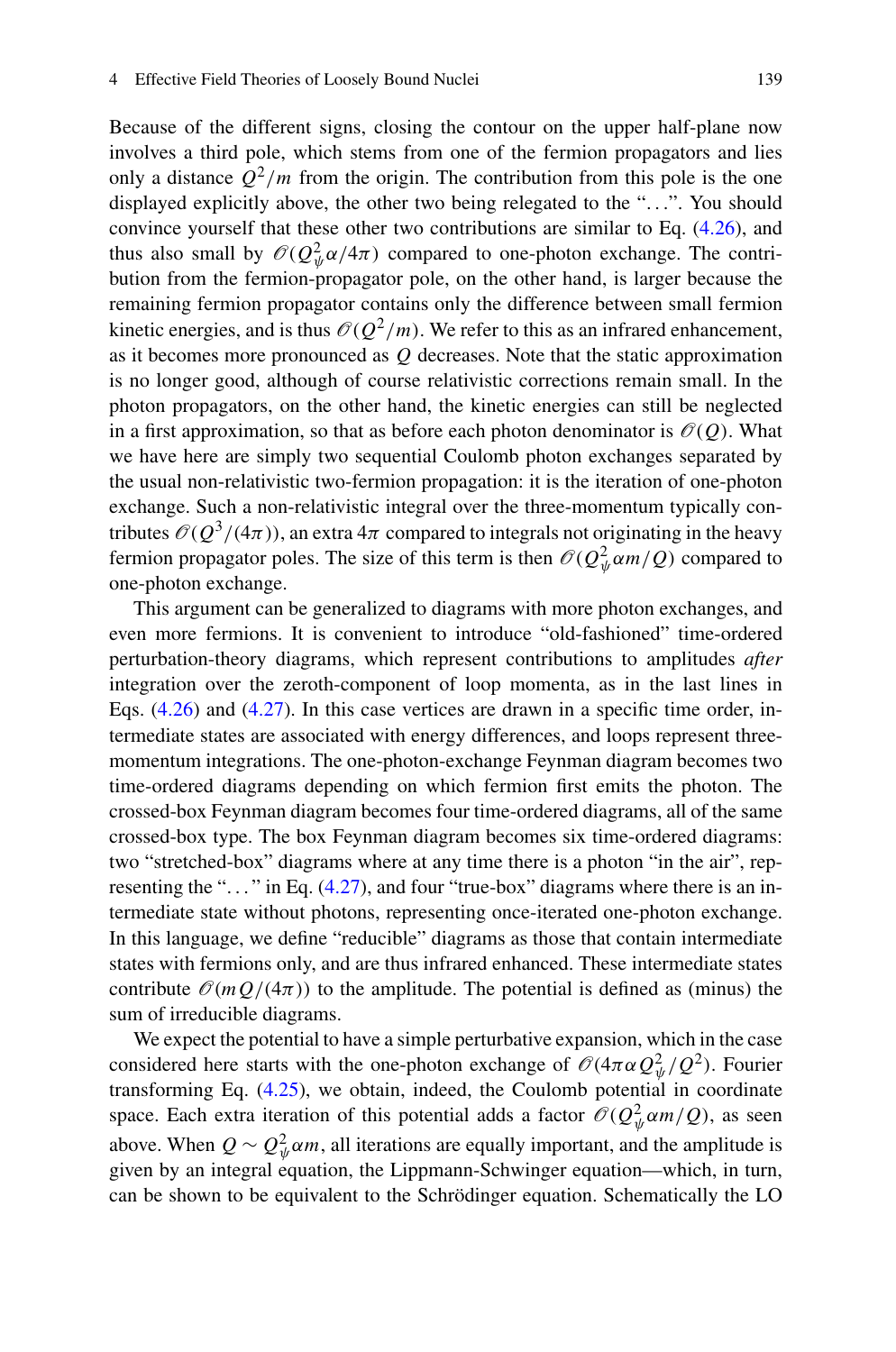Because of the different signs, closing the contour on the upper half-plane now involves a third pole, which stems from one of the fermion propagators and lies only a distance $Q^2/m$ from the origin. The contribution from this pole is the one displayed explicitly above, the other two being relegated to the "...". You should convince yourself that these other two contributions are similar to Eq. (4.26), and thus also small by $\mathcal{O}(Q_\psi^2 \alpha/4\pi)$ compared to one-photon exchange. The contribution from the fermion-propagator pole, on the other hand, is larger because the remaining fermion propagator contains only the difference between small fermion kinetic energies, and is thus $\mathcal{O}(Q^2/m)$. We refer to this as an infrared enhancement, as it becomes more pronounced as $Q$ decreases. Note that the static approximation is no longer good, although of course relativistic corrections remain small. In the photon propagators, on the other hand, the kinetic energies can still be neglected in a first approximation, so that as before each photon denominator is $\mathcal{O}(Q)$. What we have here are simply two sequential Coulomb photon exchanges separated by the usual non-relativistic two-fermion propagation: it is the iteration of one-photon exchange. Such a non-relativistic integral over the three-momentum typically contributes $\mathcal{O}(Q^3/(4\pi))$, an extra $4\pi$ compared to integrals not originating in the heavy fermion propagator poles. The size of this term is then $\mathcal{O}(Q_\psi^2 \alpha m/Q)$ compared to one-photon exchange.

This argument can be generalized to diagrams with more photon exchanges, and even more fermions. It is convenient to introduce "old-fashioned" time-ordered perturbation-theory diagrams, which represent contributions to amplitudes *after* integration over the zeroth-component of loop momenta, as in the last lines in Eqs. (4.26) and (4.27). In this case vertices are drawn in a specific time order, intermediate states are associated with energy differences, and loops represent three-momentum integrations. The one-photon-exchange Feynman diagram becomes two time-ordered diagrams depending on which fermion first emits the photon. The crossed-box Feynman diagram becomes four time-ordered diagrams, all of the same crossed-box type. The box Feynman diagram becomes six time-ordered diagrams: two "stretched-box" diagrams where at any time there is a photon "in the air", representing the "..." in Eq. (4.27), and four "true-box" diagrams where there is an intermediate state without photons, representing once-iterated one-photon exchange. In this language, we define "reducible" diagrams as those that contain intermediate states with fermions only, and are thus infrared enhanced. These intermediate states contribute $\mathcal{O}(mQ/(4\pi))$ to the amplitude. The potential is defined as (minus) the sum of irreducible diagrams.

We expect the potential to have a simple perturbative expansion, which in the case considered here starts with the one-photon exchange of $\mathcal{O}(4\pi\alpha Q_\psi^2/Q^2)$. Fourier transforming Eq. (4.25), we obtain, indeed, the Coulomb potential in coordinate space. Each extra iteration of this potential adds a factor $\mathcal{O}(Q_\psi^2 \alpha m/Q)$, as seen above. When $Q \sim Q_\psi^2 \alpha m$, all iterations are equally important, and the amplitude is given by an integral equation, the Lippmann-Schwinger equation—which, in turn, can be shown to be equivalent to the Schrödinger equation. Schematically the LO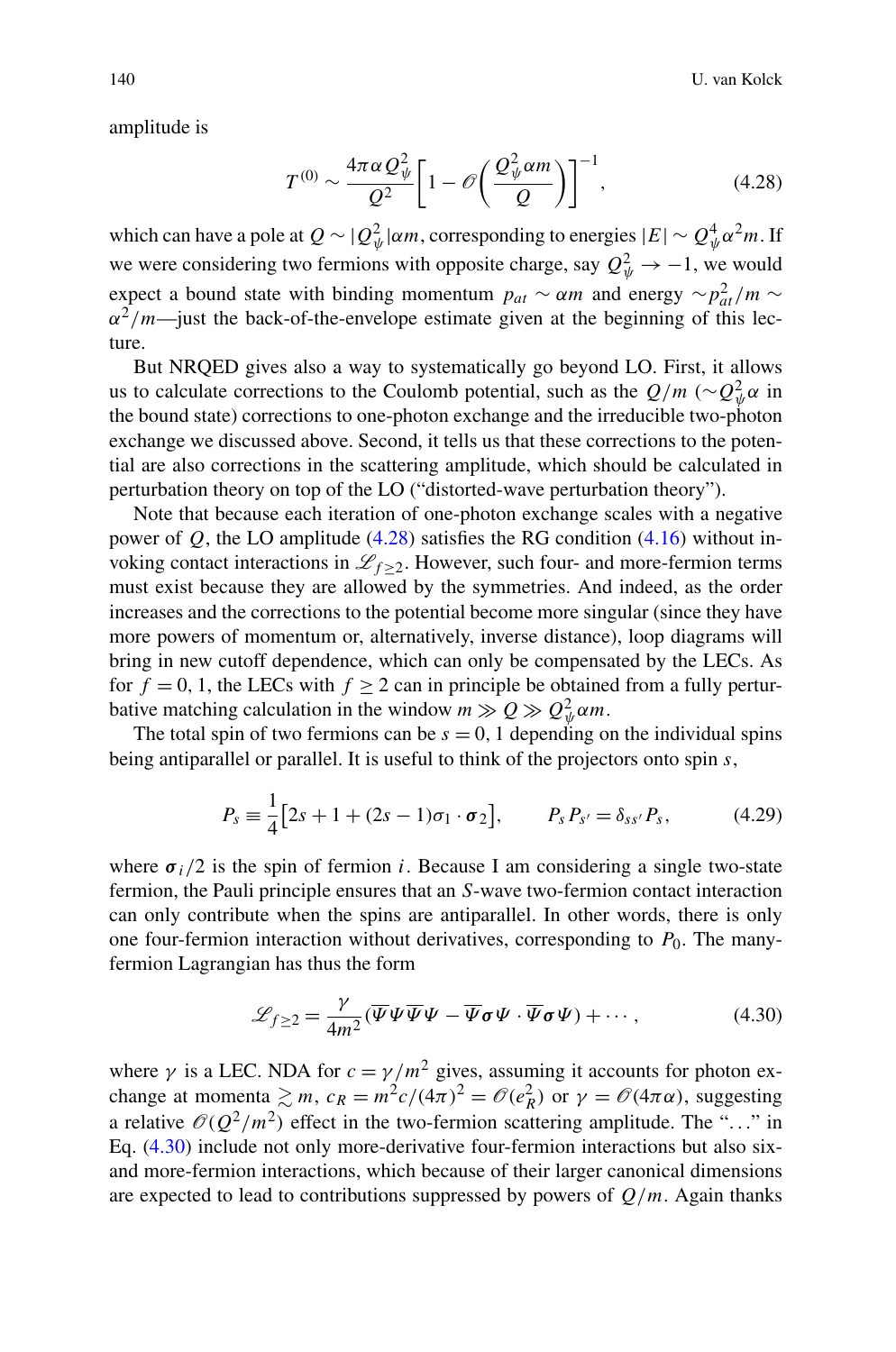amplitude is

$$T^{(0)} \sim \frac{4\pi\alpha Q_\psi^2}{Q^2}\left[1 - \mathscr{O}\left(\frac{Q_\psi^2 \alpha m}{Q}\right)\right]^{-1}, \tag{4.28}$$

which can have a pole at $Q \sim |Q_\psi^2|\alpha m$, corresponding to energies $|E| \sim Q_\psi^4 \alpha^2 m$. If we were considering two fermions with opposite charge, say $Q_\psi^2 \to -1$, we would expect a bound state with binding momentum $p_{at} \sim \alpha m$ and energy $\sim p_{at}^2/m \sim \alpha^2/m$—just the back-of-the-envelope estimate given at the beginning of this lecture.

But NRQED gives also a way to systematically go beyond LO. First, it allows us to calculate corrections to the Coulomb potential, such as the $Q/m$ ($\sim Q_\psi^2 \alpha$ in the bound state) corrections to one-photon exchange and the irreducible two-photon exchange we discussed above. Second, it tells us that these corrections to the potential are also corrections in the scattering amplitude, which should be calculated in perturbation theory on top of the LO ("distorted-wave perturbation theory").

Note that because each iteration of one-photon exchange scales with a negative power of $Q$, the LO amplitude (4.28) satisfies the RG condition (4.16) without invoking contact interactions in $\mathscr{L}_{f\geq 2}$. However, such four- and more-fermion terms must exist because they are allowed by the symmetries. And indeed, as the order increases and the corrections to the potential become more singular (since they have more powers of momentum or, alternatively, inverse distance), loop diagrams will bring in new cutoff dependence, which can only be compensated by the LECs. As for $f = 0, 1$, the LECs with $f \geq 2$ can in principle be obtained from a fully perturbative matching calculation in the window $m \gg Q \gg Q_\psi^2 \alpha m$.

The total spin of two fermions can be $s = 0, 1$ depending on the individual spins being antiparallel or parallel. It is useful to think of the projectors onto spin $s$,

$$P_s \equiv \frac{1}{4}\left[2s + 1 + (2s-1)\sigma_1 \cdot \boldsymbol{\sigma}_2\right], \qquad P_s P_{s'} = \delta_{ss'} P_s, \tag{4.29}$$

where $\boldsymbol{\sigma}_i/2$ is the spin of fermion $i$. Because I am considering a single two-state fermion, the Pauli principle ensures that an $S$-wave two-fermion contact interaction can only contribute when the spins are antiparallel. In other words, there is only one four-fermion interaction without derivatives, corresponding to $P_0$. The many-fermion Lagrangian has thus the form

$$\mathscr{L}_{f\geq 2} = \frac{\gamma}{4m^2}\left(\overline{\Psi}\Psi\overline{\Psi}\Psi - \overline{\Psi}\boldsymbol{\sigma}\Psi \cdot \overline{\Psi}\boldsymbol{\sigma}\Psi\right) + \cdots, \tag{4.30}$$

where $\gamma$ is a LEC. NDA for $c = \gamma/m^2$ gives, assuming it accounts for photon exchange at momenta $\gtrsim m$, $c_R = m^2 c/(4\pi)^2 = \mathscr{O}(e_R^2)$ or $\gamma = \mathscr{O}(4\pi\alpha)$, suggesting a relative $\mathscr{O}(Q^2/m^2)$ effect in the two-fermion scattering amplitude. The "..." in Eq. (4.30) include not only more-derivative four-fermion interactions but also six- and more-fermion interactions, which because of their larger canonical dimensions are expected to lead to contributions suppressed by powers of $Q/m$. Again thanks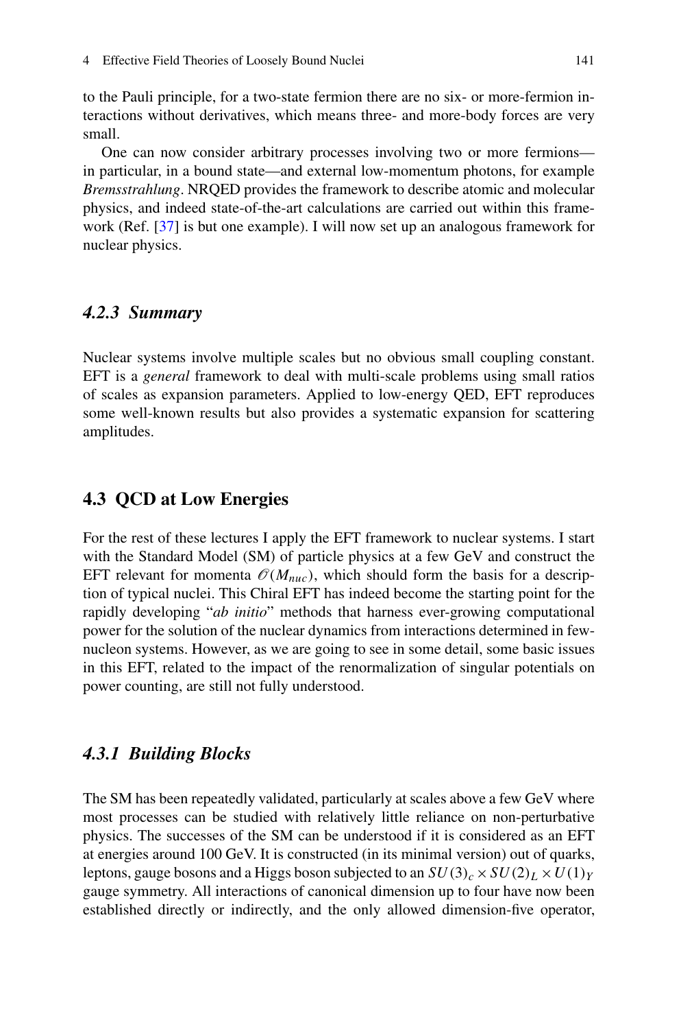to the Pauli principle, for a two-state fermion there are no six- or more-fermion interactions without derivatives, which means three- and more-body forces are very small.

One can now consider arbitrary processes involving two or more fermions—in particular, in a bound state—and external low-momentum photons, for example *Bremsstrahlung*. NRQED provides the framework to describe atomic and molecular physics, and indeed state-of-the-art calculations are carried out within this framework (Ref. [37] is but one example). I will now set up an analogous framework for nuclear physics.

### *4.2.3 Summary*

Nuclear systems involve multiple scales but no obvious small coupling constant. EFT is a *general* framework to deal with multi-scale problems using small ratios of scales as expansion parameters. Applied to low-energy QED, EFT reproduces some well-known results but also provides a systematic expansion for scattering amplitudes.

## 4.3 QCD at Low Energies

For the rest of these lectures I apply the EFT framework to nuclear systems. I start with the Standard Model (SM) of particle physics at a few GeV and construct the EFT relevant for momenta $\mathscr{O}(M_{nuc})$, which should form the basis for a description of typical nuclei. This Chiral EFT has indeed become the starting point for the rapidly developing "*ab initio*" methods that harness ever-growing computational power for the solution of the nuclear dynamics from interactions determined in few-nucleon systems. However, as we are going to see in some detail, some basic issues in this EFT, related to the impact of the renormalization of singular potentials on power counting, are still not fully understood.

### *4.3.1 Building Blocks*

The SM has been repeatedly validated, particularly at scales above a few GeV where most processes can be studied with relatively little reliance on non-perturbative physics. The successes of the SM can be understood if it is considered as an EFT at energies around 100 GeV. It is constructed (in its minimal version) out of quarks, leptons, gauge bosons and a Higgs boson subjected to an $SU(3)_c \times SU(2)_L \times U(1)_Y$ gauge symmetry. All interactions of canonical dimension up to four have now been established directly or indirectly, and the only allowed dimension-five operator,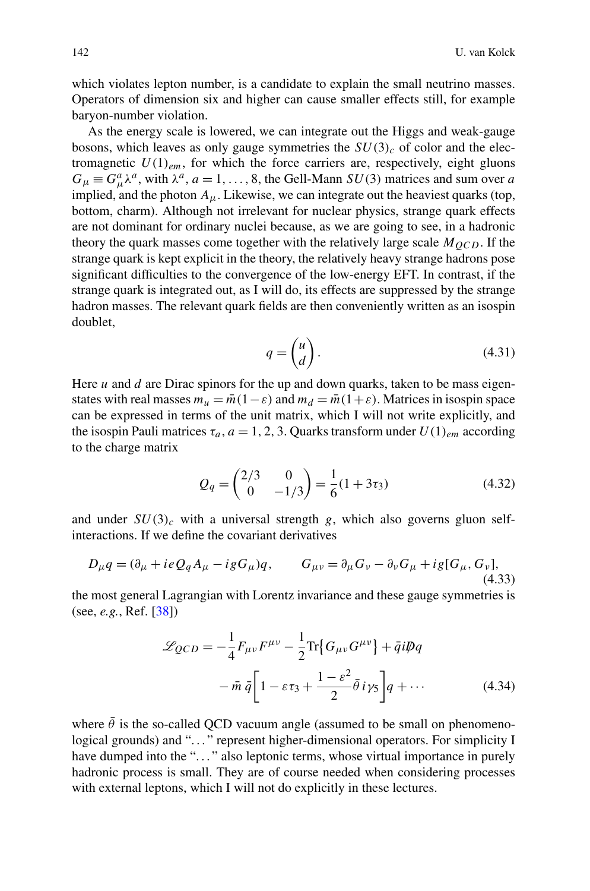which violates lepton number, is a candidate to explain the small neutrino masses. Operators of dimension six and higher can cause smaller effects still, for example baryon-number violation.

As the energy scale is lowered, we can integrate out the Higgs and weak-gauge bosons, which leaves as only gauge symmetries the $SU(3)_c$ of color and the electromagnetic $U(1)_{em}$, for which the force carriers are, respectively, eight gluons $G_\mu \equiv G_\mu^a \lambda^a$, with $\lambda^a$, $a = 1, \ldots, 8$, the Gell-Mann $SU(3)$ matrices and sum over $a$ implied, and the photon $A_\mu$. Likewise, we can integrate out the heaviest quarks (top, bottom, charm). Although not irrelevant for nuclear physics, strange quark effects are not dominant for ordinary nuclei because, as we are going to see, in a hadronic theory the quark masses come together with the relatively large scale $M_{QCD}$. If the strange quark is kept explicit in the theory, the relatively heavy strange hadrons pose significant difficulties to the convergence of the low-energy EFT. In contrast, if the strange quark is integrated out, as I will do, its effects are suppressed by the strange hadron masses. The relevant quark fields are then conveniently written as an isospin doublet,

$$q = \begin{pmatrix} u \\ d \end{pmatrix}. \tag{4.31}$$

Here $u$ and $d$ are Dirac spinors for the up and down quarks, taken to be mass eigenstates with real masses $m_u = \bar{m}(1-\varepsilon)$ and $m_d = \bar{m}(1+\varepsilon)$. Matrices in isospin space can be expressed in terms of the unit matrix, which I will not write explicitly, and the isospin Pauli matrices $\tau_a$, $a = 1, 2, 3$. Quarks transform under $U(1)_{em}$ according to the charge matrix

$$Q_q = \begin{pmatrix} 2/3 & 0 \\ 0 & -1/3 \end{pmatrix} = \frac{1}{6}(1 + 3\tau_3) \tag{4.32}$$

and under $SU(3)_c$ with a universal strength $g$, which also governs gluon self-interactions. If we define the covariant derivatives

$$D_\mu q = (\partial_\mu + ieQ_q A_\mu - igG_\mu)q, \qquad G_{\mu\nu} = \partial_\mu G_\nu - \partial_\nu G_\mu + ig[G_\mu, G_\nu], \tag{4.33}$$

the most general Lagrangian with Lorentz invariance and these gauge symmetries is (see, *e.g.*, Ref. [38])

$$\begin{aligned} \mathscr{L}_{QCD} = &-\frac{1}{4}F_{\mu\nu}F^{\mu\nu} - \frac{1}{2}\mathrm{Tr}\{G_{\mu\nu}G^{\mu\nu}\} + \bar{q}i\not{D}q \\ &- \bar{m}\,\bar{q}\left[1 - \varepsilon\tau_3 + \frac{1-\varepsilon^2}{2}\bar{\theta}\,i\gamma_5\right]q + \cdots \end{aligned} \tag{4.34}$$

where $\bar{\theta}$ is the so-called QCD vacuum angle (assumed to be small on phenomenological grounds) and "..." represent higher-dimensional operators. For simplicity I have dumped into the "..." also leptonic terms, whose virtual importance in purely hadronic process is small. They are of course needed when considering processes with external leptons, which I will not do explicitly in these lectures.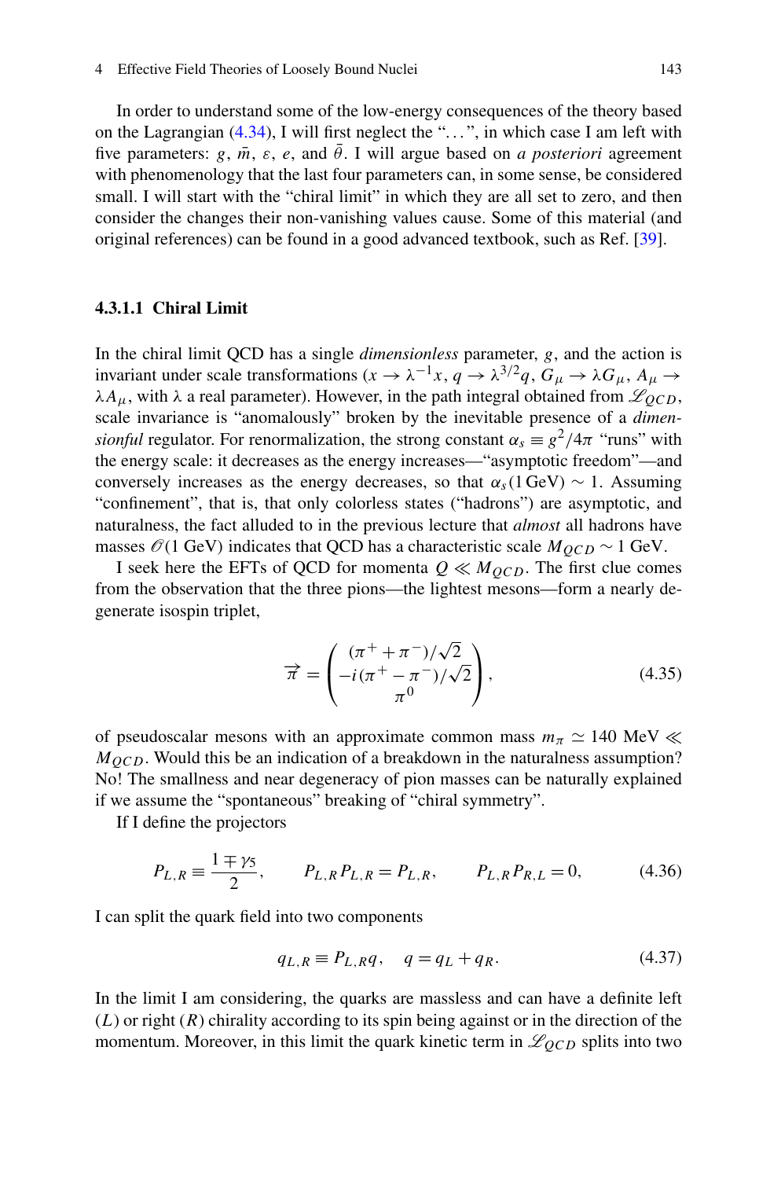In order to understand some of the low-energy consequences of the theory based on the Lagrangian (4.34), I will first neglect the "...", in which case I am left with five parameters: $g$, $\bar{m}$, $\varepsilon$, $e$, and $\bar{\theta}$. I will argue based on *a posteriori* agreement with phenomenology that the last four parameters can, in some sense, be considered small. I will start with the "chiral limit" in which they are all set to zero, and then consider the changes their non-vanishing values cause. Some of this material (and original references) can be found in a good advanced textbook, such as Ref. [39].

#### 4.3.1.1 Chiral Limit

In the chiral limit QCD has a single *dimensionless* parameter, $g$, and the action is invariant under scale transformations ($x \to \lambda^{-1}x$, $q \to \lambda^{3/2}q$, $G_\mu \to \lambda G_\mu$, $A_\mu \to \lambda A_\mu$, with $\lambda$ a real parameter). However, in the path integral obtained from $\mathscr{L}_{QCD}$, scale invariance is "anomalously" broken by the inevitable presence of a *dimensionful* regulator. For renormalization, the strong constant $\alpha_s \equiv g^2/4\pi$ "runs" with the energy scale: it decreases as the energy increases—"asymptotic freedom"—and conversely increases as the energy decreases, so that $\alpha_s(1\,\text{GeV}) \sim 1$. Assuming "confinement", that is, that only colorless states ("hadrons") are asymptotic, and naturalness, the fact alluded to in the previous lecture that *almost* all hadrons have masses $\mathscr{O}(1\text{ GeV})$ indicates that QCD has a characteristic scale $M_{QCD} \sim 1$ GeV.

I seek here the EFTs of QCD for momenta $Q \ll M_{QCD}$. The first clue comes from the observation that the three pions—the lightest mesons—form a nearly degenerate isospin triplet,

$$\vec{\pi} = \begin{pmatrix} (\pi^+ + \pi^-)/\sqrt{2} \\ -i(\pi^+ - \pi^-)/\sqrt{2} \\ \pi^0 \end{pmatrix}, \tag{4.35}$$

of pseudoscalar mesons with an approximate common mass $m_\pi \simeq 140$ MeV $\ll M_{QCD}$. Would this be an indication of a breakdown in the naturalness assumption? No! The smallness and near degeneracy of pion masses can be naturally explained if we assume the "spontaneous" breaking of "chiral symmetry".

If I define the projectors

$$P_{L,R} \equiv \frac{1 \mp \gamma_5}{2}, \qquad P_{L,R}P_{L,R} = P_{L,R}, \qquad P_{L,R}P_{R,L} = 0, \tag{4.36}$$

I can split the quark field into two components

$$q_{L,R} \equiv P_{L,R}\,q, \quad q = q_L + q_R. \tag{4.37}$$

In the limit I am considering, the quarks are massless and can have a definite left ($L$) or right ($R$) chirality according to its spin being against or in the direction of the momentum. Moreover, in this limit the quark kinetic term in $\mathscr{L}_{QCD}$ splits into two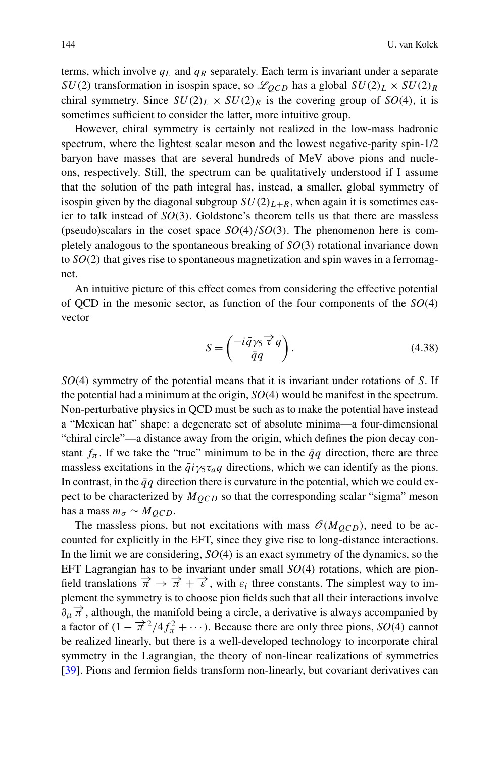terms, which involve $q_L$ and $q_R$ separately. Each term is invariant under a separate $SU(2)$ transformation in isospin space, so $\mathscr{L}_{QCD}$ has a global $SU(2)_L \times SU(2)_R$ chiral symmetry. Since $SU(2)_L \times SU(2)_R$ is the covering group of $SO(4)$, it is sometimes sufficient to consider the latter, more intuitive group.

However, chiral symmetry is certainly not realized in the low-mass hadronic spectrum, where the lightest scalar meson and the lowest negative-parity spin-1/2 baryon have masses that are several hundreds of MeV above pions and nucleons, respectively. Still, the spectrum can be qualitatively understood if I assume that the solution of the path integral has, instead, a smaller, global symmetry of isospin given by the diagonal subgroup $SU(2)_{L+R}$, when again it is sometimes easier to talk instead of $SO(3)$. Goldstone's theorem tells us that there are massless (pseudo)scalars in the coset space $SO(4)/SO(3)$. The phenomenon here is completely analogous to the spontaneous breaking of $SO(3)$ rotational invariance down to $SO(2)$ that gives rise to spontaneous magnetization and spin waves in a ferromagnet.

An intuitive picture of this effect comes from considering the effective potential of QCD in the mesonic sector, as function of the four components of the $SO(4)$ vector

$$S = \begin{pmatrix} -i\bar{q}\gamma_5 \vec{\tau}\, q \\ \bar{q}q \end{pmatrix}. \tag{4.38}$$

$SO(4)$ symmetry of the potential means that it is invariant under rotations of $S$. If the potential had a minimum at the origin, $SO(4)$ would be manifest in the spectrum. Non-perturbative physics in QCD must be such as to make the potential have instead a "Mexican hat" shape: a degenerate set of absolute minima—a four-dimensional "chiral circle"—a distance away from the origin, which defines the pion decay constant $f_\pi$. If we take the "true" minimum to be in the $\bar{q}q$ direction, there are three massless excitations in the $\bar{q}i\gamma_5\tau_a q$ directions, which we can identify as the pions. In contrast, in the $\bar{q}q$ direction there is curvature in the potential, which we could expect to be characterized by $M_{QCD}$ so that the corresponding scalar "sigma" meson has a mass $m_\sigma \sim M_{QCD}$.

The massless pions, but not excitations with mass $\mathscr{O}(M_{QCD})$, need to be accounted for explicitly in the EFT, since they give rise to long-distance interactions. In the limit we are considering, $SO(4)$ is an exact symmetry of the dynamics, so the EFT Lagrangian has to be invariant under small $SO(4)$ rotations, which are pion-field translations $\vec{\pi} \to \vec{\pi} + \vec{\varepsilon}$, with $\varepsilon_i$ three constants. The simplest way to implement the symmetry is to choose pion fields such that all their interactions involve $\partial_\mu \vec{\pi}$, although, the manifold being a circle, a derivative is always accompanied by a factor of $(1 - \vec{\pi}^{\,2}/4f_\pi^2 + \cdots)$. Because there are only three pions, $SO(4)$ cannot be realized linearly, but there is a well-developed technology to incorporate chiral symmetry in the Lagrangian, the theory of non-linear realizations of symmetries [39]. Pions and fermion fields transform non-linearly, but covariant derivatives can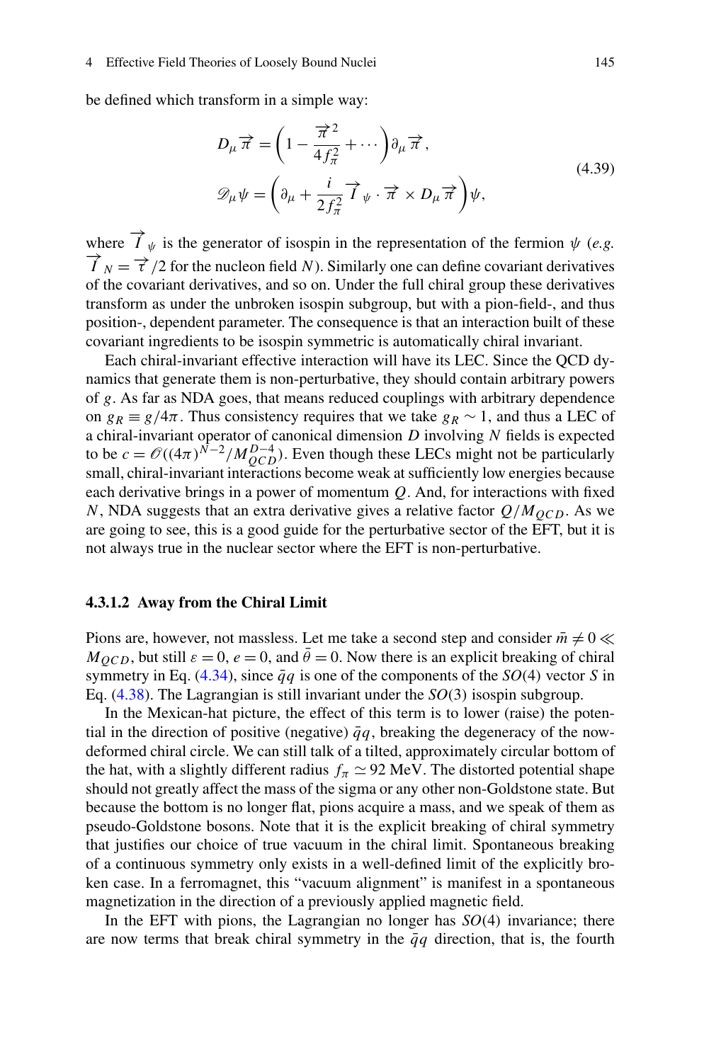be defined which transform in a simple way:

$$
\begin{aligned}
D_\mu \vec{\pi} &= \left(1 - \frac{\vec{\pi}^2}{4f_\pi^2} + \cdots\right) \partial_\mu \vec{\pi}, \\
\mathscr{D}_\mu \psi &= \left(\partial_\mu + \frac{i}{2f_\pi^2} \vec{I}_\psi \cdot \vec{\pi} \times D_\mu \vec{\pi}\right) \psi,
\end{aligned}
\tag{4.39}
$$

where $\vec{I}_\psi$ is the generator of isospin in the representation of the fermion $\psi$ (*e.g.* $\vec{I}_N = \vec{\tau}/2$ for the nucleon field $N$). Similarly one can define covariant derivatives of the covariant derivatives, and so on. Under the full chiral group these derivatives transform as under the unbroken isospin subgroup, but with a pion-field-, and thus position-, dependent parameter. The consequence is that an interaction built of these covariant ingredients to be isospin symmetric is automatically chiral invariant.

Each chiral-invariant effective interaction will have its LEC. Since the QCD dynamics that generate them is non-perturbative, they should contain arbitrary powers of $g$. As far as NDA goes, that means reduced couplings with arbitrary dependence on $g_R \equiv g/4\pi$. Thus consistency requires that we take $g_R \sim 1$, and thus a LEC of a chiral-invariant operator of canonical dimension $D$ involving $N$ fields is expected to be $c = \mathscr{O}((4\pi)^{N-2}/M_{QCD}^{D-4})$. Even though these LECs might not be particularly small, chiral-invariant interactions become weak at sufficiently low energies because each derivative brings in a power of momentum $Q$. And, for interactions with fixed $N$, NDA suggests that an extra derivative gives a relative factor $Q/M_{QCD}$. As we are going to see, this is a good guide for the perturbative sector of the EFT, but it is not always true in the nuclear sector where the EFT is non-perturbative.

#### 4.3.1.2 Away from the Chiral Limit

Pions are, however, not massless. Let me take a second step and consider $\bar{m} \neq 0 \ll M_{QCD}$, but still $\varepsilon = 0$, $e = 0$, and $\bar{\theta} = 0$. Now there is an explicit breaking of chiral symmetry in Eq. (4.34), since $\bar{q}q$ is one of the components of the $SO(4)$ vector $S$ in Eq. (4.38). The Lagrangian is still invariant under the $SO(3)$ isospin subgroup.

In the Mexican-hat picture, the effect of this term is to lower (raise) the potential in the direction of positive (negative) $\bar{q}q$, breaking the degeneracy of the now-deformed chiral circle. We can still talk of a tilted, approximately circular bottom of the hat, with a slightly different radius $f_\pi \simeq 92$ MeV. The distorted potential shape should not greatly affect the mass of the sigma or any other non-Goldstone state. But because the bottom is no longer flat, pions acquire a mass, and we speak of them as pseudo-Goldstone bosons. Note that it is the explicit breaking of chiral symmetry that justifies our choice of true vacuum in the chiral limit. Spontaneous breaking of a continuous symmetry only exists in a well-defined limit of the explicitly broken case. In a ferromagnet, this "vacuum alignment" is manifest in a spontaneous magnetization in the direction of a previously applied magnetic field.

In the EFT with pions, the Lagrangian no longer has $SO(4)$ invariance; there are now terms that break chiral symmetry in the $\bar{q}q$ direction, that is, the fourth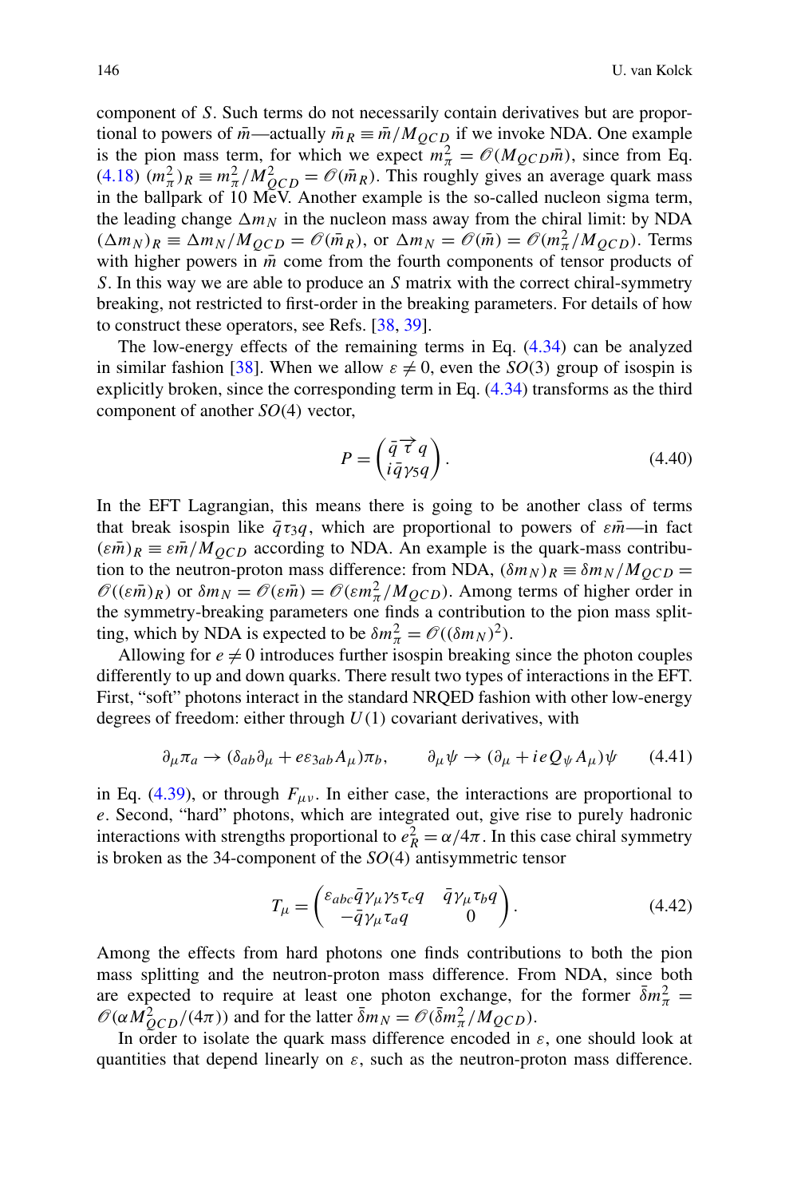component of $S$. Such terms do not necessarily contain derivatives but are proportional to powers of $\bar{m}$—actually $\bar{m}_R \equiv \bar{m}/M_{QCD}$ if we invoke NDA. One example is the pion mass term, for which we expect $m_\pi^2 = \mathscr{O}(M_{QCD}\bar{m})$, since from Eq. (4.18) $(m_\pi^2)_R \equiv m_\pi^2/M_{QCD}^2 = \mathscr{O}(\bar{m}_R)$. This roughly gives an average quark mass in the ballpark of 10 MeV. Another example is the so-called nucleon sigma term, the leading change $\Delta m_N$ in the nucleon mass away from the chiral limit: by NDA $(\Delta m_N)_R \equiv \Delta m_N/M_{QCD} = \mathscr{O}(\bar{m}_R)$, or $\Delta m_N = \mathscr{O}(\bar{m}) = \mathscr{O}(m_\pi^2/M_{QCD})$. Terms with higher powers in $\bar{m}$ come from the fourth components of tensor products of $S$. In this way we are able to produce an $S$ matrix with the correct chiral-symmetry breaking, not restricted to first-order in the breaking parameters. For details of how to construct these operators, see Refs. [38, 39].

The low-energy effects of the remaining terms in Eq. (4.34) can be analyzed in similar fashion [38]. When we allow $\varepsilon \neq 0$, even the $SO(3)$ group of isospin is explicitly broken, since the corresponding term in Eq. (4.34) transforms as the third component of another $SO(4)$ vector,

$$
P = \begin{pmatrix} \bar{q}\vec{\tau}q \\ i\bar{q}\gamma_5 q \end{pmatrix}. \tag{4.40}
$$

In the EFT Lagrangian, this means there is going to be another class of terms that break isospin like $\bar{q}\tau_3 q$, which are proportional to powers of $\varepsilon\bar{m}$—in fact $(\varepsilon\bar{m})_R \equiv \varepsilon\bar{m}/M_{QCD}$ according to NDA. An example is the quark-mass contribution to the neutron-proton mass difference: from NDA, $(\delta m_N)_R \equiv \delta m_N/M_{QCD} = \mathscr{O}((\varepsilon\bar{m})_R)$ or $\delta m_N = \mathscr{O}(\varepsilon\bar{m}) = \mathscr{O}(\varepsilon m_\pi^2/M_{QCD})$. Among terms of higher order in the symmetry-breaking parameters one finds a contribution to the pion mass splitting, which by NDA is expected to be $\delta m_\pi^2 = \mathscr{O}((\delta m_N)^2)$.

Allowing for $e \neq 0$ introduces further isospin breaking since the photon couples differently to up and down quarks. There result two types of interactions in the EFT. First, "soft" photons interact in the standard NRQED fashion with other low-energy degrees of freedom: either through $U(1)$ covariant derivatives, with

$$
\partial_\mu \pi_a \to (\delta_{ab}\partial_\mu + e\varepsilon_{3ab}A_\mu)\pi_b, \qquad \partial_\mu \psi \to (\partial_\mu + ieQ_\psi A_\mu)\psi \tag{4.41}
$$

in Eq. (4.39), or through $F_{\mu\nu}$. In either case, the interactions are proportional to $e$. Second, "hard" photons, which are integrated out, give rise to purely hadronic interactions with strengths proportional to $e_R^2 = \alpha/4\pi$. In this case chiral symmetry is broken as the 34-component of the $SO(4)$ antisymmetric tensor

$$
T_\mu = \begin{pmatrix} \varepsilon_{abc}\bar{q}\gamma_\mu\gamma_5\tau_c q & \bar{q}\gamma_\mu\tau_b q \\ -\bar{q}\gamma_\mu\tau_a q & 0 \end{pmatrix}. \tag{4.42}
$$

Among the effects from hard photons one finds contributions to both the pion mass splitting and the neutron-proton mass difference. From NDA, since both are expected to require at least one photon exchange, for the former $\bar{\delta}m_\pi^2 = \mathscr{O}(\alpha M_{QCD}^2/(4\pi))$ and for the latter $\bar{\delta}m_N = \mathscr{O}(\bar{\delta}m_\pi^2/M_{QCD})$.

In order to isolate the quark mass difference encoded in $\varepsilon$, one should look at quantities that depend linearly on $\varepsilon$, such as the neutron-proton mass difference.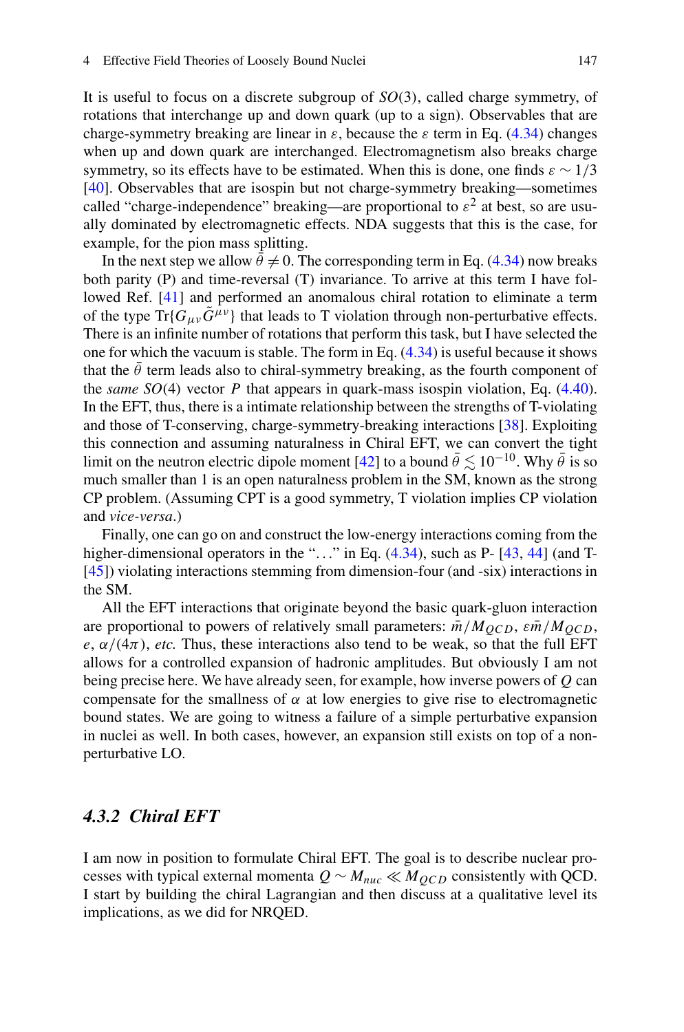It is useful to focus on a discrete subgroup of $SO(3)$, called charge symmetry, of rotations that interchange up and down quark (up to a sign). Observables that are charge-symmetry breaking are linear in $\varepsilon$, because the $\varepsilon$ term in Eq. (4.34) changes when up and down quark are interchanged. Electromagnetism also breaks charge symmetry, so its effects have to be estimated. When this is done, one finds $\varepsilon \sim 1/3$ [40]. Observables that are isospin but not charge-symmetry breaking—sometimes called "charge-independence" breaking—are proportional to $\varepsilon^2$ at best, so are usually dominated by electromagnetic effects. NDA suggests that this is the case, for example, for the pion mass splitting.

In the next step we allow $\bar{\theta} \neq 0$. The corresponding term in Eq. (4.34) now breaks both parity (P) and time-reversal (T) invariance. To arrive at this term I have followed Ref. [41] and performed an anomalous chiral rotation to eliminate a term of the type $\mathrm{Tr}\{G_{\mu\nu}\tilde{G}^{\mu\nu}\}$ that leads to T violation through non-perturbative effects. There is an infinite number of rotations that perform this task, but I have selected the one for which the vacuum is stable. The form in Eq. (4.34) is useful because it shows that the $\bar{\theta}$ term leads also to chiral-symmetry breaking, as the fourth component of the *same* $SO(4)$ vector $P$ that appears in quark-mass isospin violation, Eq. (4.40). In the EFT, thus, there is a intimate relationship between the strengths of T-violating and those of T-conserving, charge-symmetry-breaking interactions [38]. Exploiting this connection and assuming naturalness in Chiral EFT, we can convert the tight limit on the neutron electric dipole moment [42] to a bound $\bar{\theta} \lesssim 10^{-10}$. Why $\bar{\theta}$ is so much smaller than 1 is an open naturalness problem in the SM, known as the strong CP problem. (Assuming CPT is a good symmetry, T violation implies CP violation and *vice-versa*.)

Finally, one can go on and construct the low-energy interactions coming from the higher-dimensional operators in the "..." in Eq. (4.34), such as P- [43, 44] (and T- [45]) violating interactions stemming from dimension-four (and -six) interactions in the SM.

All the EFT interactions that originate beyond the basic quark-gluon interaction are proportional to powers of relatively small parameters: $\bar{m}/M_{QCD}$, $\varepsilon\bar{m}/M_{QCD}$, $e$, $\alpha/(4\pi)$, *etc.* Thus, these interactions also tend to be weak, so that the full EFT allows for a controlled expansion of hadronic amplitudes. But obviously I am not being precise here. We have already seen, for example, how inverse powers of $Q$ can compensate for the smallness of $\alpha$ at low energies to give rise to electromagnetic bound states. We are going to witness a failure of a simple perturbative expansion in nuclei as well. In both cases, however, an expansion still exists on top of a non-perturbative LO.

### *4.3.2 Chiral EFT*

I am now in position to formulate Chiral EFT. The goal is to describe nuclear processes with typical external momenta $Q \sim M_{nuc} \ll M_{QCD}$ consistently with QCD. I start by building the chiral Lagrangian and then discuss at a qualitative level its implications, as we did for NRQED.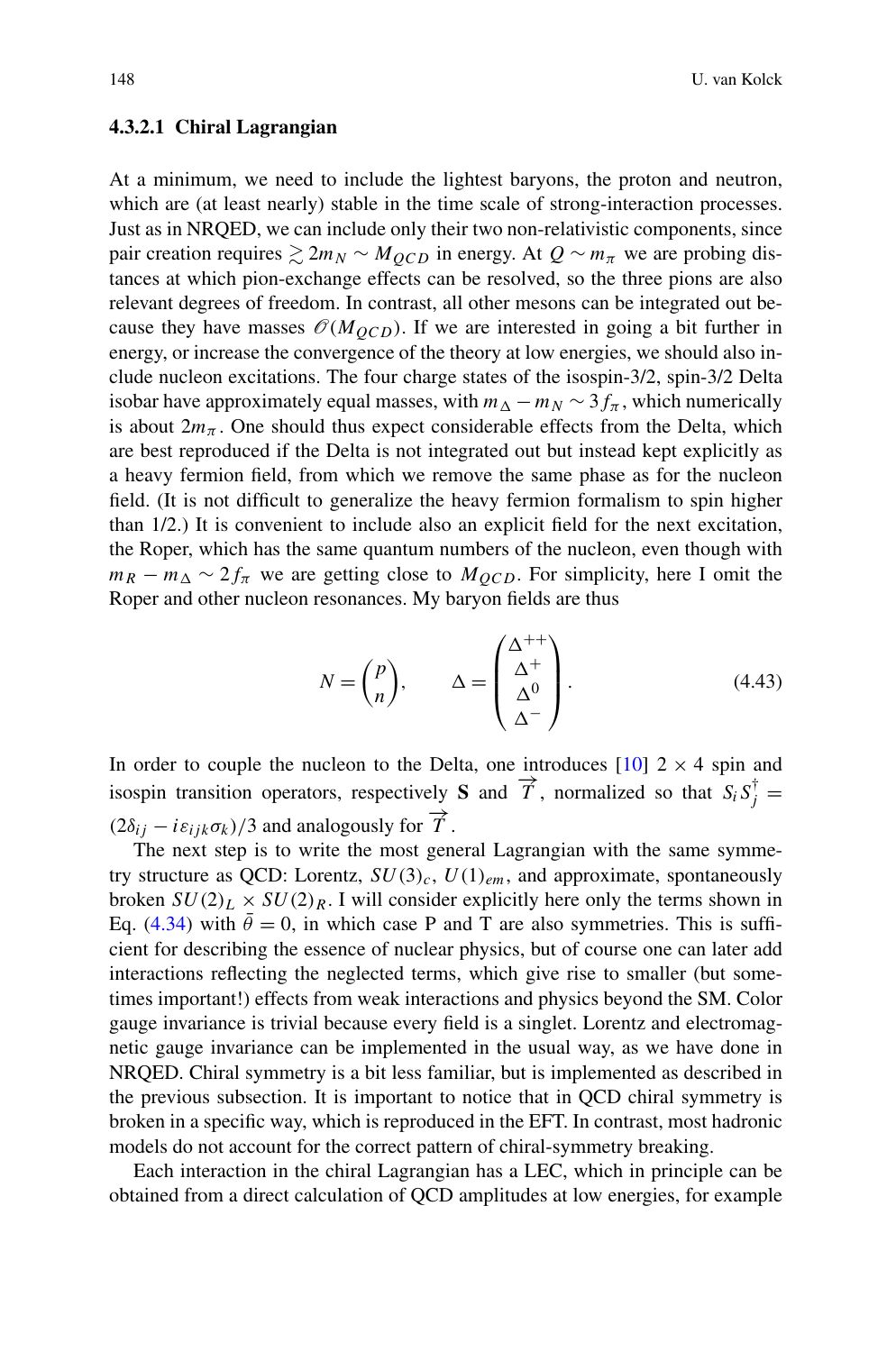#### 4.3.2.1 Chiral Lagrangian

At a minimum, we need to include the lightest baryons, the proton and neutron, which are (at least nearly) stable in the time scale of strong-interaction processes. Just as in NRQED, we can include only their two non-relativistic components, since pair creation requires $\gtrsim 2m_N \sim M_{QCD}$ in energy. At $Q \sim m_\pi$ we are probing distances at which pion-exchange effects can be resolved, so the three pions are also relevant degrees of freedom. In contrast, all other mesons can be integrated out because they have masses $\mathscr{O}(M_{QCD})$. If we are interested in going a bit further in energy, or increase the convergence of the theory at low energies, we should also include nucleon excitations. The four charge states of the isospin-3/2, spin-3/2 Delta isobar have approximately equal masses, with $m_\Delta - m_N \sim 3f_\pi$, which numerically is about $2m_\pi$. One should thus expect considerable effects from the Delta, which are best reproduced if the Delta is not integrated out but instead kept explicitly as a heavy fermion field, from which we remove the same phase as for the nucleon field. (It is not difficult to generalize the heavy fermion formalism to spin higher than 1/2.) It is convenient to include also an explicit field for the next excitation, the Roper, which has the same quantum numbers of the nucleon, even though with $m_R - m_\Delta \sim 2f_\pi$ we are getting close to $M_{QCD}$. For simplicity, here I omit the Roper and other nucleon resonances. My baryon fields are thus

$$N = \begin{pmatrix} p \\ n \end{pmatrix}, \qquad \Delta = \begin{pmatrix} \Delta^{++} \\ \Delta^{+} \\ \Delta^{0} \\ \Delta^{-} \end{pmatrix}. \tag{4.43}$$

In order to couple the nucleon to the Delta, one introduces [10] $2 \times 4$ spin and isospin transition operators, respectively $\mathbf{S}$ and $\overrightarrow{T}$, normalized so that $S_i S_j^\dagger = (2\delta_{ij} - i\varepsilon_{ijk}\sigma_k)/3$ and analogously for $\overrightarrow{T}$.

The next step is to write the most general Lagrangian with the same symmetry structure as QCD: Lorentz, $SU(3)_c$, $U(1)_{em}$, and approximate, spontaneously broken $SU(2)_L \times SU(2)_R$. I will consider explicitly here only the terms shown in Eq. (4.34) with $\bar{\theta} = 0$, in which case P and T are also symmetries. This is sufficient for describing the essence of nuclear physics, but of course one can later add interactions reflecting the neglected terms, which give rise to smaller (but sometimes important!) effects from weak interactions and physics beyond the SM. Color gauge invariance is trivial because every field is a singlet. Lorentz and electromagnetic gauge invariance can be implemented in the usual way, as we have done in NRQED. Chiral symmetry is a bit less familiar, but is implemented as described in the previous subsection. It is important to notice that in QCD chiral symmetry is broken in a specific way, which is reproduced in the EFT. In contrast, most hadronic models do not account for the correct pattern of chiral-symmetry breaking.

Each interaction in the chiral Lagrangian has a LEC, which in principle can be obtained from a direct calculation of QCD amplitudes at low energies, for example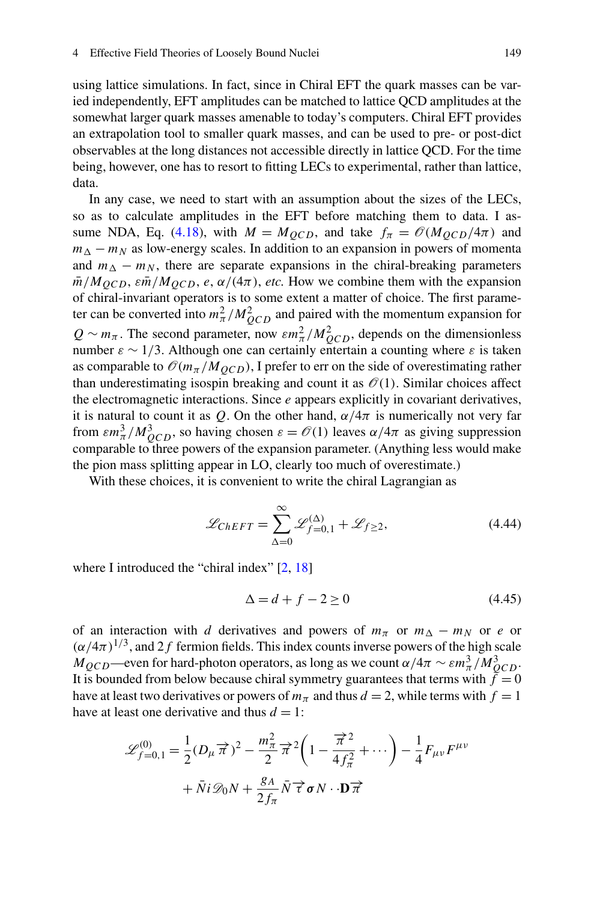using lattice simulations. In fact, since in Chiral EFT the quark masses can be varied independently, EFT amplitudes can be matched to lattice QCD amplitudes at the somewhat larger quark masses amenable to today's computers. Chiral EFT provides an extrapolation tool to smaller quark masses, and can be used to pre- or post-dict observables at the long distances not accessible directly in lattice QCD. For the time being, however, one has to resort to fitting LECs to experimental, rather than lattice, data.

In any case, we need to start with an assumption about the sizes of the LECs, so as to calculate amplitudes in the EFT before matching them to data. I assume NDA, Eq. (4.18), with $M = M_{QCD}$, and take $f_\pi = \mathscr{O}(M_{QCD}/4\pi)$ and $m_\Delta - m_N$ as low-energy scales. In addition to an expansion in powers of momenta and $m_\Delta - m_N$, there are separate expansions in the chiral-breaking parameters $\bar{m}/M_{QCD}$, $\varepsilon\bar{m}/M_{QCD}$, $e$, $\alpha/(4\pi)$, *etc.* How we combine them with the expansion of chiral-invariant operators is to some extent a matter of choice. The first parameter can be converted into $m_\pi^2/M_{QCD}^2$ and paired with the momentum expansion for $Q \sim m_\pi$. The second parameter, now $\varepsilon m_\pi^2/M_{QCD}^2$, depends on the dimensionless number $\varepsilon \sim 1/3$. Although one can certainly entertain a counting where $\varepsilon$ is taken as comparable to $\mathscr{O}(m_\pi/M_{QCD})$, I prefer to err on the side of overestimating rather than underestimating isospin breaking and count it as $\mathscr{O}(1)$. Similar choices affect the electromagnetic interactions. Since $e$ appears explicitly in covariant derivatives, it is natural to count it as $Q$. On the other hand, $\alpha/4\pi$ is numerically not very far from $\varepsilon m_\pi^3/M_{QCD}^3$, so having chosen $\varepsilon = \mathscr{O}(1)$ leaves $\alpha/4\pi$ as giving suppression comparable to three powers of the expansion parameter. (Anything less would make the pion mass splitting appear in LO, clearly too much of overestimate.)

With these choices, it is convenient to write the chiral Lagrangian as

$$\mathscr{L}_{ChEFT} = \sum_{\Delta=0}^{\infty} \mathscr{L}_{f=0,1}^{(\Delta)} + \mathscr{L}_{f\geq 2}, \tag{4.44}$$

where I introduced the "chiral index" [2, 18]

$$\Delta = d + f - 2 \geq 0 \tag{4.45}$$

of an interaction with $d$ derivatives and powers of $m_\pi$ or $m_\Delta - m_N$ or $e$ or $(\alpha/4\pi)^{1/3}$, and $2f$ fermion fields. This index counts inverse powers of the high scale $M_{QCD}$—even for hard-photon operators, as long as we count $\alpha/4\pi \sim \varepsilon m_\pi^3/M_{QCD}^3$. It is bounded from below because chiral symmetry guarantees that terms with $f = 0$ have at least two derivatives or powers of $m_\pi$ and thus $d = 2$, while terms with $f = 1$ have at least one derivative and thus $d = 1$:

$$\mathscr{L}_{f=0,1}^{(0)} = \frac{1}{2}(D_\mu \vec{\pi})^2 - \frac{m_\pi^2}{2}\vec{\pi}^2\left(1 - \frac{\vec{\pi}^2}{4f_\pi^2} + \cdots\right) - \frac{1}{4}F_{\mu\nu}F^{\mu\nu}$$
$$+ \bar{N}i\mathscr{D}_0 N + \frac{g_A}{2f_\pi}\bar{N}\vec{\tau}\boldsymbol{\sigma}N \cdot \cdot \mathbf{D}\vec{\pi}$$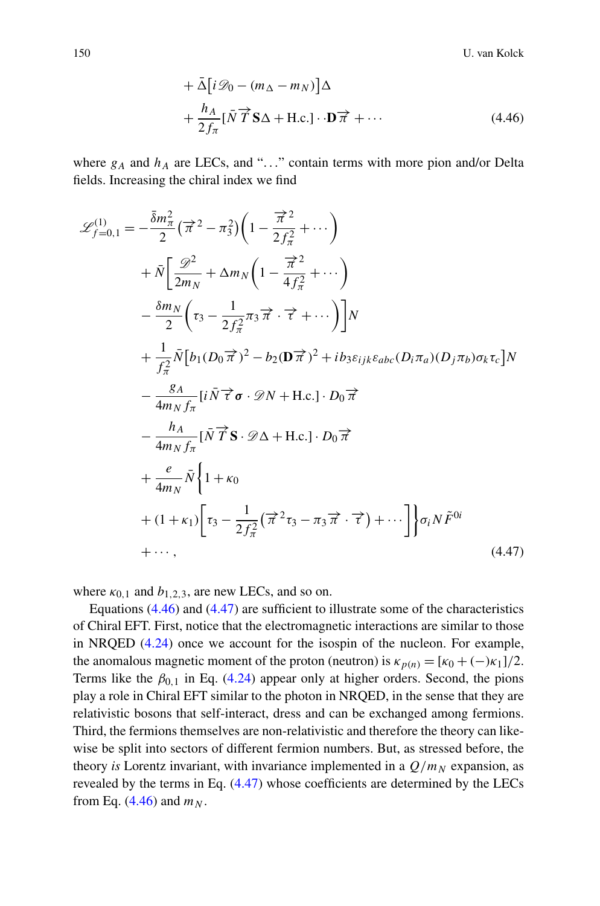$$
\begin{aligned}
&+ \bar{\Delta}\left[i\mathscr{D}_0 - (m_\Delta - m_N)\right]\Delta \\
&+ \frac{h_A}{2f_\pi}[\bar{N}\vec{T}\mathbf{S}\Delta + \text{H.c.}]\cdot\mathbf{D}\vec{\pi} + \cdots
\end{aligned}
\tag{4.46}
$$

where $g_A$ and $h_A$ are LECs, and "..." contain terms with more pion and/or Delta fields. Increasing the chiral index we find

$$
\begin{aligned}
\mathscr{L}^{(1)}_{f=0,1} = &-\frac{\bar{\delta}m_\pi^2}{2}\left(\vec{\pi}^2 - \pi_3^2\right)\left(1 - \frac{\vec{\pi}^2}{2f_\pi^2} + \cdots\right) \\
&+ \bar{N}\left[\frac{\mathscr{D}^2}{2m_N} + \Delta m_N\left(1 - \frac{\vec{\pi}^2}{4f_\pi^2} + \cdots\right)\right. \\
&\left.- \frac{\delta m_N}{2}\left(\tau_3 - \frac{1}{2f_\pi^2}\pi_3\vec{\pi}\cdot\vec{\tau} + \cdots\right)\right]N \\
&+ \frac{1}{f_\pi^2}\bar{N}\left[b_1(D_0\vec{\pi})^2 - b_2(\mathbf{D}\vec{\pi})^2 + ib_3\varepsilon_{ijk}\varepsilon_{abc}(D_i\pi_a)(D_j\pi_b)\sigma_k\tau_c\right]N \\
&- \frac{g_A}{4m_N f_\pi}[i\bar{N}\vec{\tau}\boldsymbol{\sigma}\cdot\mathscr{D}N + \text{H.c.}]\cdot D_0\vec{\pi} \\
&- \frac{h_A}{4m_N f_\pi}[\bar{N}\vec{T}\mathbf{S}\cdot\mathscr{D}\Delta + \text{H.c.}]\cdot D_0\vec{\pi} \\
&+ \frac{e}{4m_N}\bar{N}\left\{1 + \kappa_0\right. \\
&\left.+ (1+\kappa_1)\left[\tau_3 - \frac{1}{2f_\pi^2}\left(\vec{\pi}^2\tau_3 - \pi_3\vec{\pi}\cdot\vec{\tau}\right) + \cdots\right]\right\}\sigma_i N\tilde{F}^{0i} \\
&+ \cdots,
\end{aligned}
\tag{4.47}
$$

where $\kappa_{0,1}$ and $b_{1,2,3}$, are new LECs, and so on.

Equations (4.46) and (4.47) are sufficient to illustrate some of the characteristics of Chiral EFT. First, notice that the electromagnetic interactions are similar to those in NRQED (4.24) once we account for the isospin of the nucleon. For example, the anomalous magnetic moment of the proton (neutron) is $\kappa_{p(n)} = [\kappa_0 + (-)\kappa_1]/2$. Terms like the $\beta_{0,1}$ in Eq. (4.24) appear only at higher orders. Second, the pions play a role in Chiral EFT similar to the photon in NRQED, in the sense that they are relativistic bosons that self-interact, dress and can be exchanged among fermions. Third, the fermions themselves are non-relativistic and therefore the theory can likewise be split into sectors of different fermion numbers. But, as stressed before, the theory *is* Lorentz invariant, with invariance implemented in a $Q/m_N$ expansion, as revealed by the terms in Eq. (4.47) whose coefficients are determined by the LECs from Eq. (4.46) and $m_N$.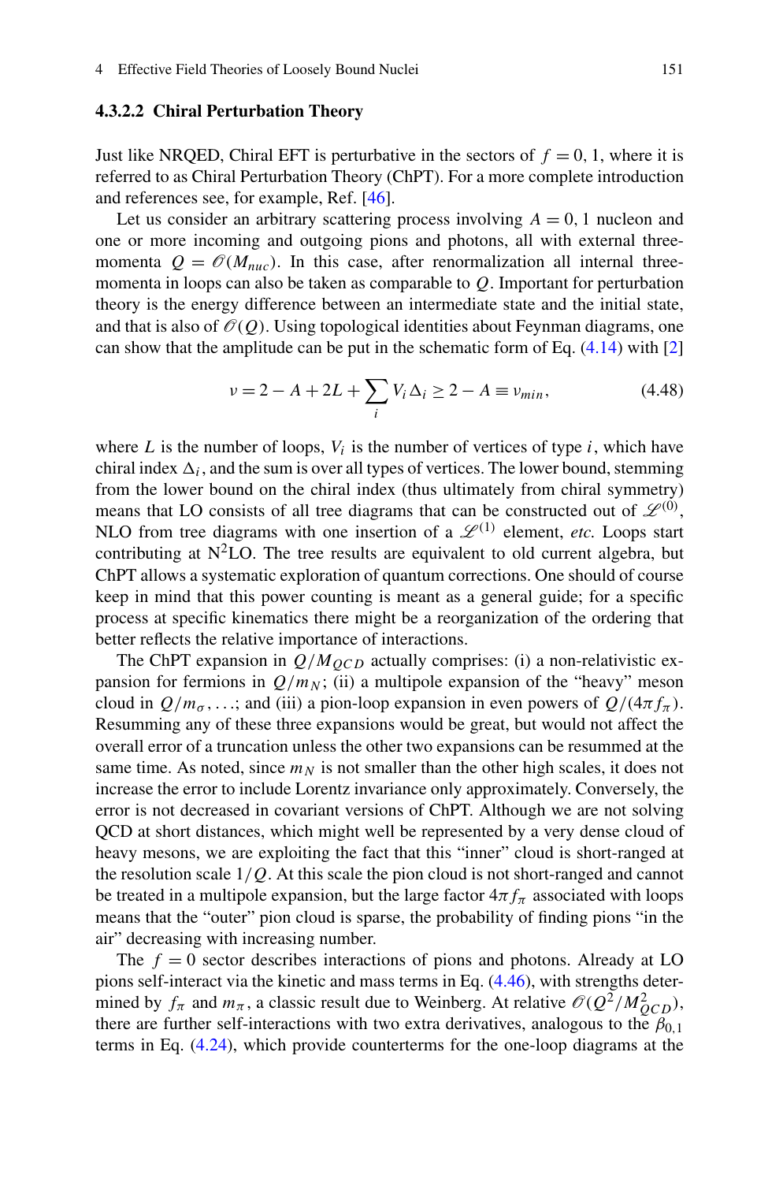#### 4.3.2.2 Chiral Perturbation Theory

Just like NRQED, Chiral EFT is perturbative in the sectors of $f = 0, 1$, where it is referred to as Chiral Perturbation Theory (ChPT). For a more complete introduction and references see, for example, Ref. [46].

Let us consider an arbitrary scattering process involving $A = 0, 1$ nucleon and one or more incoming and outgoing pions and photons, all with external three-momenta $Q = \mathcal{O}(M_{nuc})$. In this case, after renormalization all internal three-momenta in loops can also be taken as comparable to $Q$. Important for perturbation theory is the energy difference between an intermediate state and the initial state, and that is also of $\mathcal{O}(Q)$. Using topological identities about Feynman diagrams, one can show that the amplitude can be put in the schematic form of Eq. (4.14) with [2]

$$\nu = 2 - A + 2L + \sum_i V_i \Delta_i \geq 2 - A \equiv \nu_{min}, \tag{4.48}$$

where $L$ is the number of loops, $V_i$ is the number of vertices of type $i$, which have chiral index $\Delta_i$, and the sum is over all types of vertices. The lower bound, stemming from the lower bound on the chiral index (thus ultimately from chiral symmetry) means that LO consists of all tree diagrams that can be constructed out of $\mathcal{L}^{(0)}$, NLO from tree diagrams with one insertion of a $\mathcal{L}^{(1)}$ element, *etc.* Loops start contributing at N$^2$LO. The tree results are equivalent to old current algebra, but ChPT allows a systematic exploration of quantum corrections. One should of course keep in mind that this power counting is meant as a general guide; for a specific process at specific kinematics there might be a reorganization of the ordering that better reflects the relative importance of interactions.

The ChPT expansion in $Q/M_{QCD}$ actually comprises: (i) a non-relativistic expansion for fermions in $Q/m_N$; (ii) a multipole expansion of the "heavy" meson cloud in $Q/m_\sigma, \ldots$; and (iii) a pion-loop expansion in even powers of $Q/(4\pi f_\pi)$. Resumming any of these three expansions would be great, but would not affect the overall error of a truncation unless the other two expansions can be resummed at the same time. As noted, since $m_N$ is not smaller than the other high scales, it does not increase the error to include Lorentz invariance only approximately. Conversely, the error is not decreased in covariant versions of ChPT. Although we are not solving QCD at short distances, which might well be represented by a very dense cloud of heavy mesons, we are exploiting the fact that this "inner" cloud is short-ranged at the resolution scale $1/Q$. At this scale the pion cloud is not short-ranged and cannot be treated in a multipole expansion, but the large factor $4\pi f_\pi$ associated with loops means that the "outer" pion cloud is sparse, the probability of finding pions "in the air" decreasing with increasing number.

The $f = 0$ sector describes interactions of pions and photons. Already at LO pions self-interact via the kinetic and mass terms in Eq. (4.46), with strengths determined by $f_\pi$ and $m_\pi$, a classic result due to Weinberg. At relative $\mathcal{O}(Q^2/M_{QCD}^2)$, there are further self-interactions with two extra derivatives, analogous to the $\beta_{0,1}$ terms in Eq. (4.24), which provide counterterms for the one-loop diagrams at the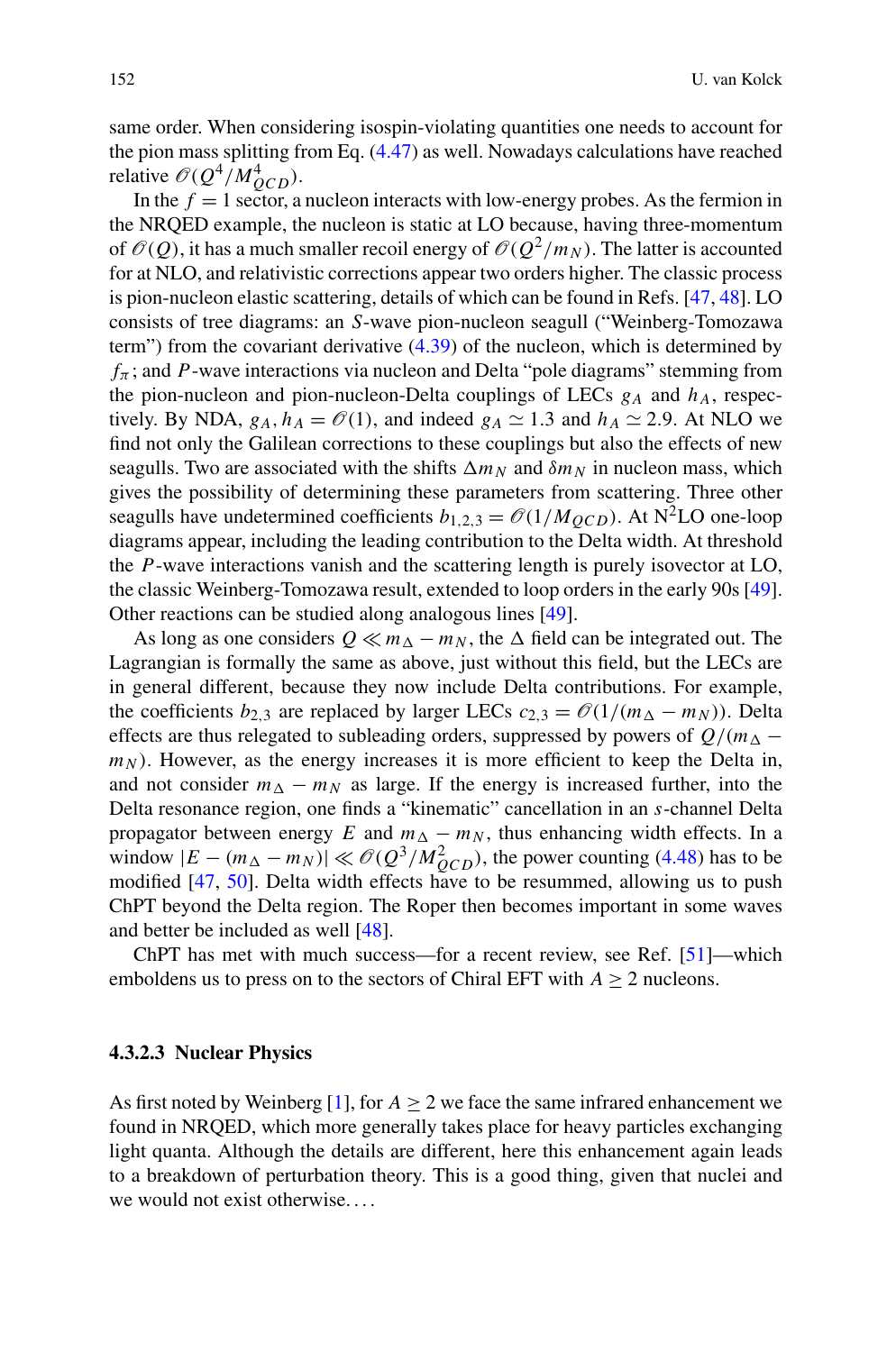same order. When considering isospin-violating quantities one needs to account for the pion mass splitting from Eq. (4.47) as well. Nowadays calculations have reached relative $\mathscr{O}(Q^4/M_{QCD}^4)$.

In the $f = 1$ sector, a nucleon interacts with low-energy probes. As the fermion in the NRQED example, the nucleon is static at LO because, having three-momentum of $\mathscr{O}(Q)$, it has a much smaller recoil energy of $\mathscr{O}(Q^2/m_N)$. The latter is accounted for at NLO, and relativistic corrections appear two orders higher. The classic process is pion-nucleon elastic scattering, details of which can be found in Refs. [47, 48]. LO consists of tree diagrams: an $S$-wave pion-nucleon seagull ("Weinberg-Tomozawa term") from the covariant derivative (4.39) of the nucleon, which is determined by $f_\pi$; and $P$-wave interactions via nucleon and Delta "pole diagrams" stemming from the pion-nucleon and pion-nucleon-Delta couplings of LECs $g_A$ and $h_A$, respectively. By NDA, $g_A, h_A = \mathscr{O}(1)$, and indeed $g_A \simeq 1.3$ and $h_A \simeq 2.9$. At NLO we find not only the Galilean corrections to these couplings but also the effects of new seagulls. Two are associated with the shifts $\Delta m_N$ and $\delta m_N$ in nucleon mass, which gives the possibility of determining these parameters from scattering. Three other seagulls have undetermined coefficients $b_{1,2,3} = \mathscr{O}(1/M_{QCD})$. At N$^2$LO one-loop diagrams appear, including the leading contribution to the Delta width. At threshold the $P$-wave interactions vanish and the scattering length is purely isovector at LO, the classic Weinberg-Tomozawa result, extended to loop orders in the early 90s [49]. Other reactions can be studied along analogous lines [49].

As long as one considers $Q \ll m_\Delta - m_N$, the $\Delta$ field can be integrated out. The Lagrangian is formally the same as above, just without this field, but the LECs are in general different, because they now include Delta contributions. For example, the coefficients $b_{2,3}$ are replaced by larger LECs $c_{2,3} = \mathscr{O}(1/(m_\Delta - m_N))$. Delta effects are thus relegated to subleading orders, suppressed by powers of $Q/(m_\Delta - m_N)$. However, as the energy increases it is more efficient to keep the Delta in, and not consider $m_\Delta - m_N$ as large. If the energy is increased further, into the Delta resonance region, one finds a "kinematic" cancellation in an $s$-channel Delta propagator between energy $E$ and $m_\Delta - m_N$, thus enhancing width effects. In a window $|E - (m_\Delta - m_N)| \ll \mathscr{O}(Q^3/M_{QCD}^2)$, the power counting (4.48) has to be modified [47, 50]. Delta width effects have to be resummed, allowing us to push ChPT beyond the Delta region. The Roper then becomes important in some waves and better be included as well [48].

ChPT has met with much success—for a recent review, see Ref. [51]—which emboldens us to press on to the sectors of Chiral EFT with $A \geq 2$ nucleons.

#### 4.3.2.3 Nuclear Physics

As first noted by Weinberg [1], for $A \geq 2$ we face the same infrared enhancement we found in NRQED, which more generally takes place for heavy particles exchanging light quanta. Although the details are different, here this enhancement again leads to a breakdown of perturbation theory. This is a good thing, given that nuclei and we would not exist otherwise. . . .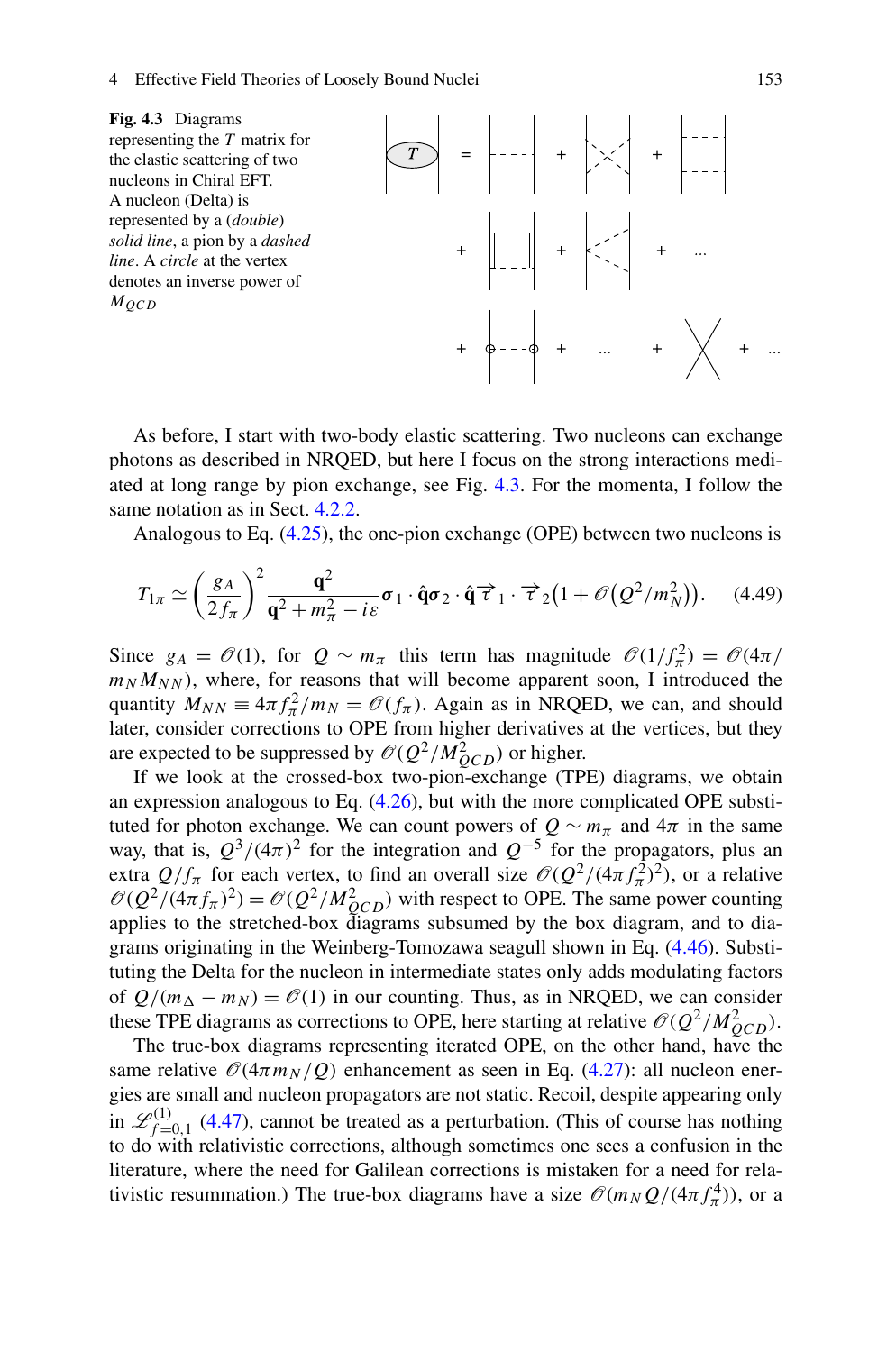**Fig. 4.3** Diagrams representing the $T$ matrix for the elastic scattering of two nucleons in Chiral EFT. A nucleon (Delta) is represented by a (*double*) *solid line*, a pion by a *dashed line*. A *circle* at the vertex denotes an inverse power of $M_{QCD}$

As before, I start with two-body elastic scattering. Two nucleons can exchange photons as described in NRQED, but here I focus on the strong interactions mediated at long range by pion exchange, see Fig. 4.3. For the momenta, I follow the same notation as in Sect. 4.2.2.

Analogous to Eq. (4.25), the one-pion exchange (OPE) between two nucleons is

$$T_{1\pi} \simeq \left(\frac{g_A}{2f_\pi}\right)^2 \frac{\mathbf{q}^2}{\mathbf{q}^2 + m_\pi^2 - i\varepsilon} \boldsymbol{\sigma}_1 \cdot \hat{\mathbf{q}} \boldsymbol{\sigma}_2 \cdot \hat{\mathbf{q}} \vec{\tau}_1 \cdot \vec{\tau}_2 \left(1 + \mathscr{O}\left(Q^2/m_N^2\right)\right). \quad (4.49)$$

Since $g_A = \mathscr{O}(1)$, for $Q \sim m_\pi$ this term has magnitude $\mathscr{O}(1/f_\pi^2) = \mathscr{O}(4\pi/m_N M_{NN})$, where, for reasons that will become apparent soon, I introduced the quantity $M_{NN} \equiv 4\pi f_\pi^2/m_N = \mathscr{O}(f_\pi)$. Again as in NRQED, we can, and should later, consider corrections to OPE from higher derivatives at the vertices, but they are expected to be suppressed by $\mathscr{O}(Q^2/M_{QCD}^2)$ or higher.

If we look at the crossed-box two-pion-exchange (TPE) diagrams, we obtain an expression analogous to Eq. (4.26), but with the more complicated OPE substituted for photon exchange. We can count powers of $Q \sim m_\pi$ and $4\pi$ in the same way, that is, $Q^3/(4\pi)^2$ for the integration and $Q^{-5}$ for the propagators, plus an extra $Q/f_\pi$ for each vertex, to find an overall size $\mathscr{O}(Q^2/(4\pi f_\pi^2)^2)$, or a relative $\mathscr{O}(Q^2/(4\pi f_\pi)^2) = \mathscr{O}(Q^2/M_{QCD}^2)$ with respect to OPE. The same power counting applies to the stretched-box diagrams subsumed by the box diagram, and to diagrams originating in the Weinberg-Tomozawa seagull shown in Eq. (4.46). Substituting the Delta for the nucleon in intermediate states only adds modulating factors of $Q/(m_\Delta - m_N) = \mathscr{O}(1)$ in our counting. Thus, as in NRQED, we can consider these TPE diagrams as corrections to OPE, here starting at relative $\mathscr{O}(Q^2/M_{QCD}^2)$.

The true-box diagrams representing iterated OPE, on the other hand, have the same relative $\mathscr{O}(4\pi m_N/Q)$ enhancement as seen in Eq. (4.27): all nucleon energies are small and nucleon propagators are not static. Recoil, despite appearing only in $\mathscr{L}_{f=0,1}^{(1)}$ (4.47), cannot be treated as a perturbation. (This of course has nothing to do with relativistic corrections, although sometimes one sees a confusion in the literature, where the need for Galilean corrections is mistaken for a need for relativistic resummation.) The true-box diagrams have a size $\mathscr{O}(m_N Q/(4\pi f_\pi^4))$, or a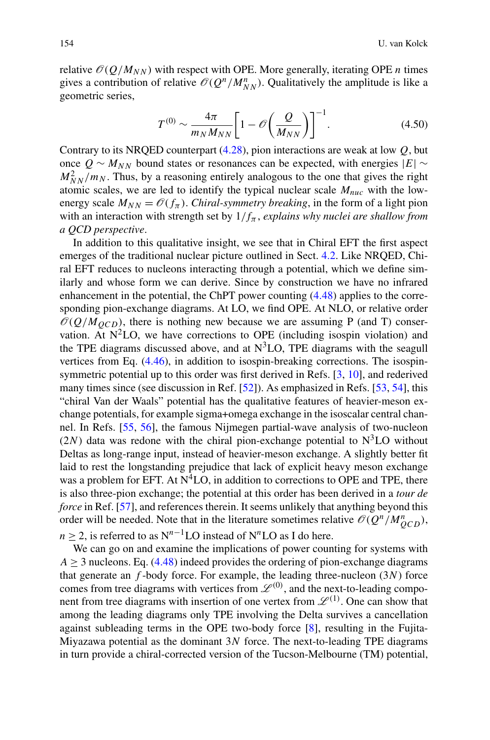relative $\mathscr{O}(Q/M_{NN})$ with respect with OPE. More generally, iterating OPE $n$ times gives a contribution of relative $\mathscr{O}(Q^n/M_{NN}^n)$. Qualitatively the amplitude is like a geometric series,

$$T^{(0)} \sim \frac{4\pi}{m_N M_{NN}} \left[1 - \mathscr{O}\left(\frac{Q}{M_{NN}}\right)\right]^{-1}. \tag{4.50}$$

Contrary to its NRQED counterpart (4.28), pion interactions are weak at low $Q$, but once $Q \sim M_{NN}$ bound states or resonances can be expected, with energies $|E| \sim M_{NN}^2/m_N$. Thus, by a reasoning entirely analogous to the one that gives the right atomic scales, we are led to identify the typical nuclear scale $M_{nuc}$ with the low-energy scale $M_{NN} = \mathscr{O}(f_\pi)$. *Chiral-symmetry breaking*, in the form of a light pion with an interaction with strength set by $1/f_\pi$, *explains why nuclei are shallow from a QCD perspective*.

In addition to this qualitative insight, we see that in Chiral EFT the first aspect emerges of the traditional nuclear picture outlined in Sect. 4.2. Like NRQED, Chiral EFT reduces to nucleons interacting through a potential, which we define similarly and whose form we can derive. Since by construction we have no infrared enhancement in the potential, the ChPT power counting (4.48) applies to the corresponding pion-exchange diagrams. At LO, we find OPE. At NLO, or relative order $\mathscr{O}(Q/M_{QCD})$, there is nothing new because we are assuming P (and T) conservation. At N$^2$LO, we have corrections to OPE (including isospin violation) and the TPE diagrams discussed above, and at N$^3$LO, TPE diagrams with the seagull vertices from Eq. (4.46), in addition to isospin-breaking corrections. The isospin-symmetric potential up to this order was first derived in Refs. [3, 10], and rederived many times since (see discussion in Ref. [52]). As emphasized in Refs. [53, 54], this "chiral Van der Waals" potential has the qualitative features of heavier-meson exchange potentials, for example sigma+omega exchange in the isoscalar central channel. In Refs. [55, 56], the famous Nijmegen partial-wave analysis of two-nucleon ($2N$) data was redone with the chiral pion-exchange potential to N$^3$LO without Deltas as long-range input, instead of heavier-meson exchange. A slightly better fit laid to rest the longstanding prejudice that lack of explicit heavy meson exchange was a problem for EFT. At N$^4$LO, in addition to corrections to OPE and TPE, there is also three-pion exchange; the potential at this order has been derived in a *tour de force* in Ref. [57], and references therein. It seems unlikely that anything beyond this order will be needed. Note that in the literature sometimes relative $\mathscr{O}(Q^n/M_{QCD}^n)$, $n \geq 2$, is referred to as N$^{n-1}$LO instead of N$^n$LO as I do here.

We can go on and examine the implications of power counting for systems with $A \geq 3$ nucleons. Eq. (4.48) indeed provides the ordering of pion-exchange diagrams that generate an $f$-body force. For example, the leading three-nucleon ($3N$) force comes from tree diagrams with vertices from $\mathscr{L}^{(0)}$, and the next-to-leading component from tree diagrams with insertion of one vertex from $\mathscr{L}^{(1)}$. One can show that among the leading diagrams only TPE involving the Delta survives a cancellation against subleading terms in the OPE two-body force [8], resulting in the Fujita-Miyazawa potential as the dominant $3N$ force. The next-to-leading TPE diagrams in turn provide a chiral-corrected version of the Tucson-Melbourne (TM) potential,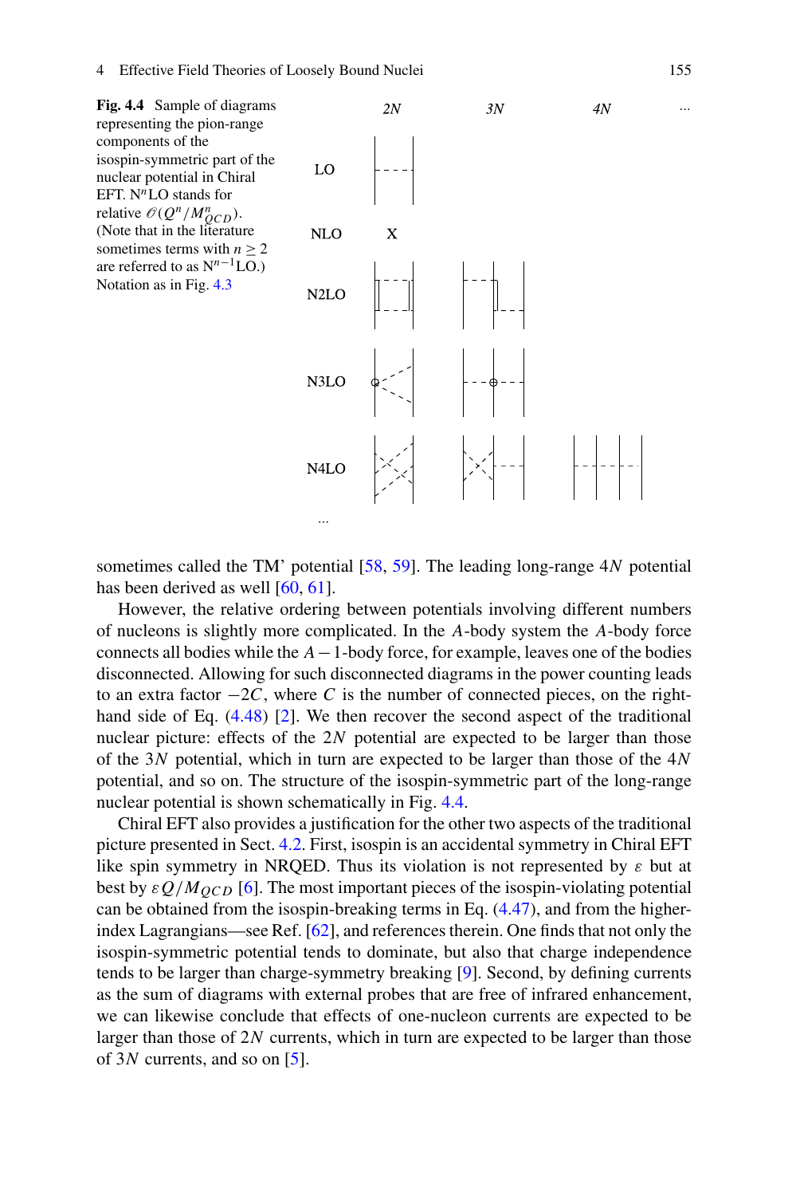**Fig. 4.4** Sample of diagrams representing the pion-range components of the isospin-symmetric part of the nuclear potential in Chiral EFT. N$^n$LO stands for relative $\mathcal{O}(Q^n/M_{QCD}^n)$. (Note that in the literature sometimes terms with $n \geq 2$ are referred to as N$^{n-1}$LO.) Notation as in Fig. 4.3

sometimes called the TM' potential [58, 59]. The leading long-range $4N$ potential has been derived as well [60, 61].

However, the relative ordering between potentials involving different numbers of nucleons is slightly more complicated. In the $A$-body system the $A$-body force connects all bodies while the $A-1$-body force, for example, leaves one of the bodies disconnected. Allowing for such disconnected diagrams in the power counting leads to an extra factor $-2C$, where $C$ is the number of connected pieces, on the right-hand side of Eq. (4.48) [2]. We then recover the second aspect of the traditional nuclear picture: effects of the $2N$ potential are expected to be larger than those of the $3N$ potential, which in turn are expected to be larger than those of the $4N$ potential, and so on. The structure of the isospin-symmetric part of the long-range nuclear potential is shown schematically in Fig. 4.4.

Chiral EFT also provides a justification for the other two aspects of the traditional picture presented in Sect. 4.2. First, isospin is an accidental symmetry in Chiral EFT like spin symmetry in NRQED. Thus its violation is not represented by $\varepsilon$ but at best by $\varepsilon Q/M_{QCD}$ [6]. The most important pieces of the isospin-violating potential can be obtained from the isospin-breaking terms in Eq. (4.47), and from the higher-index Lagrangians—see Ref. [62], and references therein. One finds that not only the isospin-symmetric potential tends to dominate, but also that charge independence tends to be larger than charge-symmetry breaking [9]. Second, by defining currents as the sum of diagrams with external probes that are free of infrared enhancement, we can likewise conclude that effects of one-nucleon currents are expected to be larger than those of $2N$ currents, which in turn are expected to be larger than those of $3N$ currents, and so on [5].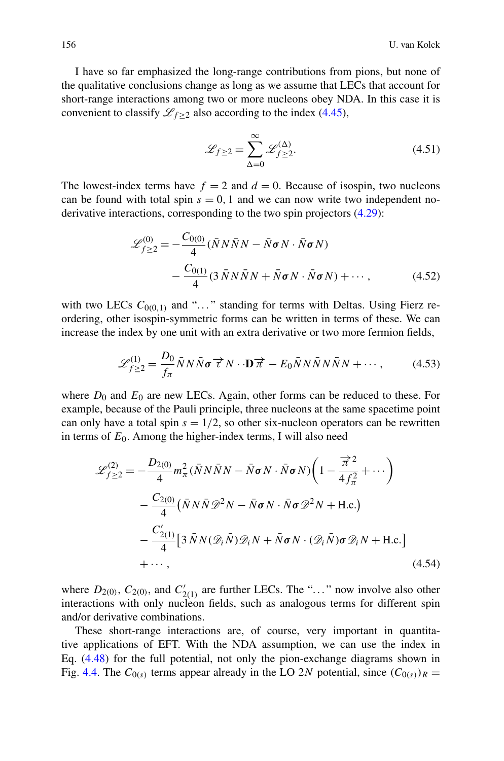I have so far emphasized the long-range contributions from pions, but none of the qualitative conclusions change as long as we assume that LECs that account for short-range interactions among two or more nucleons obey NDA. In this case it is convenient to classify $\mathscr{L}_{f\geq 2}$ also according to the index (4.45),

$$\mathscr{L}_{f\geq 2} = \sum_{\Delta=0}^{\infty} \mathscr{L}_{f\geq 2}^{(\Delta)}. \tag{4.51}$$

The lowest-index terms have $f = 2$ and $d = 0$. Because of isospin, two nucleons can be found with total spin $s = 0, 1$ and we can now write two independent no-derivative interactions, corresponding to the two spin projectors (4.29):

$$\begin{aligned}
\mathscr{L}_{f\geq 2}^{(0)} = &-\frac{C_{0(0)}}{4}(\bar{N}N\bar{N}N - \bar{N}\boldsymbol{\sigma}N\cdot\bar{N}\boldsymbol{\sigma}N) \\
&-\frac{C_{0(1)}}{4}(3\,\bar{N}N\bar{N}N + \bar{N}\boldsymbol{\sigma}N\cdot\bar{N}\boldsymbol{\sigma}N) + \cdots,
\end{aligned} \tag{4.52}$$

with two LECs $C_{0(0,1)}$ and "…" standing for terms with Deltas. Using Fierz reordering, other isospin-symmetric forms can be written in terms of these. We can increase the index by one unit with an extra derivative or two more fermion fields,

$$\mathscr{L}_{f\geq 2}^{(1)} = \frac{D_0}{f_\pi}\bar{N}N\bar{N}\boldsymbol{\sigma}\vec{\tau}N\cdot\cdot\mathbf{D}\vec{\pi} - E_0\bar{N}N\bar{N}N\bar{N}N + \cdots, \tag{4.53}$$

where $D_0$ and $E_0$ are new LECs. Again, other forms can be reduced to these. For example, because of the Pauli principle, three nucleons at the same spacetime point can only have a total spin $s = 1/2$, so other six-nucleon operators can be rewritten in terms of $E_0$. Among the higher-index terms, I will also need

$$\begin{aligned}
\mathscr{L}_{f\geq 2}^{(2)} = &-\frac{D_{2(0)}}{4}m_\pi^2(\bar{N}N\bar{N}N - \bar{N}\boldsymbol{\sigma}N\cdot\bar{N}\boldsymbol{\sigma}N)\left(1 - \frac{\vec{\pi}^{\,2}}{4f_\pi^2} + \cdots\right) \\
&-\frac{C_{2(0)}}{4}\left(\bar{N}N\bar{N}\mathscr{D}^2N - \bar{N}\boldsymbol{\sigma}N\cdot\bar{N}\boldsymbol{\sigma}\mathscr{D}^2N + \text{H.c.}\right) \\
&-\frac{C_{2(1)}'}{4}\left[3\,\bar{N}N(\mathscr{D}_i\bar{N})\mathscr{D}_iN + \bar{N}\boldsymbol{\sigma}N\cdot(\mathscr{D}_i\bar{N})\boldsymbol{\sigma}\mathscr{D}_iN + \text{H.c.}\right] \\
&+\cdots,
\end{aligned} \tag{4.54}$$

where $D_{2(0)}$, $C_{2(0)}$, and $C_{2(1)}'$ are further LECs. The "…" now involve also other interactions with only nucleon fields, such as analogous terms for different spin and/or derivative combinations.

These short-range interactions are, of course, very important in quantitative applications of EFT. With the NDA assumption, we can use the index in Eq. (4.48) for the full potential, not only the pion-exchange diagrams shown in Fig. 4.4. The $C_{0(s)}$ terms appear already in the LO $2N$ potential, since $(C_{0(s)})_R =$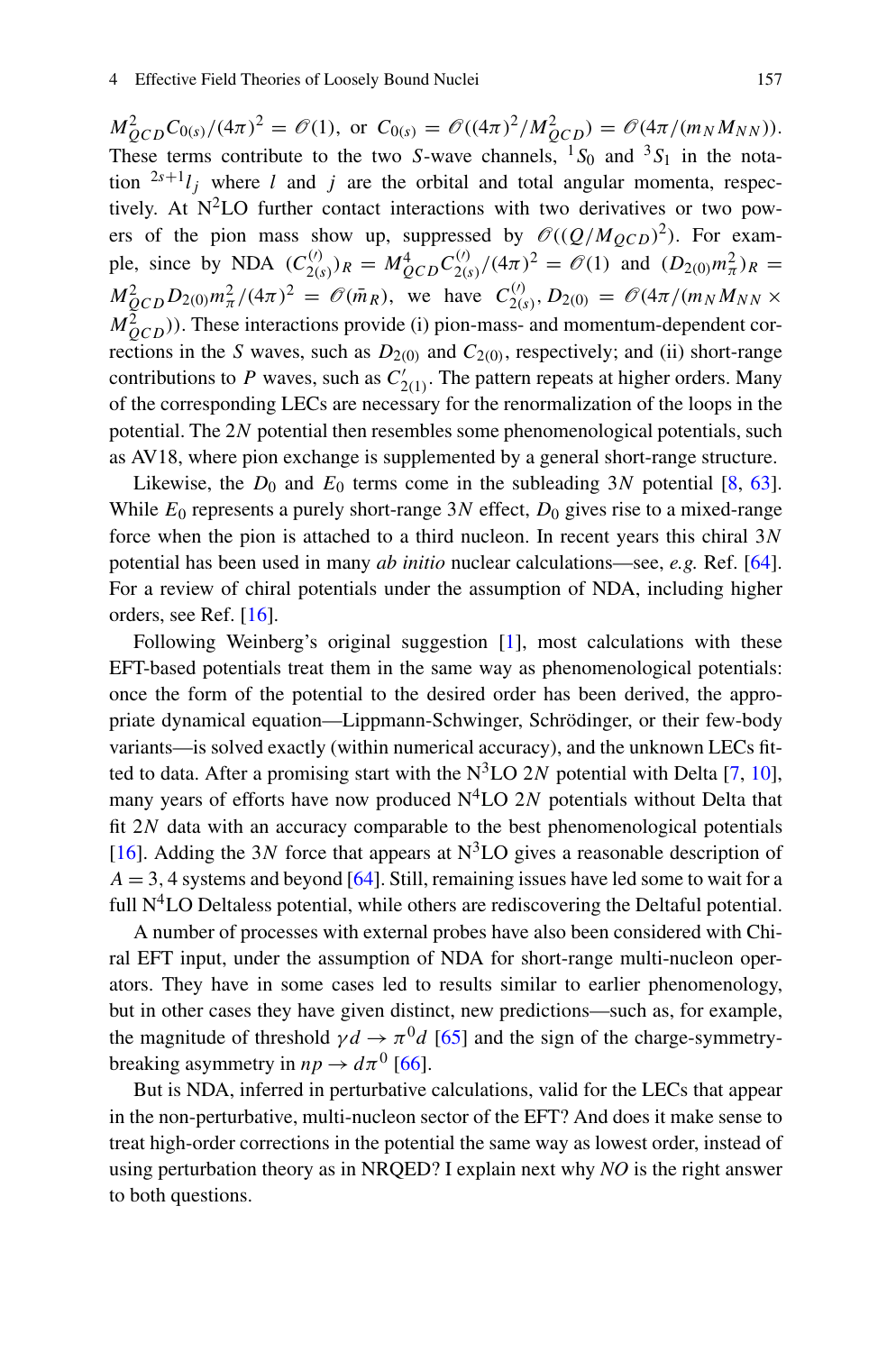$M_{QCD}^2 C_{0(s)}/(4\pi)^2 = \mathscr{O}(1)$, or $C_{0(s)} = \mathscr{O}((4\pi)^2/M_{QCD}^2) = \mathscr{O}(4\pi/(m_N M_{NN}))$. These terms contribute to the two $S$-wave channels, ${}^1S_0$ and ${}^3S_1$ in the notation ${}^{2s+1}l_j$ where $l$ and $j$ are the orbital and total angular momenta, respectively. At N$^2$LO further contact interactions with two derivatives or two powers of the pion mass show up, suppressed by $\mathscr{O}((Q/M_{QCD})^2)$. For example, since by NDA $(C_{2(s)}^{(\prime)})_R = M_{QCD}^4 C_{2(s)}^{(\prime)}/(4\pi)^2 = \mathscr{O}(1)$ and $(D_{2(0)} m_\pi^2)_R = M_{QCD}^2 D_{2(0)} m_\pi^2/(4\pi)^2 = \mathscr{O}(\bar{m}_R)$, we have $C_{2(s)}^{(\prime)}, D_{2(0)} = \mathscr{O}(4\pi/(m_N M_{NN} \times M_{QCD}^2))$. These interactions provide (i) pion-mass- and momentum-dependent corrections in the $S$ waves, such as $D_{2(0)}$ and $C_{2(0)}$, respectively; and (ii) short-range contributions to $P$ waves, such as $C'_{2(1)}$. The pattern repeats at higher orders. Many of the corresponding LECs are necessary for the renormalization of the loops in the potential. The $2N$ potential then resembles some phenomenological potentials, such as AV18, where pion exchange is supplemented by a general short-range structure.

Likewise, the $D_0$ and $E_0$ terms come in the subleading $3N$ potential [8, 63]. While $E_0$ represents a purely short-range $3N$ effect, $D_0$ gives rise to a mixed-range force when the pion is attached to a third nucleon. In recent years this chiral $3N$ potential has been used in many *ab initio* nuclear calculations—see, *e.g.* Ref. [64]. For a review of chiral potentials under the assumption of NDA, including higher orders, see Ref. [16].

Following Weinberg's original suggestion [1], most calculations with these EFT-based potentials treat them in the same way as phenomenological potentials: once the form of the potential to the desired order has been derived, the appropriate dynamical equation—Lippmann-Schwinger, Schrödinger, or their few-body variants—is solved exactly (within numerical accuracy), and the unknown LECs fitted to data. After a promising start with the N$^3$LO $2N$ potential with Delta [7, 10], many years of efforts have now produced N$^4$LO $2N$ potentials without Delta that fit $2N$ data with an accuracy comparable to the best phenomenological potentials [16]. Adding the $3N$ force that appears at N$^3$LO gives a reasonable description of $A = 3, 4$ systems and beyond [64]. Still, remaining issues have led some to wait for a full N$^4$LO Deltaless potential, while others are rediscovering the Deltaful potential.

A number of processes with external probes have also been considered with Chiral EFT input, under the assumption of NDA for short-range multi-nucleon operators. They have in some cases led to results similar to earlier phenomenology, but in other cases they have given distinct, new predictions—such as, for example, the magnitude of threshold $\gamma d \to \pi^0 d$ [65] and the sign of the charge-symmetry-breaking asymmetry in $np \to d\pi^0$ [66].

But is NDA, inferred in perturbative calculations, valid for the LECs that appear in the non-perturbative, multi-nucleon sector of the EFT? And does it make sense to treat high-order corrections in the potential the same way as lowest order, instead of using perturbation theory as in NRQED? I explain next why *NO* is the right answer to both questions.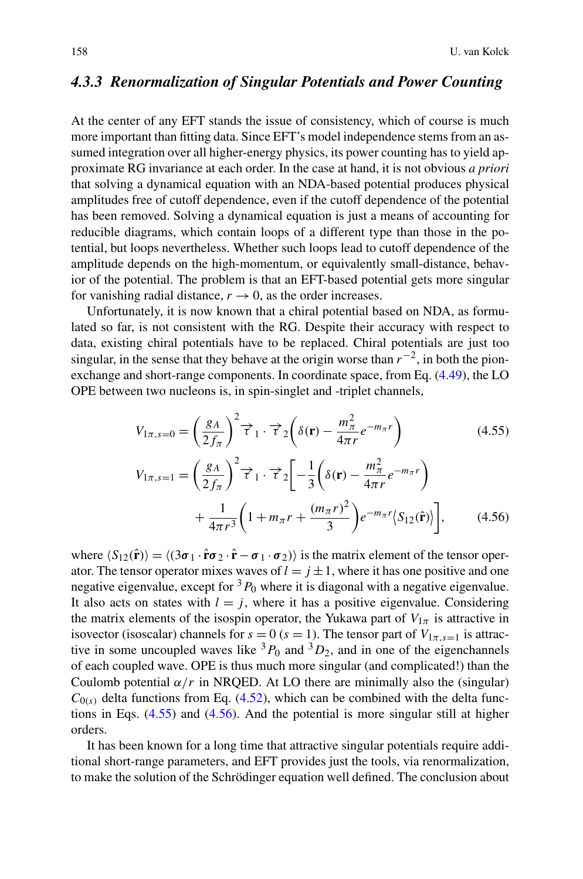### 4.3.3 Renormalization of Singular Potentials and Power Counting

At the center of any EFT stands the issue of consistency, which of course is much more important than fitting data. Since EFT's model independence stems from an assumed integration over all higher-energy physics, its power counting has to yield approximate RG invariance at each order. In the case at hand, it is not obvious *a priori* that solving a dynamical equation with an NDA-based potential produces physical amplitudes free of cutoff dependence, even if the cutoff dependence of the potential has been removed. Solving a dynamical equation is just a means of accounting for reducible diagrams, which contain loops of a different type than those in the potential, but loops nevertheless. Whether such loops lead to cutoff dependence of the amplitude depends on the high-momentum, or equivalently small-distance, behavior of the potential. The problem is that an EFT-based potential gets more singular for vanishing radial distance, $r \to 0$, as the order increases.

Unfortunately, it is now known that a chiral potential based on NDA, as formulated so far, is not consistent with the RG. Despite their accuracy with respect to data, existing chiral potentials have to be replaced. Chiral potentials are just too singular, in the sense that they behave at the origin worse than $r^{-2}$, in both the pion-exchange and short-range components. In coordinate space, from Eq. (4.49), the LO OPE between two nucleons is, in spin-singlet and -triplet channels,

$$V_{1\pi,s=0} = \left(\frac{g_A}{2f_\pi}\right)^2 \vec{\tau}_1 \cdot \vec{\tau}_2 \left(\delta(\mathbf{r}) - \frac{m_\pi^2}{4\pi r} e^{-m_\pi r}\right) \tag{4.55}$$

$$\begin{aligned} V_{1\pi,s=1} = \left(\frac{g_A}{2f_\pi}\right)^2 \vec{\tau}_1 \cdot \vec{\tau}_2 \Bigg[ &-\frac{1}{3}\left(\delta(\mathbf{r}) - \frac{m_\pi^2}{4\pi r} e^{-m_\pi r}\right) \\ &+ \frac{1}{4\pi r^3}\left(1 + m_\pi r + \frac{(m_\pi r)^2}{3}\right) e^{-m_\pi r} \langle S_{12}(\hat{\mathbf{r}})\rangle \Bigg], \end{aligned} \tag{4.56}$$

where $\langle S_{12}(\hat{\mathbf{r}})\rangle = \langle (3\boldsymbol{\sigma}_1 \cdot \hat{\mathbf{r}} \boldsymbol{\sigma}_2 \cdot \hat{\mathbf{r}} - \boldsymbol{\sigma}_1 \cdot \boldsymbol{\sigma}_2)\rangle$ is the matrix element of the tensor operator. The tensor operator mixes waves of $l = j \pm 1$, where it has one positive and one negative eigenvalue, except for ${}^3P_0$ where it is diagonal with a negative eigenvalue. It also acts on states with $l = j$, where it has a positive eigenvalue. Considering the matrix elements of the isospin operator, the Yukawa part of $V_{1\pi}$ is attractive in isovector (isoscalar) channels for $s = 0$ ($s = 1$). The tensor part of $V_{1\pi,s=1}$ is attractive in some uncoupled waves like ${}^3P_0$ and ${}^3D_2$, and in one of the eigenchannels of each coupled wave. OPE is thus much more singular (and complicated!) than the Coulomb potential $\alpha/r$ in NRQED. At LO there are minimally also the (singular) $C_{0(s)}$ delta functions from Eq. (4.52), which can be combined with the delta functions in Eqs. (4.55) and (4.56). And the potential is more singular still at higher orders.

It has been known for a long time that attractive singular potentials require additional short-range parameters, and EFT provides just the tools, via renormalization, to make the solution of the Schrödinger equation well defined. The conclusion about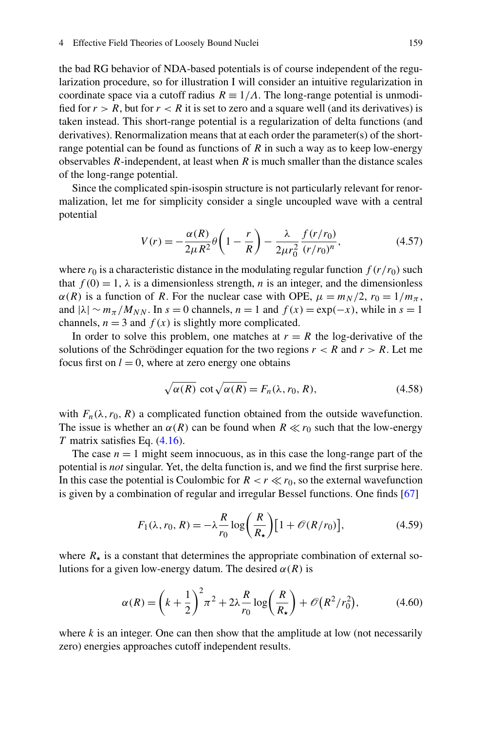the bad RG behavior of NDA-based potentials is of course independent of the regularization procedure, so for illustration I will consider an intuitive regularization in coordinate space via a cutoff radius $R \equiv 1/\Lambda$. The long-range potential is unmodified for $r > R$, but for $r < R$ it is set to zero and a square well (and its derivatives) is taken instead. This short-range potential is a regularization of delta functions (and derivatives). Renormalization means that at each order the parameter(s) of the short-range potential can be found as functions of $R$ in such a way as to keep low-energy observables $R$-independent, at least when $R$ is much smaller than the distance scales of the long-range potential.

Since the complicated spin-isospin structure is not particularly relevant for renormalization, let me for simplicity consider a single uncoupled wave with a central potential

$$V(r) = -\frac{\alpha(R)}{2\mu R^2}\theta\left(1 - \frac{r}{R}\right) - \frac{\lambda}{2\mu r_0^2}\frac{f(r/r_0)}{(r/r_0)^n}, \tag{4.57}$$

where $r_0$ is a characteristic distance in the modulating regular function $f(r/r_0)$ such that $f(0) = 1$, $\lambda$ is a dimensionless strength, $n$ is an integer, and the dimensionless $\alpha(R)$ is a function of $R$. For the nuclear case with OPE, $\mu = m_N/2$, $r_0 = 1/m_\pi$, and $|\lambda| \sim m_\pi/M_{NN}$. In $s = 0$ channels, $n = 1$ and $f(x) = \exp(-x)$, while in $s = 1$ channels, $n = 3$ and $f(x)$ is slightly more complicated.

In order to solve this problem, one matches at $r = R$ the log-derivative of the solutions of the Schrödinger equation for the two regions $r < R$ and $r > R$. Let me focus first on $l = 0$, where at zero energy one obtains

$$\sqrt{\alpha(R)}\,\cot\sqrt{\alpha(R)} = F_n(\lambda, r_0, R), \tag{4.58}$$

with $F_n(\lambda, r_0, R)$ a complicated function obtained from the outside wavefunction. The issue is whether an $\alpha(R)$ can be found when $R \ll r_0$ such that the low-energy $T$ matrix satisfies Eq. (4.16).

The case $n = 1$ might seem innocuous, as in this case the long-range part of the potential is *not* singular. Yet, the delta function is, and we find the first surprise here. In this case the potential is Coulombic for $R < r \ll r_0$, so the external wavefunction is given by a combination of regular and irregular Bessel functions. One finds [67]

$$F_1(\lambda, r_0, R) = -\lambda\frac{R}{r_0}\log\left(\frac{R}{R_\star}\right)\left[1 + \mathcal{O}(R/r_0)\right], \tag{4.59}$$

where $R_\star$ is a constant that determines the appropriate combination of external solutions for a given low-energy datum. The desired $\alpha(R)$ is

$$\alpha(R) = \left(k + \frac{1}{2}\right)^2\pi^2 + 2\lambda\frac{R}{r_0}\log\left(\frac{R}{R_\star}\right) + \mathcal{O}\left(R^2/r_0^2\right), \tag{4.60}$$

where $k$ is an integer. One can then show that the amplitude at low (not necessarily zero) energies approaches cutoff independent results.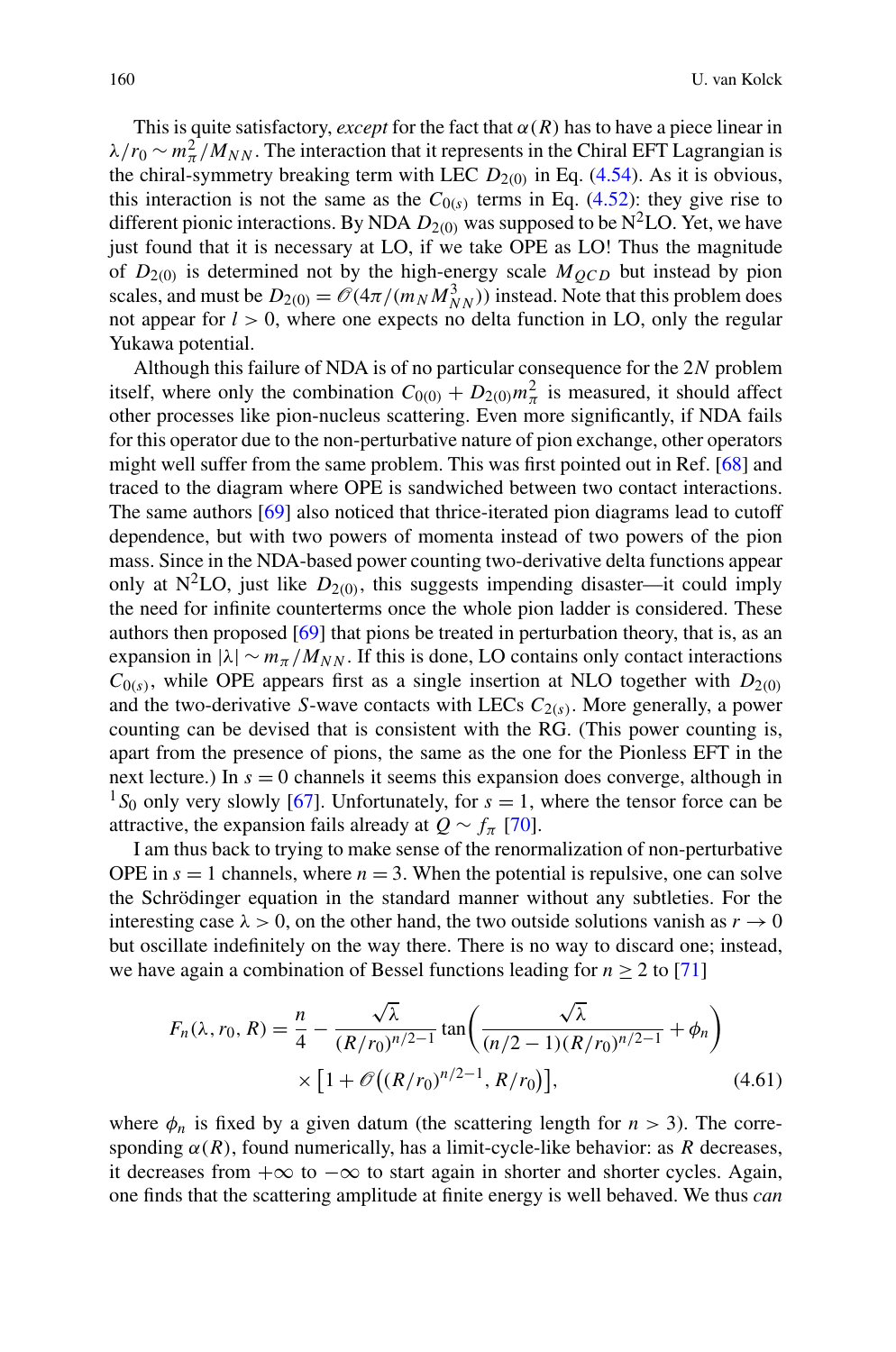This is quite satisfactory, *except* for the fact that $\alpha(R)$ has to have a piece linear in $\lambda/r_0 \sim m_\pi^2/M_{NN}$. The interaction that it represents in the Chiral EFT Lagrangian is the chiral-symmetry breaking term with LEC $D_{2(0)}$ in Eq. (4.54). As it is obvious, this interaction is not the same as the $C_{0(s)}$ terms in Eq. (4.52): they give rise to different pionic interactions. By NDA $D_{2(0)}$ was supposed to be N$^2$LO. Yet, we have just found that it is necessary at LO, if we take OPE as LO! Thus the magnitude of $D_{2(0)}$ is determined not by the high-energy scale $M_{QCD}$ but instead by pion scales, and must be $D_{2(0)} = \mathscr{O}(4\pi/(m_N M_{NN}^3))$ instead. Note that this problem does not appear for $l > 0$, where one expects no delta function in LO, only the regular Yukawa potential.

Although this failure of NDA is of no particular consequence for the $2N$ problem itself, where only the combination $C_{0(0)} + D_{2(0)} m_\pi^2$ is measured, it should affect other processes like pion-nucleus scattering. Even more significantly, if NDA fails for this operator due to the non-perturbative nature of pion exchange, other operators might well suffer from the same problem. This was first pointed out in Ref. [68] and traced to the diagram where OPE is sandwiched between two contact interactions. The same authors [69] also noticed that thrice-iterated pion diagrams lead to cutoff dependence, but with two powers of momenta instead of two powers of the pion mass. Since in the NDA-based power counting two-derivative delta functions appear only at N$^2$LO, just like $D_{2(0)}$, this suggests impending disaster—it could imply the need for infinite counterterms once the whole pion ladder is considered. These authors then proposed [69] that pions be treated in perturbation theory, that is, as an expansion in $|\lambda| \sim m_\pi/M_{NN}$. If this is done, LO contains only contact interactions $C_{0(s)}$, while OPE appears first as a single insertion at NLO together with $D_{2(0)}$ and the two-derivative $S$-wave contacts with LECs $C_{2(s)}$. More generally, a power counting can be devised that is consistent with the RG. (This power counting is, apart from the presence of pions, the same as the one for the Pionless EFT in the next lecture.) In $s = 0$ channels it seems this expansion does converge, although in $^1S_0$ only very slowly [67]. Unfortunately, for $s = 1$, where the tensor force can be attractive, the expansion fails already at $Q \sim f_\pi$ [70].

I am thus back to trying to make sense of the renormalization of non-perturbative OPE in $s = 1$ channels, where $n = 3$. When the potential is repulsive, one can solve the Schrödinger equation in the standard manner without any subtleties. For the interesting case $\lambda > 0$, on the other hand, the two outside solutions vanish as $r \to 0$ but oscillate indefinitely on the way there. There is no way to discard one; instead, we have again a combination of Bessel functions leading for $n \geq 2$ to [71]

$$F_n(\lambda, r_0, R) = \frac{n}{4} - \frac{\sqrt{\lambda}}{(R/r_0)^{n/2-1}} \tan\left(\frac{\sqrt{\lambda}}{(n/2-1)(R/r_0)^{n/2-1}} + \phi_n\right) \times \left[1 + \mathscr{O}\left((R/r_0)^{n/2-1}, R/r_0\right)\right], \tag{4.61}$$

where $\phi_n$ is fixed by a given datum (the scattering length for $n > 3$). The corresponding $\alpha(R)$, found numerically, has a limit-cycle-like behavior: as $R$ decreases, it decreases from $+\infty$ to $-\infty$ to start again in shorter and shorter cycles. Again, one finds that the scattering amplitude at finite energy is well behaved. We thus *can*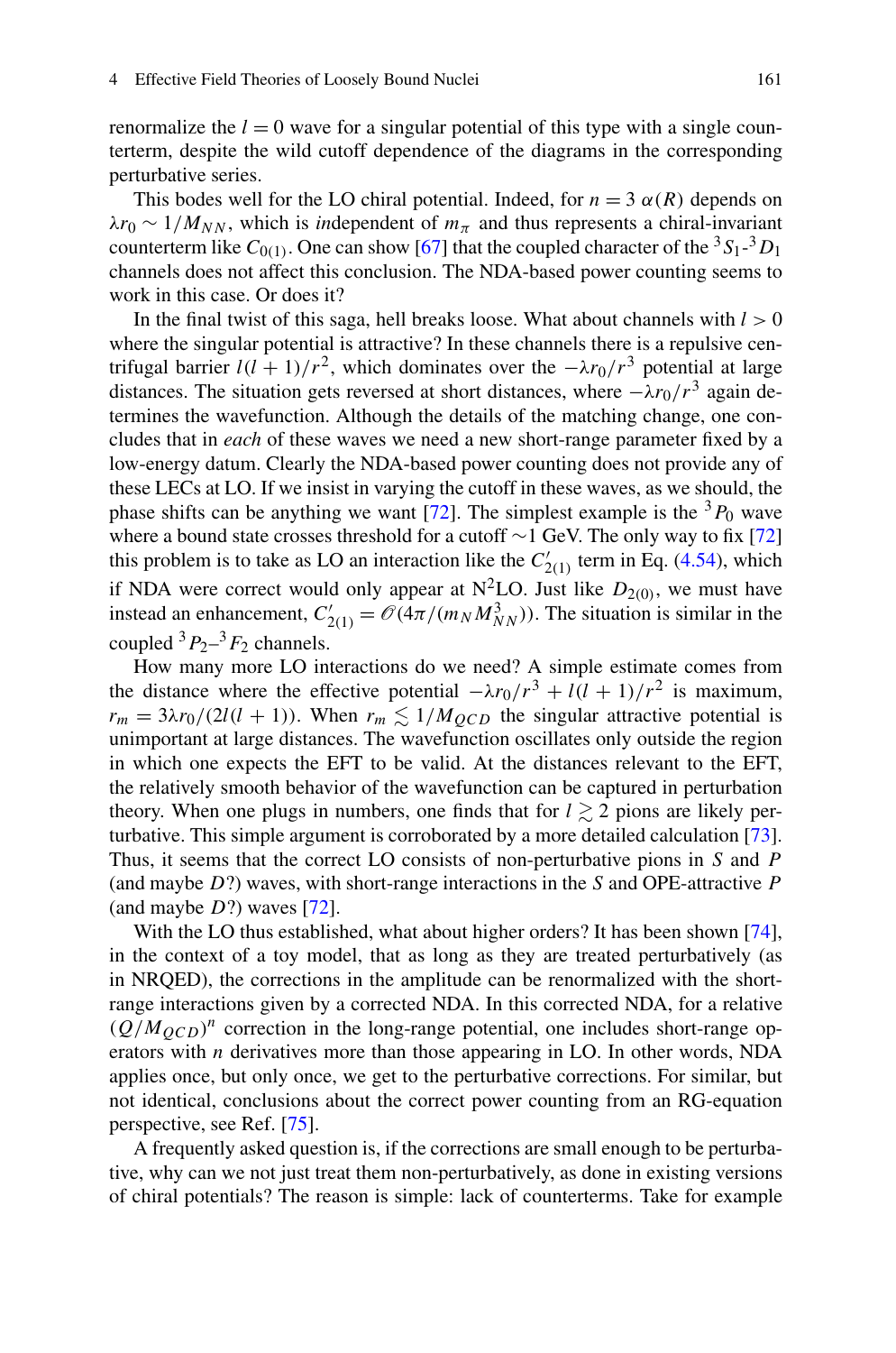renormalize the $l = 0$ wave for a singular potential of this type with a single counterterm, despite the wild cutoff dependence of the diagrams in the corresponding perturbative series.

This bodes well for the LO chiral potential. Indeed, for $n = 3$ $\alpha(R)$ depends on $\lambda r_0 \sim 1/M_{NN}$, which is *in*dependent of $m_\pi$ and thus represents a chiral-invariant counterterm like $C_{0(1)}$. One can show [67] that the coupled character of the $^3S_1$-$^3D_1$ channels does not affect this conclusion. The NDA-based power counting seems to work in this case. Or does it?

In the final twist of this saga, hell breaks loose. What about channels with $l > 0$ where the singular potential is attractive? In these channels there is a repulsive centrifugal barrier $l(l+1)/r^2$, which dominates over the $-\lambda r_0/r^3$ potential at large distances. The situation gets reversed at short distances, where $-\lambda r_0/r^3$ again determines the wavefunction. Although the details of the matching change, one concludes that in *each* of these waves we need a new short-range parameter fixed by a low-energy datum. Clearly the NDA-based power counting does not provide any of these LECs at LO. If we insist in varying the cutoff in these waves, as we should, the phase shifts can be anything we want [72]. The simplest example is the $^3P_0$ wave where a bound state crosses threshold for a cutoff $\sim$1 GeV. The only way to fix [72] this problem is to take as LO an interaction like the $C'_{2(1)}$ term in Eq. (4.54), which if NDA were correct would only appear at N$^2$LO. Just like $D_{2(0)}$, we must have instead an enhancement, $C'_{2(1)} = \mathscr{O}(4\pi/(m_N M_{NN}^3))$. The situation is similar in the coupled $^3P_2$–$^3F_2$ channels.

How many more LO interactions do we need? A simple estimate comes from the distance where the effective potential $-\lambda r_0/r^3 + l(l+1)/r^2$ is maximum, $r_m = 3\lambda r_0/(2l(l+1))$. When $r_m \lesssim 1/M_{QCD}$ the singular attractive potential is unimportant at large distances. The wavefunction oscillates only outside the region in which one expects the EFT to be valid. At the distances relevant to the EFT, the relatively smooth behavior of the wavefunction can be captured in perturbation theory. When one plugs in numbers, one finds that for $l \gtrsim 2$ pions are likely perturbative. This simple argument is corroborated by a more detailed calculation [73]. Thus, it seems that the correct LO consists of non-perturbative pions in $S$ and $P$ (and maybe $D$?) waves, with short-range interactions in the $S$ and OPE-attractive $P$ (and maybe $D$?) waves [72].

With the LO thus established, what about higher orders? It has been shown [74], in the context of a toy model, that as long as they are treated perturbatively (as in NRQED), the corrections in the amplitude can be renormalized with the short-range interactions given by a corrected NDA. In this corrected NDA, for a relative $(Q/M_{QCD})^n$ correction in the long-range potential, one includes short-range operators with $n$ derivatives more than those appearing in LO. In other words, NDA applies once, but only once, we get to the perturbative corrections. For similar, but not identical, conclusions about the correct power counting from an RG-equation perspective, see Ref. [75].

A frequently asked question is, if the corrections are small enough to be perturbative, why can we not just treat them non-perturbatively, as done in existing versions of chiral potentials? The reason is simple: lack of counterterms. Take for example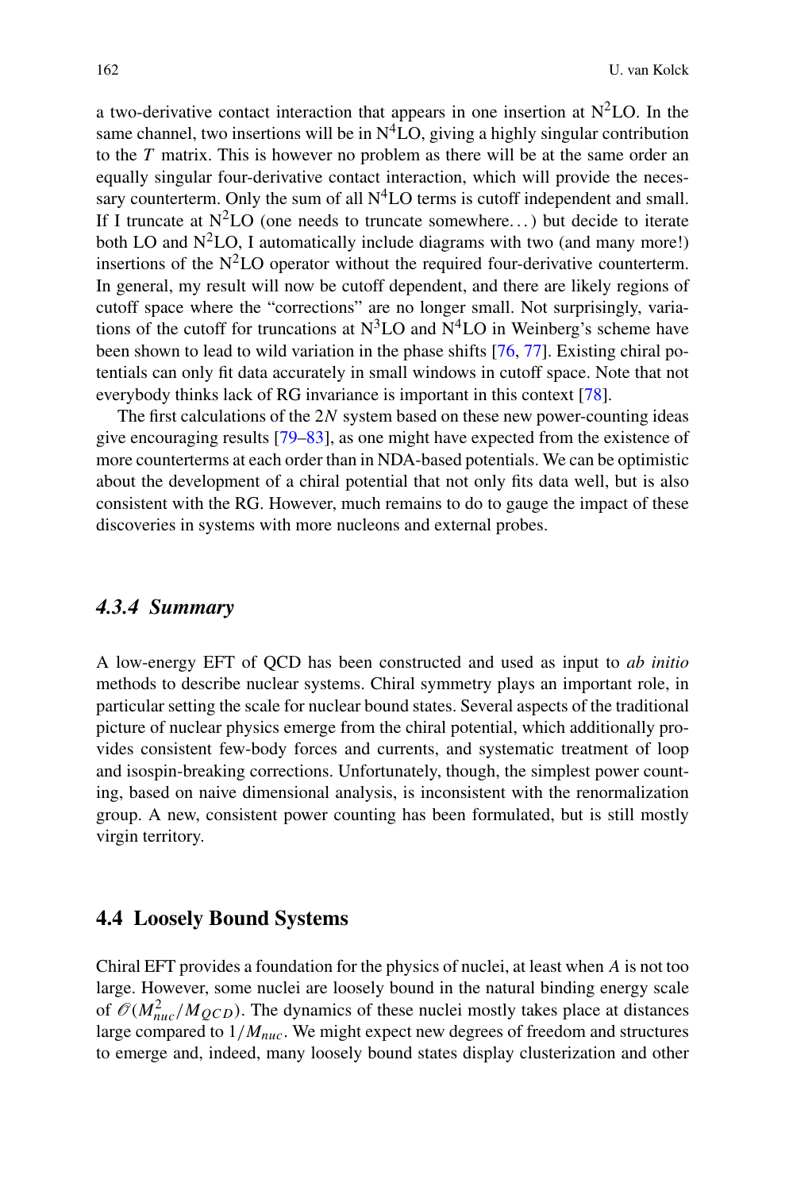a two-derivative contact interaction that appears in one insertion at $N^2LO$. In the same channel, two insertions will be in $N^4LO$, giving a highly singular contribution to the $T$ matrix. This is however no problem as there will be at the same order an equally singular four-derivative contact interaction, which will provide the necessary counterterm. Only the sum of all $N^4LO$ terms is cutoff independent and small. If I truncate at $N^2LO$ (one needs to truncate somewhere...) but decide to iterate both LO and $N^2LO$, I automatically include diagrams with two (and many more!) insertions of the $N^2LO$ operator without the required four-derivative counterterm. In general, my result will now be cutoff dependent, and there are likely regions of cutoff space where the "corrections" are no longer small. Not surprisingly, variations of the cutoff for truncations at $N^3LO$ and $N^4LO$ in Weinberg's scheme have been shown to lead to wild variation in the phase shifts [76, 77]. Existing chiral potentials can only fit data accurately in small windows in cutoff space. Note that not everybody thinks lack of RG invariance is important in this context [78].

The first calculations of the $2N$ system based on these new power-counting ideas give encouraging results [79–83], as one might have expected from the existence of more counterterms at each order than in NDA-based potentials. We can be optimistic about the development of a chiral potential that not only fits data well, but is also consistent with the RG. However, much remains to do to gauge the impact of these discoveries in systems with more nucleons and external probes.

### *4.3.4 Summary*

A low-energy EFT of QCD has been constructed and used as input to *ab initio* methods to describe nuclear systems. Chiral symmetry plays an important role, in particular setting the scale for nuclear bound states. Several aspects of the traditional picture of nuclear physics emerge from the chiral potential, which additionally provides consistent few-body forces and currents, and systematic treatment of loop and isospin-breaking corrections. Unfortunately, though, the simplest power counting, based on naive dimensional analysis, is inconsistent with the renormalization group. A new, consistent power counting has been formulated, but is still mostly virgin territory.

## 4.4 Loosely Bound Systems

Chiral EFT provides a foundation for the physics of nuclei, at least when $A$ is not too large. However, some nuclei are loosely bound in the natural binding energy scale of $\mathscr{O}(M_{nuc}^2/M_{QCD})$. The dynamics of these nuclei mostly takes place at distances large compared to $1/M_{nuc}$. We might expect new degrees of freedom and structures to emerge and, indeed, many loosely bound states display clusterization and other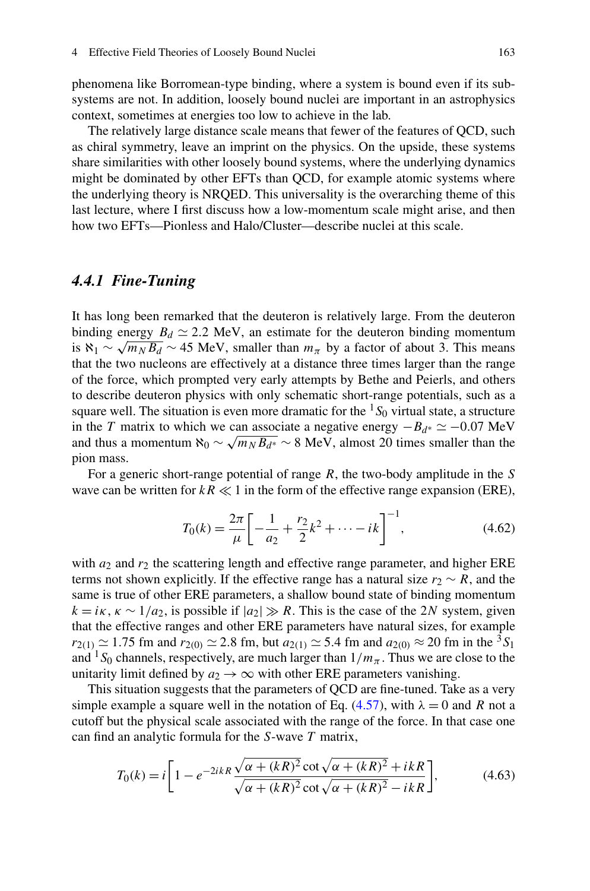phenomena like Borromean-type binding, where a system is bound even if its subsystems are not. In addition, loosely bound nuclei are important in an astrophysics context, sometimes at energies too low to achieve in the lab.

The relatively large distance scale means that fewer of the features of QCD, such as chiral symmetry, leave an imprint on the physics. On the upside, these systems share similarities with other loosely bound systems, where the underlying dynamics might be dominated by other EFTs than QCD, for example atomic systems where the underlying theory is NRQED. This universality is the overarching theme of this last lecture, where I first discuss how a low-momentum scale might arise, and then how two EFTs—Pionless and Halo/Cluster—describe nuclei at this scale.

### *4.4.1 Fine-Tuning*

It has long been remarked that the deuteron is relatively large. From the deuteron binding energy $B_d \simeq 2.2$ MeV, an estimate for the deuteron binding momentum is $\aleph_1 \sim \sqrt{m_N B_d} \sim 45$ MeV, smaller than $m_\pi$ by a factor of about 3. This means that the two nucleons are effectively at a distance three times larger than the range of the force, which prompted very early attempts by Bethe and Peierls, and others to describe deuteron physics with only schematic short-range potentials, such as a square well. The situation is even more dramatic for the ${}^1S_0$ virtual state, a structure in the $T$ matrix to which we can associate a negative energy $-B_{d^*} \simeq -0.07$ MeV and thus a momentum $\aleph_0 \sim \sqrt{m_N B_{d^*}} \sim 8$ MeV, almost 20 times smaller than the pion mass.

For a generic short-range potential of range $R$, the two-body amplitude in the $S$ wave can be written for $kR \ll 1$ in the form of the effective range expansion (ERE),

$$T_0(k) = \frac{2\pi}{\mu}\left[-\frac{1}{a_2} + \frac{r_2}{2}k^2 + \cdots - ik\right]^{-1}, \tag{4.62}$$

with $a_2$ and $r_2$ the scattering length and effective range parameter, and higher ERE terms not shown explicitly. If the effective range has a natural size $r_2 \sim R$, and the same is true of other ERE parameters, a shallow bound state of binding momentum $k = i\kappa$, $\kappa \sim 1/a_2$, is possible if $|a_2| \gg R$. This is the case of the $2N$ system, given that the effective ranges and other ERE parameters have natural sizes, for example $r_{2(1)} \simeq 1.75$ fm and $r_{2(0)} \simeq 2.8$ fm, but $a_{2(1)} \simeq 5.4$ fm and $a_{2(0)} \approx 20$ fm in the ${}^3S_1$ and ${}^1S_0$ channels, respectively, are much larger than $1/m_\pi$. Thus we are close to the unitarity limit defined by $a_2 \to \infty$ with other ERE parameters vanishing.

This situation suggests that the parameters of QCD are fine-tuned. Take as a very simple example a square well in the notation of Eq. (4.57), with $\lambda = 0$ and $R$ not a cutoff but the physical scale associated with the range of the force. In that case one can find an analytic formula for the $S$-wave $T$ matrix,

$$T_0(k) = i\left[1 - e^{-2ikR}\frac{\sqrt{\alpha + (kR)^2}\cot\sqrt{\alpha + (kR)^2} + ikR}{\sqrt{\alpha + (kR)^2}\cot\sqrt{\alpha + (kR)^2} - ikR}\right], \tag{4.63}$$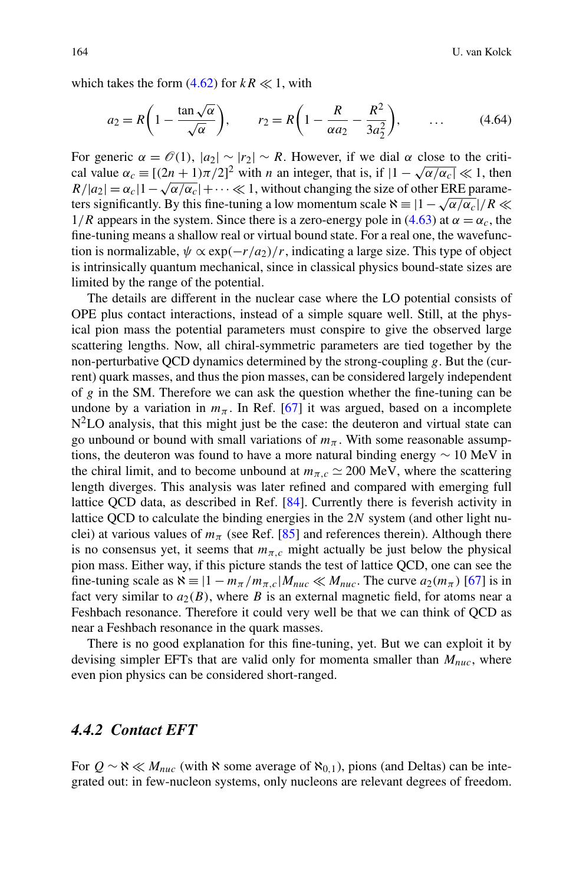which takes the form (4.62) for $kR \ll 1$, with

$$a_2 = R\left(1 - \frac{\tan\sqrt{\alpha}}{\sqrt{\alpha}}\right), \qquad r_2 = R\left(1 - \frac{R}{\alpha a_2} - \frac{R^2}{3a_2^2}\right), \qquad \dots \tag{4.64}$$

For generic $\alpha = \mathscr{O}(1)$, $|a_2| \sim |r_2| \sim R$. However, if we dial $\alpha$ close to the critical value $\alpha_c \equiv [(2n+1)\pi/2]^2$ with $n$ an integer, that is, if $|1 - \sqrt{\alpha/\alpha_c}| \ll 1$, then $R/|a_2| = \alpha_c|1 - \sqrt{\alpha/\alpha_c}| + \cdots \ll 1$, without changing the size of other ERE parameters significantly. By this fine-tuning a low momentum scale $\aleph \equiv |1 - \sqrt{\alpha/\alpha_c}|/R \ll 1/R$ appears in the system. Since there is a zero-energy pole in (4.63) at $\alpha = \alpha_c$, the fine-tuning means a shallow real or virtual bound state. For a real one, the wavefunction is normalizable, $\psi \propto \exp(-r/a_2)/r$, indicating a large size. This type of object is intrinsically quantum mechanical, since in classical physics bound-state sizes are limited by the range of the potential.

The details are different in the nuclear case where the LO potential consists of OPE plus contact interactions, instead of a simple square well. Still, at the physical pion mass the potential parameters must conspire to give the observed large scattering lengths. Now, all chiral-symmetric parameters are tied together by the non-perturbative QCD dynamics determined by the strong-coupling $g$. But the (current) quark masses, and thus the pion masses, can be considered largely independent of $g$ in the SM. Therefore we can ask the question whether the fine-tuning can be undone by a variation in $m_\pi$. In Ref. [67] it was argued, based on a incomplete N$^2$LO analysis, that this might just be the case: the deuteron and virtual state can go unbound or bound with small variations of $m_\pi$. With some reasonable assumptions, the deuteron was found to have a more natural binding energy $\sim 10$ MeV in the chiral limit, and to become unbound at $m_{\pi,c} \simeq 200$ MeV, where the scattering length diverges. This analysis was later refined and compared with emerging full lattice QCD data, as described in Ref. [84]. Currently there is feverish activity in lattice QCD to calculate the binding energies in the $2N$ system (and other light nuclei) at various values of $m_\pi$ (see Ref. [85] and references therein). Although there is no consensus yet, it seems that $m_{\pi,c}$ might actually be just below the physical pion mass. Either way, if this picture stands the test of lattice QCD, one can see the fine-tuning scale as $\aleph \equiv |1 - m_\pi/m_{\pi,c}|M_{nuc} \ll M_{nuc}$. The curve $a_2(m_\pi)$ [67] is in fact very similar to $a_2(B)$, where $B$ is an external magnetic field, for atoms near a Feshbach resonance. Therefore it could very well be that we can think of QCD as near a Feshbach resonance in the quark masses.

There is no good explanation for this fine-tuning, yet. But we can exploit it by devising simpler EFTs that are valid only for momenta smaller than $M_{nuc}$, where even pion physics can be considered short-ranged.

### *4.4.2 Contact EFT*

For $Q \sim \aleph \ll M_{nuc}$ (with $\aleph$ some average of $\aleph_{0,1}$), pions (and Deltas) can be integrated out: in few-nucleon systems, only nucleons are relevant degrees of freedom.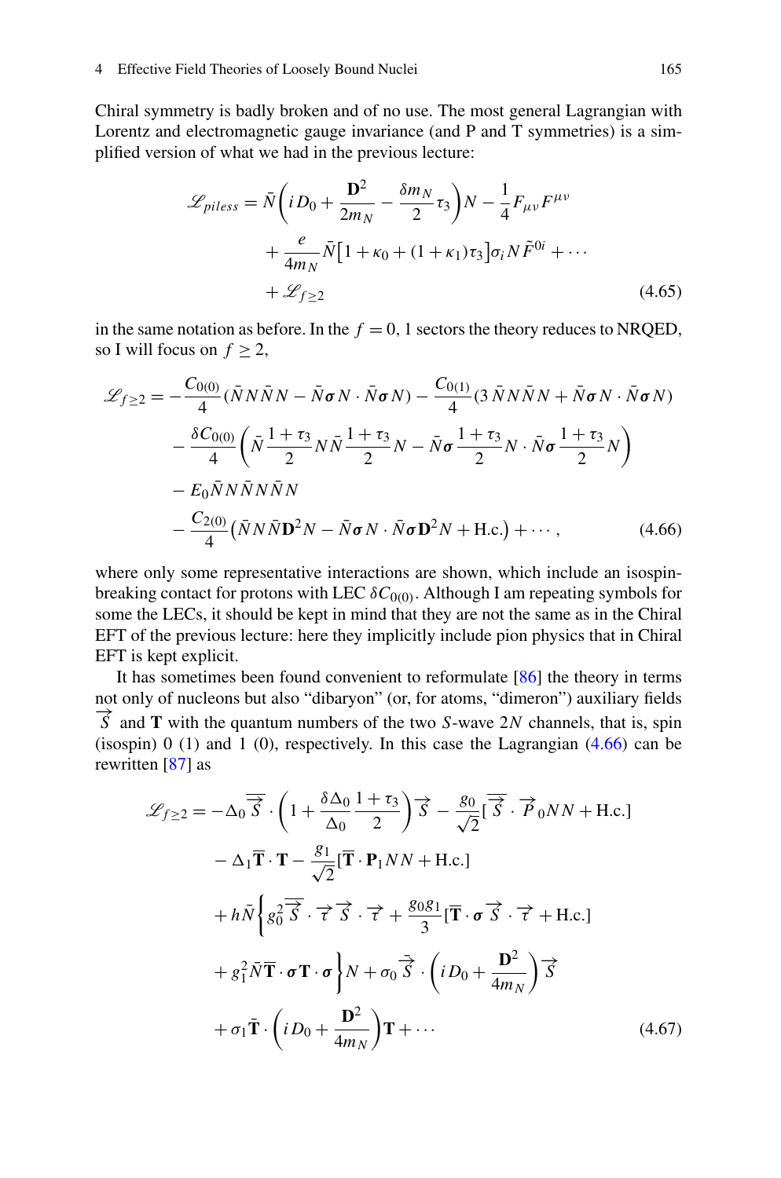Chiral symmetry is badly broken and of no use. The most general Lagrangian with Lorentz and electromagnetic gauge invariance (and P and T symmetries) is a simplified version of what we had in the previous lecture:

$$
\begin{aligned}
\mathscr{L}_{piless} = \bar{N}\left(iD_0 + \frac{\mathbf{D}^2}{2m_N} - \frac{\delta m_N}{2}\tau_3\right)N - \frac{1}{4}F_{\mu\nu}F^{\mu\nu} \\
+ \frac{e}{4m_N}\bar{N}\big[1+\kappa_0+(1+\kappa_1)\tau_3\big]\sigma_i N \tilde{F}^{0i} + \cdots \\
+ \mathscr{L}_{f\geq 2}
\end{aligned}
\tag{4.65}
$$

in the same notation as before. In the $f = 0, 1$ sectors the theory reduces to NRQED, so I will focus on $f \geq 2$,

$$
\begin{aligned}
\mathscr{L}_{f\geq 2} = & -\frac{C_{0(0)}}{4}(\bar{N}N\bar{N}N - \bar{N}\boldsymbol{\sigma}N\cdot\bar{N}\boldsymbol{\sigma}N) - \frac{C_{0(1)}}{4}(3\,\bar{N}N\bar{N}N + \bar{N}\boldsymbol{\sigma}N\cdot\bar{N}\boldsymbol{\sigma}N) \\
& - \frac{\delta C_{0(0)}}{4}\left(\bar{N}\frac{1+\tau_3}{2}N\bar{N}\frac{1+\tau_3}{2}N - \bar{N}\boldsymbol{\sigma}\frac{1+\tau_3}{2}N\cdot\bar{N}\boldsymbol{\sigma}\frac{1+\tau_3}{2}N\right) \\
& - E_0\bar{N}N\bar{N}N\bar{N}N \\
& - \frac{C_{2(0)}}{4}\big(\bar{N}N\bar{N}\mathbf{D}^2N - \bar{N}\boldsymbol{\sigma}N\cdot\bar{N}\boldsymbol{\sigma}\mathbf{D}^2N + \text{H.c.}\big) + \cdots,
\end{aligned}
\tag{4.66}
$$

where only some representative interactions are shown, which include an isospin-breaking contact for protons with LEC $\delta C_{0(0)}$. Although I am repeating symbols for some the LECs, it should be kept in mind that they are not the same as in the Chiral EFT of the previous lecture: here they implicitly include pion physics that in Chiral EFT is kept explicit.

It has sometimes been found convenient to reformulate [86] the theory in terms not only of nucleons but also "dibaryon" (or, for atoms, "dimeron") auxiliary fields $\vec{S}$ and $\mathbf{T}$ with the quantum numbers of the two $S$-wave $2N$ channels, that is, spin (isospin) 0 (1) and 1 (0), respectively. In this case the Lagrangian (4.66) can be rewritten [87] as

$$
\begin{aligned}
\mathscr{L}_{f\geq 2} = & -\Delta_0\overline{\vec{S}}\cdot\left(1+\frac{\delta\Delta_0}{\Delta_0}\frac{1+\tau_3}{2}\right)\vec{S} - \frac{g_0}{\sqrt{2}}[\overline{\vec{S}}\cdot\vec{P}_0NN + \text{H.c.}] \\
& - \Delta_1\overline{\mathbf{T}}\cdot\mathbf{T} - \frac{g_1}{\sqrt{2}}[\overline{\mathbf{T}}\cdot\mathbf{P}_1NN + \text{H.c.}] \\
& + h\bar{N}\left\{g_0^2\overline{\vec{S}}\cdot\vec{\tau}\,\vec{S}\cdot\vec{\tau} + \frac{g_0g_1}{3}[\overline{\mathbf{T}}\cdot\boldsymbol{\sigma}\,\vec{S}\cdot\vec{\tau} + \text{H.c.}]\right. \\
& \left. + g_1^2\bar{N}\overline{\mathbf{T}}\cdot\boldsymbol{\sigma}\mathbf{T}\cdot\boldsymbol{\sigma}\right\}N + \sigma_0\overline{\vec{S}}\cdot\left(iD_0+\frac{\mathbf{D}^2}{4m_N}\right)\vec{S} \\
& + \sigma_1\bar{\mathbf{T}}\cdot\left(iD_0+\frac{\mathbf{D}^2}{4m_N}\right)\mathbf{T} + \cdots
\end{aligned}
\tag{4.67}
$$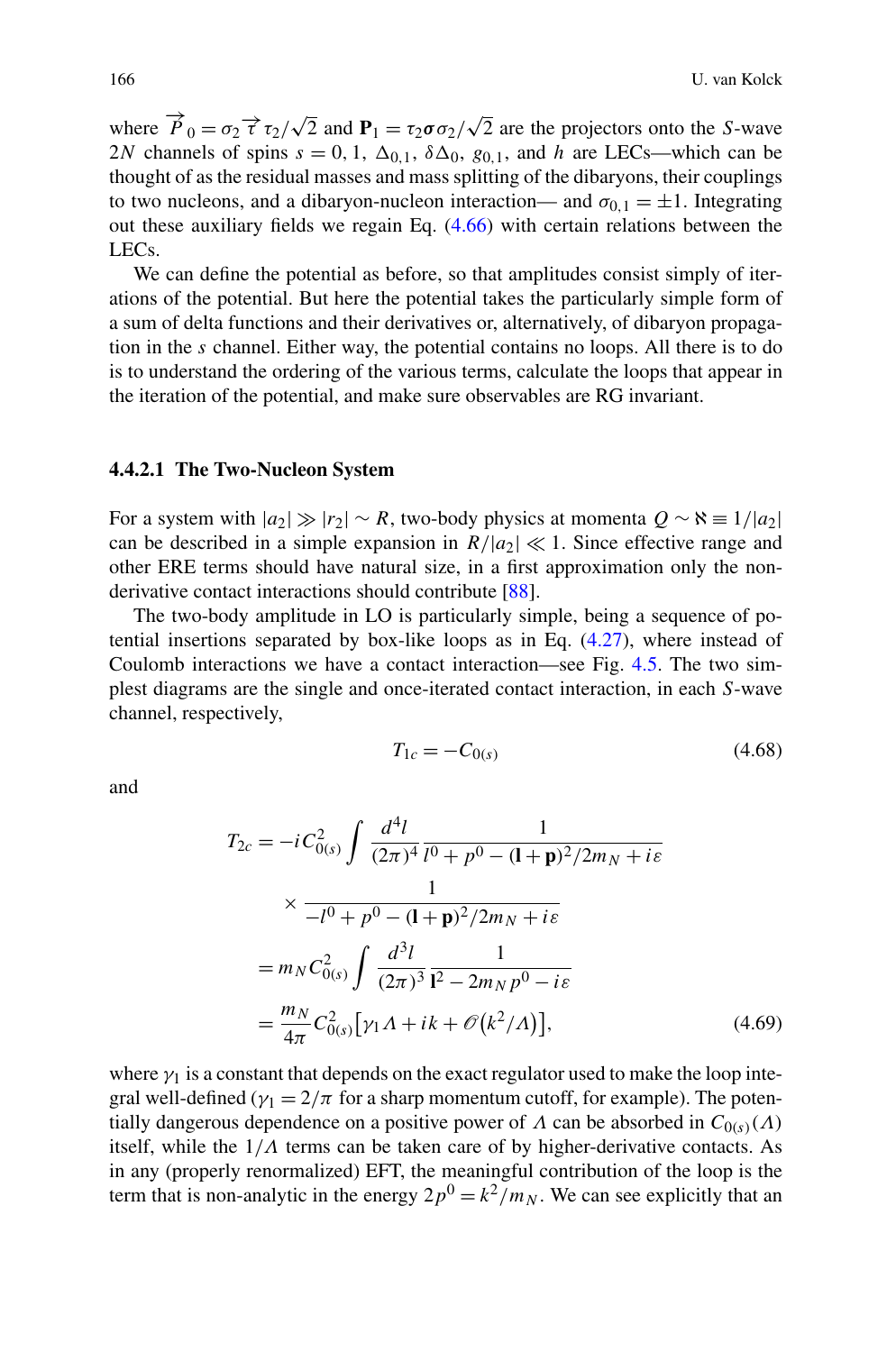where $\overrightarrow{P}_0 = \sigma_2 \overrightarrow{\tau} \tau_2/\sqrt{2}$ and $\mathbf{P}_1 = \tau_2 \boldsymbol{\sigma} \sigma_2/\sqrt{2}$ are the projectors onto the $S$-wave $2N$ channels of spins $s = 0, 1$, $\Delta_{0,1}$, $\delta\Delta_0$, $g_{0,1}$, and $h$ are LECs—which can be thought of as the residual masses and mass splitting of the dibaryons, their couplings to two nucleons, and a dibaryon-nucleon interaction— and $\sigma_{0,1} = \pm 1$. Integrating out these auxiliary fields we regain Eq. (4.66) with certain relations between the LECs.

We can define the potential as before, so that amplitudes consist simply of iterations of the potential. But here the potential takes the particularly simple form of a sum of delta functions and their derivatives or, alternatively, of dibaryon propagation in the $s$ channel. Either way, the potential contains no loops. All there is to do is to understand the ordering of the various terms, calculate the loops that appear in the iteration of the potential, and make sure observables are RG invariant.

#### 4.4.2.1 The Two-Nucleon System

For a system with $|a_2| \gg |r_2| \sim R$, two-body physics at momenta $Q \sim \aleph \equiv 1/|a_2|$ can be described in a simple expansion in $R/|a_2| \ll 1$. Since effective range and other ERE terms should have natural size, in a first approximation only the non-derivative contact interactions should contribute [88].

The two-body amplitude in LO is particularly simple, being a sequence of potential insertions separated by box-like loops as in Eq. (4.27), where instead of Coulomb interactions we have a contact interaction—see Fig. 4.5. The two simplest diagrams are the single and once-iterated contact interaction, in each $S$-wave channel, respectively,

$$T_{1c} = -C_{0(s)} \tag{4.68}$$

and

$$\begin{aligned}
T_{2c} &= -iC_{0(s)}^2 \int \frac{d^4 l}{(2\pi)^4} \frac{1}{l^0 + p^0 - (\mathbf{l} + \mathbf{p})^2/2m_N + i\varepsilon} \\
&\quad \times \frac{1}{-l^0 + p^0 - (\mathbf{l} + \mathbf{p})^2/2m_N + i\varepsilon} \\
&= m_N C_{0(s)}^2 \int \frac{d^3 l}{(2\pi)^3} \frac{1}{\mathbf{l}^2 - 2m_N p^0 - i\varepsilon} \\
&= \frac{m_N}{4\pi} C_{0(s)}^2 \left[\gamma_1 \Lambda + ik + \mathscr{O}\left(k^2/\Lambda\right)\right],
\end{aligned} \tag{4.69}$$

where $\gamma_1$ is a constant that depends on the exact regulator used to make the loop integral well-defined ($\gamma_1 = 2/\pi$ for a sharp momentum cutoff, for example). The potentially dangerous dependence on a positive power of $\Lambda$ can be absorbed in $C_{0(s)}(\Lambda)$ itself, while the $1/\Lambda$ terms can be taken care of by higher-derivative contacts. As in any (properly renormalized) EFT, the meaningful contribution of the loop is the term that is non-analytic in the energy $2p^0 = k^2/m_N$. We can see explicitly that an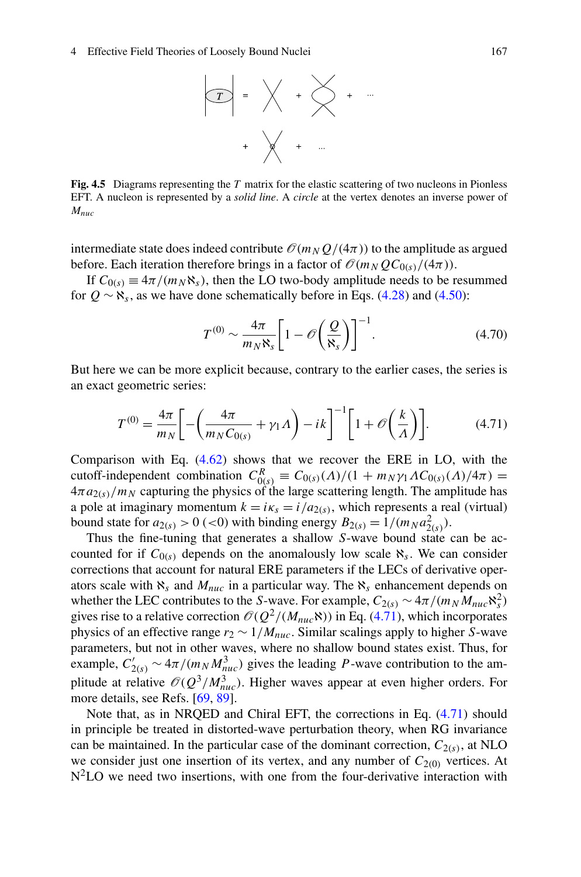**Fig. 4.5** Diagrams representing the $T$ matrix for the elastic scattering of two nucleons in Pionless EFT. A nucleon is represented by a *solid line*. A *circle* at the vertex denotes an inverse power of $M_{nuc}$

intermediate state does indeed contribute $\mathcal{O}(m_N Q/(4\pi))$ to the amplitude as argued before. Each iteration therefore brings in a factor of $\mathcal{O}(m_N Q C_{0(s)}/(4\pi))$.

If $C_{0(s)} \equiv 4\pi/(m_N \aleph_s)$, then the LO two-body amplitude needs to be resummed for $Q \sim \aleph_s$, as we have done schematically before in Eqs. (4.28) and (4.50):

$$T^{(0)} \sim \frac{4\pi}{m_N \aleph_s}\left[1 - \mathcal{O}\left(\frac{Q}{\aleph_s}\right)\right]^{-1}. \tag{4.70}$$

But here we can be more explicit because, contrary to the earlier cases, the series is an exact geometric series:

$$T^{(0)} = \frac{4\pi}{m_N}\left[-\left(\frac{4\pi}{m_N C_{0(s)}} + \gamma_1 \Lambda\right) - ik\right]^{-1}\left[1 + \mathcal{O}\left(\frac{k}{\Lambda}\right)\right]. \tag{4.71}$$

Comparison with Eq. (4.62) shows that we recover the ERE in LO, with the cutoff-independent combination $C_{0(s)}^R \equiv C_{0(s)}(\Lambda)/(1 + m_N \gamma_1 \Lambda C_{0(s)}(\Lambda)/4\pi) = 4\pi a_{2(s)}/m_N$ capturing the physics of the large scattering length. The amplitude has a pole at imaginary momentum $k = i\kappa_s = i/a_{2(s)}$, which represents a real (virtual) bound state for $a_{2(s)} > 0$ ($<0$) with binding energy $B_{2(s)} = 1/(m_N a_{2(s)}^2)$.

Thus the fine-tuning that generates a shallow $S$-wave bound state can be accounted for if $C_{0(s)}$ depends on the anomalously low scale $\aleph_s$. We can consider corrections that account for natural ERE parameters if the LECs of derivative operators scale with $\aleph_s$ and $M_{nuc}$ in a particular way. The $\aleph_s$ enhancement depends on whether the LEC contributes to the $S$-wave. For example, $C_{2(s)} \sim 4\pi/(m_N M_{nuc} \aleph_s^2)$ gives rise to a relative correction $\mathcal{O}(Q^2/(M_{nuc}\aleph))$ in Eq. (4.71), which incorporates physics of an effective range $r_2 \sim 1/M_{nuc}$. Similar scalings apply to higher $S$-wave parameters, but not in other waves, where no shallow bound states exist. Thus, for example, $C'_{2(s)} \sim 4\pi/(m_N M_{nuc}^3)$ gives the leading $P$-wave contribution to the amplitude at relative $\mathcal{O}(Q^3/M_{nuc}^3)$. Higher waves appear at even higher orders. For more details, see Refs. [69, 89].

Note that, as in NRQED and Chiral EFT, the corrections in Eq. (4.71) should in principle be treated in distorted-wave perturbation theory, when RG invariance can be maintained. In the particular case of the dominant correction, $C_{2(s)}$, at NLO we consider just one insertion of its vertex, and any number of $C_{2(0)}$ vertices. At N$^2$LO we need two insertions, with one from the four-derivative interaction with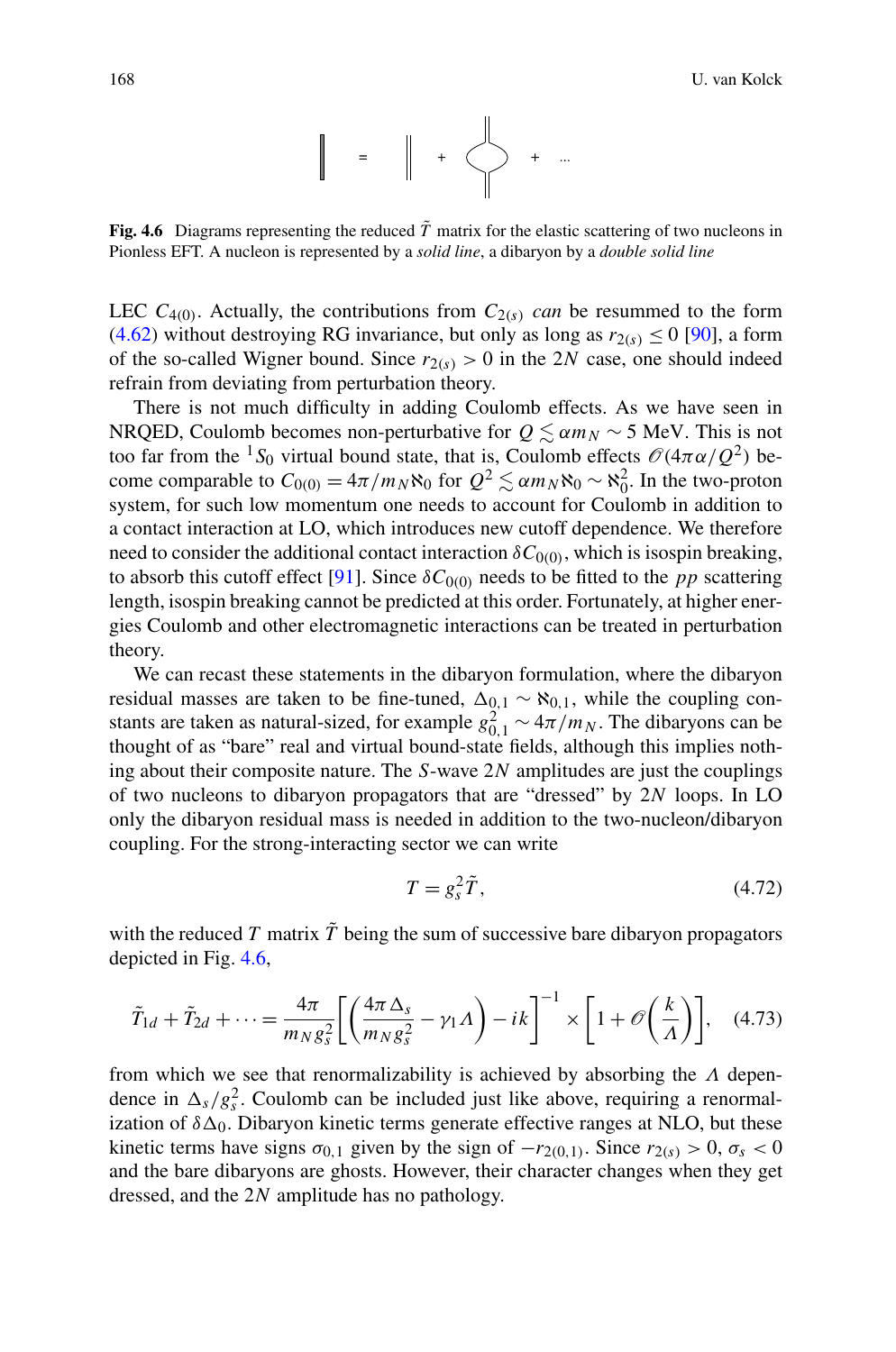**Fig. 4.6** Diagrams representing the reduced $\tilde{T}$ matrix for the elastic scattering of two nucleons in Pionless EFT. A nucleon is represented by a *solid line*, a dibaryon by a *double solid line*

LEC $C_{4(0)}$. Actually, the contributions from $C_{2(s)}$ *can* be resummed to the form (4.62) without destroying RG invariance, but only as long as $r_{2(s)} \leq 0$ [90], a form of the so-called Wigner bound. Since $r_{2(s)} > 0$ in the $2N$ case, one should indeed refrain from deviating from perturbation theory.

There is not much difficulty in adding Coulomb effects. As we have seen in NRQED, Coulomb becomes non-perturbative for $Q \lesssim \alpha m_N \sim 5$ MeV. This is not too far from the $^1S_0$ virtual bound state, that is, Coulomb effects $\mathcal{O}(4\pi\alpha/Q^2)$ become comparable to $C_{0(0)} = 4\pi/m_N \aleph_0$ for $Q^2 \lesssim \alpha m_N \aleph_0 \sim \aleph_0^2$. In the two-proton system, for such low momentum one needs to account for Coulomb in addition to a contact interaction at LO, which introduces new cutoff dependence. We therefore need to consider the additional contact interaction $\delta C_{0(0)}$, which is isospin breaking, to absorb this cutoff effect [91]. Since $\delta C_{0(0)}$ needs to be fitted to the $pp$ scattering length, isospin breaking cannot be predicted at this order. Fortunately, at higher energies Coulomb and other electromagnetic interactions can be treated in perturbation theory.

We can recast these statements in the dibaryon formulation, where the dibaryon residual masses are taken to be fine-tuned, $\Delta_{0,1} \sim \aleph_{0,1}$, while the coupling constants are taken as natural-sized, for example $g_{0,1}^2 \sim 4\pi/m_N$. The dibaryons can be thought of as "bare" real and virtual bound-state fields, although this implies nothing about their composite nature. The $S$-wave $2N$ amplitudes are just the couplings of two nucleons to dibaryon propagators that are "dressed" by $2N$ loops. In LO only the dibaryon residual mass is needed in addition to the two-nucleon/dibaryon coupling. For the strong-interacting sector we can write

$$T = g_s^2 \tilde{T}, \tag{4.72}$$

with the reduced $T$ matrix $\tilde{T}$ being the sum of successive bare dibaryon propagators depicted in Fig. 4.6,

$$\tilde{T}_{1d} + \tilde{T}_{2d} + \cdots = \frac{4\pi}{m_N g_s^2}\left[\left(\frac{4\pi\Delta_s}{m_N g_s^2} - \gamma_1 \Lambda\right) - ik\right]^{-1} \times \left[1 + \mathcal{O}\left(\frac{k}{\Lambda}\right)\right], \tag{4.73}$$

from which we see that renormalizability is achieved by absorbing the $\Lambda$ dependence in $\Delta_s/g_s^2$. Coulomb can be included just like above, requiring a renormalization of $\delta\Delta_0$. Dibaryon kinetic terms generate effective ranges at NLO, but these kinetic terms have signs $\sigma_{0,1}$ given by the sign of $-r_{2(0,1)}$. Since $r_{2(s)} > 0$, $\sigma_s < 0$ and the bare dibaryons are ghosts. However, their character changes when they get dressed, and the $2N$ amplitude has no pathology.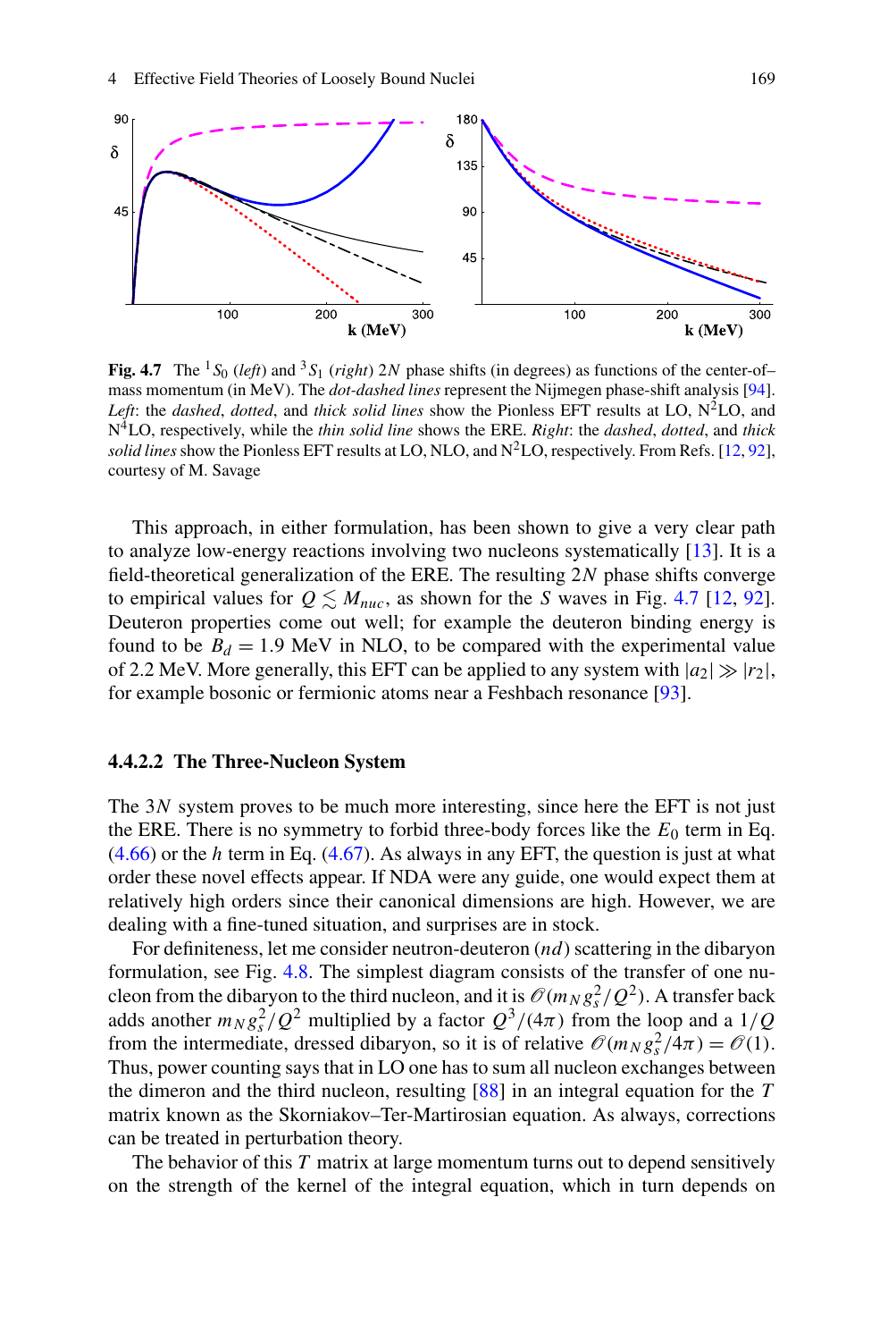**Fig. 4.7** The $^1S_0$ (*left*) and $^3S_1$ (*right*) $2N$ phase shifts (in degrees) as functions of the center-of–mass momentum (in MeV). The *dot-dashed lines* represent the Nijmegen phase-shift analysis [94]. *Left*: the *dashed*, *dotted*, and *thick solid lines* show the Pionless EFT results at LO, $\text{N}^2$LO, and $\text{N}^4$LO, respectively, while the *thin solid line* shows the ERE. *Right*: the *dashed*, *dotted*, and *thick solid lines* show the Pionless EFT results at LO, NLO, and $\text{N}^2$LO, respectively. From Refs. [12, 92], courtesy of M. Savage

This approach, in either formulation, has been shown to give a very clear path to analyze low-energy reactions involving two nucleons systematically [13]. It is a field-theoretical generalization of the ERE. The resulting $2N$ phase shifts converge to empirical values for $Q \lesssim M_{nuc}$, as shown for the $S$ waves in Fig. 4.7 [12, 92]. Deuteron properties come out well; for example the deuteron binding energy is found to be $B_d = 1.9$ MeV in NLO, to be compared with the experimental value of 2.2 MeV. More generally, this EFT can be applied to any system with $|a_2| \gg |r_2|$, for example bosonic or fermionic atoms near a Feshbach resonance [93].

#### 4.4.2.2 The Three-Nucleon System

The $3N$ system proves to be much more interesting, since here the EFT is not just the ERE. There is no symmetry to forbid three-body forces like the $E_0$ term in Eq. (4.66) or the $h$ term in Eq. (4.67). As always in any EFT, the question is just at what order these novel effects appear. If NDA were any guide, one would expect them at relatively high orders since their canonical dimensions are high. However, we are dealing with a fine-tuned situation, and surprises are in stock.

For definiteness, let me consider neutron-deuteron ($nd$) scattering in the dibaryon formulation, see Fig. 4.8. The simplest diagram consists of the transfer of one nucleon from the dibaryon to the third nucleon, and it is $\mathcal{O}(m_N g_s^2/Q^2)$. A transfer back adds another $m_N g_s^2/Q^2$ multiplied by a factor $Q^3/(4\pi)$ from the loop and a $1/Q$ from the intermediate, dressed dibaryon, so it is of relative $\mathcal{O}(m_N g_s^2/4\pi) = \mathcal{O}(1)$. Thus, power counting says that in LO one has to sum all nucleon exchanges between the dimeron and the third nucleon, resulting [88] in an integral equation for the $T$ matrix known as the Skorniakov–Ter-Martirosian equation. As always, corrections can be treated in perturbation theory.

The behavior of this $T$ matrix at large momentum turns out to depend sensitively on the strength of the kernel of the integral equation, which in turn depends on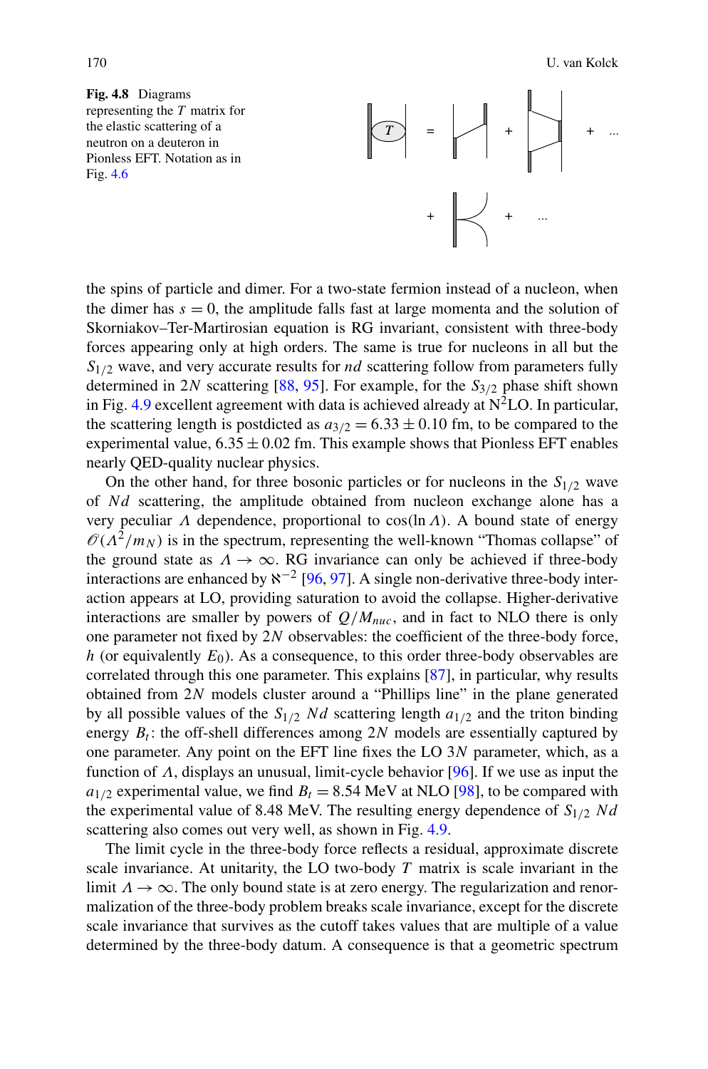**Fig. 4.8** Diagrams representing the $T$ matrix for the elastic scattering of a neutron on a deuteron in Pionless EFT. Notation as in Fig. 4.6

the spins of particle and dimer. For a two-state fermion instead of a nucleon, when the dimer has $s = 0$, the amplitude falls fast at large momenta and the solution of Skorniakov–Ter-Martirosian equation is RG invariant, consistent with three-body forces appearing only at high orders. The same is true for nucleons in all but the $S_{1/2}$ wave, and very accurate results for $nd$ scattering follow from parameters fully determined in $2N$ scattering [88, 95]. For example, for the $S_{3/2}$ phase shift shown in Fig. 4.9 excellent agreement with data is achieved already at N$^2$LO. In particular, the scattering length is postdicted as $a_{3/2} = 6.33 \pm 0.10$ fm, to be compared to the experimental value, $6.35 \pm 0.02$ fm. This example shows that Pionless EFT enables nearly QED-quality nuclear physics.

On the other hand, for three bosonic particles or for nucleons in the $S_{1/2}$ wave of $Nd$ scattering, the amplitude obtained from nucleon exchange alone has a very peculiar $\Lambda$ dependence, proportional to $\cos(\ln \Lambda)$. A bound state of energy $\mathcal{O}(\Lambda^2/m_N)$ is in the spectrum, representing the well-known "Thomas collapse" of the ground state as $\Lambda \to \infty$. RG invariance can only be achieved if three-body interactions are enhanced by $\aleph^{-2}$ [96, 97]. A single non-derivative three-body interaction appears at LO, providing saturation to avoid the collapse. Higher-derivative interactions are smaller by powers of $Q/M_{nuc}$, and in fact to NLO there is only one parameter not fixed by $2N$ observables: the coefficient of the three-body force, $h$ (or equivalently $E_0$). As a consequence, to this order three-body observables are correlated through this one parameter. This explains [87], in particular, why results obtained from $2N$ models cluster around a "Phillips line" in the plane generated by all possible values of the $S_{1/2}$ $Nd$ scattering length $a_{1/2}$ and the triton binding energy $B_t$: the off-shell differences among $2N$ models are essentially captured by one parameter. Any point on the EFT line fixes the LO $3N$ parameter, which, as a function of $\Lambda$, displays an unusual, limit-cycle behavior [96]. If we use as input the $a_{1/2}$ experimental value, we find $B_t = 8.54$ MeV at NLO [98], to be compared with the experimental value of 8.48 MeV. The resulting energy dependence of $S_{1/2}$ $Nd$ scattering also comes out very well, as shown in Fig. 4.9.

The limit cycle in the three-body force reflects a residual, approximate discrete scale invariance. At unitarity, the LO two-body $T$ matrix is scale invariant in the limit $\Lambda \to \infty$. The only bound state is at zero energy. The regularization and renormalization of the three-body problem breaks scale invariance, except for the discrete scale invariance that survives as the cutoff takes values that are multiple of a value determined by the three-body datum. A consequence is that a geometric spectrum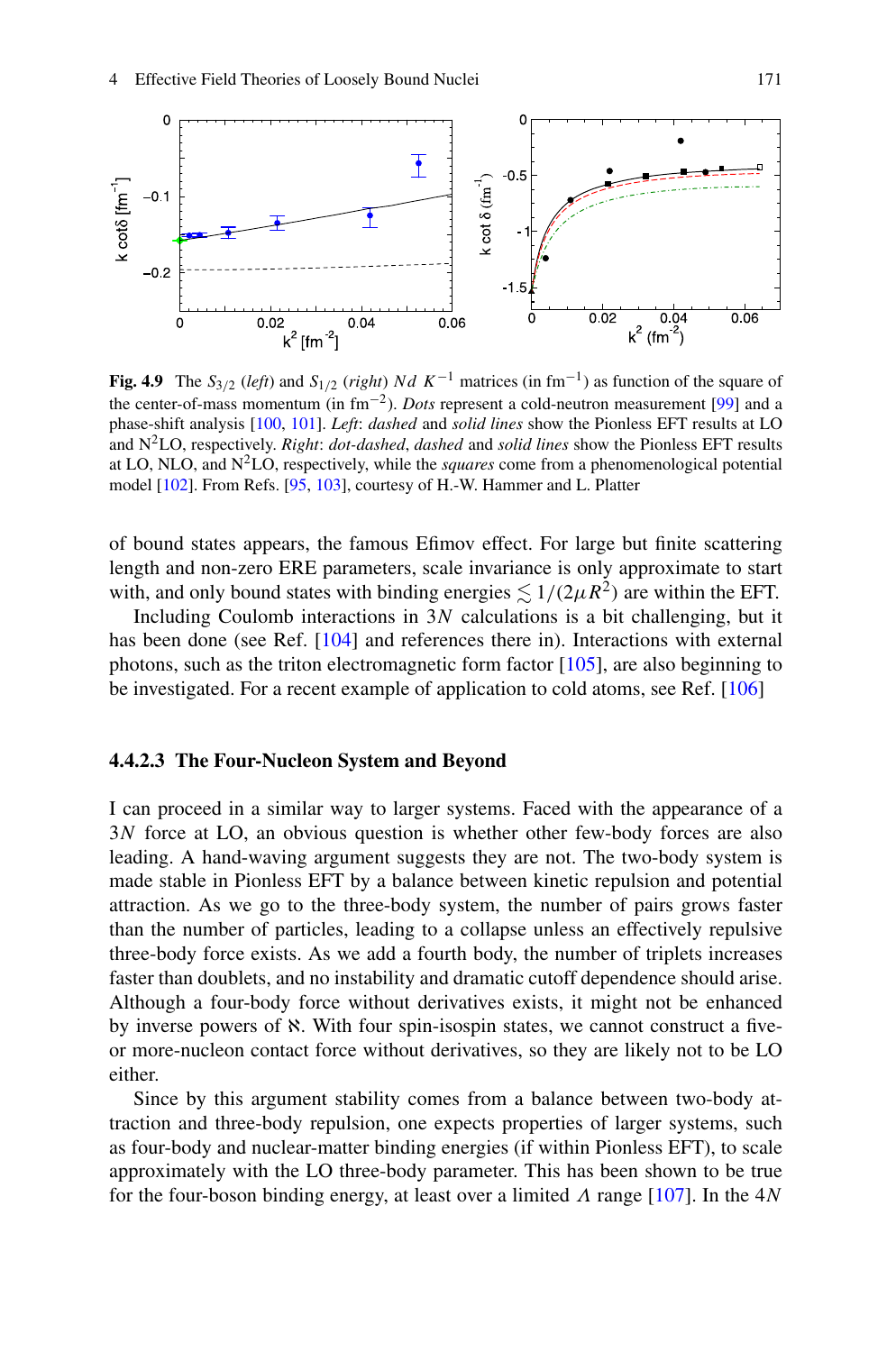**Fig. 4.9** The $S_{3/2}$ (*left*) and $S_{1/2}$ (*right*) $Nd$ $K^{-1}$ matrices (in fm$^{-1}$) as function of the square of the center-of-mass momentum (in fm$^{-2}$). *Dots* represent a cold-neutron measurement [99] and a phase-shift analysis [100, 101]. *Left*: *dashed* and *solid lines* show the Pionless EFT results at LO and N$^2$LO, respectively. *Right*: *dot-dashed*, *dashed* and *solid lines* show the Pionless EFT results at LO, NLO, and N$^2$LO, respectively, while the *squares* come from a phenomenological potential model [102]. From Refs. [95, 103], courtesy of H.-W. Hammer and L. Platter

of bound states appears, the famous Efimov effect. For large but finite scattering length and non-zero ERE parameters, scale invariance is only approximate to start with, and only bound states with binding energies $\lesssim 1/(2\mu R^2)$ are within the EFT.

Including Coulomb interactions in $3N$ calculations is a bit challenging, but it has been done (see Ref. [104] and references there in). Interactions with external photons, such as the triton electromagnetic form factor [105], are also beginning to be investigated. For a recent example of application to cold atoms, see Ref. [106]

#### 4.4.2.3 The Four-Nucleon System and Beyond

I can proceed in a similar way to larger systems. Faced with the appearance of a $3N$ force at LO, an obvious question is whether other few-body forces are also leading. A hand-waving argument suggests they are not. The two-body system is made stable in Pionless EFT by a balance between kinetic repulsion and potential attraction. As we go to the three-body system, the number of pairs grows faster than the number of particles, leading to a collapse unless an effectively repulsive three-body force exists. As we add a fourth body, the number of triplets increases faster than doublets, and no instability and dramatic cutoff dependence should arise. Although a four-body force without derivatives exists, it might not be enhanced by inverse powers of $\aleph$. With four spin-isospin states, we cannot construct a five- or more-nucleon contact force without derivatives, so they are likely not to be LO either.

Since by this argument stability comes from a balance between two-body attraction and three-body repulsion, one expects properties of larger systems, such as four-body and nuclear-matter binding energies (if within Pionless EFT), to scale approximately with the LO three-body parameter. This has been shown to be true for the four-boson binding energy, at least over a limited $\Lambda$ range [107]. In the $4N$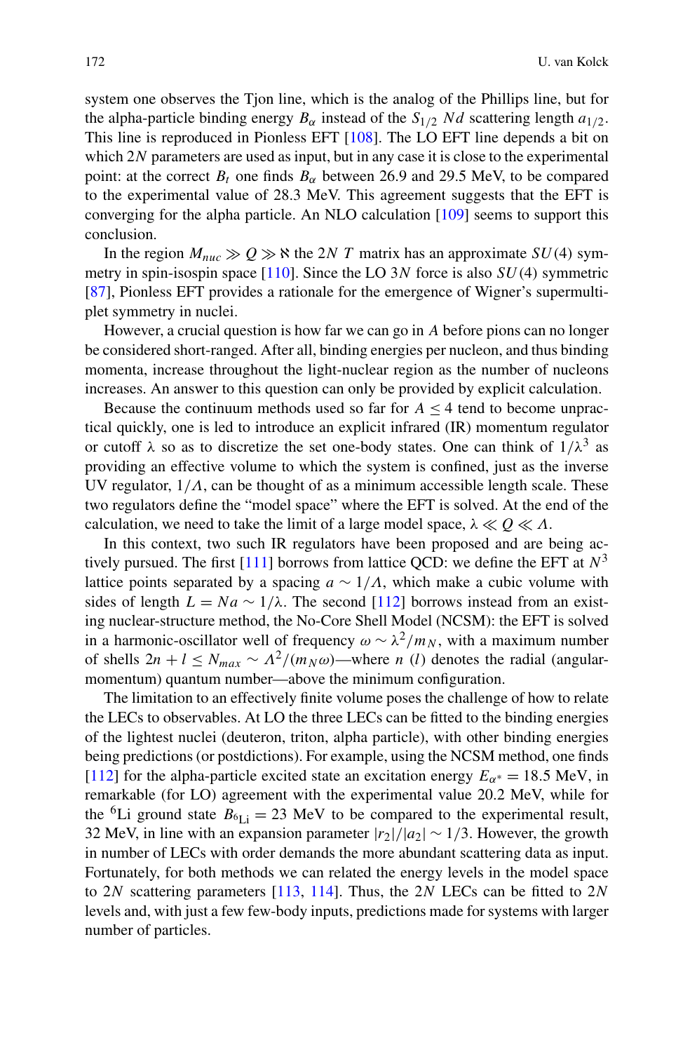system one observes the Tjon line, which is the analog of the Phillips line, but for the alpha-particle binding energy $B_\alpha$ instead of the $S_{1/2}$ $Nd$ scattering length $a_{1/2}$. This line is reproduced in Pionless EFT [108]. The LO EFT line depends a bit on which $2N$ parameters are used as input, but in any case it is close to the experimental point: at the correct $B_t$ one finds $B_\alpha$ between 26.9 and 29.5 MeV, to be compared to the experimental value of 28.3 MeV. This agreement suggests that the EFT is converging for the alpha particle. An NLO calculation [109] seems to support this conclusion.

In the region $M_{nuc} \gg Q \gg \aleph$ the $2N$ $T$ matrix has an approximate $SU(4)$ symmetry in spin-isospin space [110]. Since the LO $3N$ force is also $SU(4)$ symmetric [87], Pionless EFT provides a rationale for the emergence of Wigner's supermultiplet symmetry in nuclei.

However, a crucial question is how far we can go in $A$ before pions can no longer be considered short-ranged. After all, binding energies per nucleon, and thus binding momenta, increase throughout the light-nuclear region as the number of nucleons increases. An answer to this question can only be provided by explicit calculation.

Because the continuum methods used so far for $A \leq 4$ tend to become unpractical quickly, one is led to introduce an explicit infrared (IR) momentum regulator or cutoff $\lambda$ so as to discretize the set one-body states. One can think of $1/\lambda^3$ as providing an effective volume to which the system is confined, just as the inverse UV regulator, $1/\Lambda$, can be thought of as a minimum accessible length scale. These two regulators define the "model space" where the EFT is solved. At the end of the calculation, we need to take the limit of a large model space, $\lambda \ll Q \ll \Lambda$.

In this context, two such IR regulators have been proposed and are being actively pursued. The first [111] borrows from lattice QCD: we define the EFT at $N^3$ lattice points separated by a spacing $a \sim 1/\Lambda$, which make a cubic volume with sides of length $L = Na \sim 1/\lambda$. The second [112] borrows instead from an existing nuclear-structure method, the No-Core Shell Model (NCSM): the EFT is solved in a harmonic-oscillator well of frequency $\omega \sim \lambda^2/m_N$, with a maximum number of shells $2n + l \leq N_{max} \sim \Lambda^2/(m_N\omega)$—where $n$ ($l$) denotes the radial (angular-momentum) quantum number—above the minimum configuration.

The limitation to an effectively finite volume poses the challenge of how to relate the LECs to observables. At LO the three LECs can be fitted to the binding energies of the lightest nuclei (deuteron, triton, alpha particle), with other binding energies being predictions (or postdictions). For example, using the NCSM method, one finds [112] for the alpha-particle excited state an excitation energy $E_{\alpha^*} = 18.5$ MeV, in remarkable (for LO) agreement with the experimental value 20.2 MeV, while for the $^6$Li ground state $B_{^6\mathrm{Li}} = 23$ MeV to be compared to the experimental result, 32 MeV, in line with an expansion parameter $|r_2|/|a_2| \sim 1/3$. However, the growth in number of LECs with order demands the more abundant scattering data as input. Fortunately, for both methods we can related the energy levels in the model space to $2N$ scattering parameters [113, 114]. Thus, the $2N$ LECs can be fitted to $2N$ levels and, with just a few few-body inputs, predictions made for systems with larger number of particles.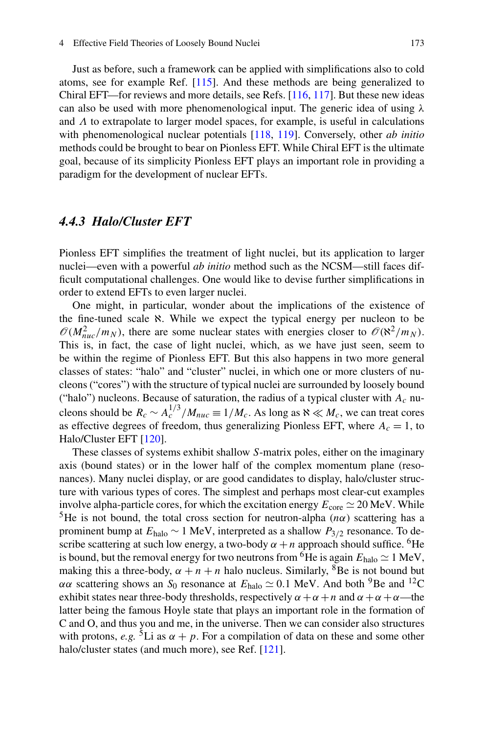Just as before, such a framework can be applied with simplifications also to cold atoms, see for example Ref. [115]. And these methods are being generalized to Chiral EFT—for reviews and more details, see Refs. [116, 117]. But these new ideas can also be used with more phenomenological input. The generic idea of using $\lambda$ and $\Lambda$ to extrapolate to larger model spaces, for example, is useful in calculations with phenomenological nuclear potentials [118, 119]. Conversely, other *ab initio* methods could be brought to bear on Pionless EFT. While Chiral EFT is the ultimate goal, because of its simplicity Pionless EFT plays an important role in providing a paradigm for the development of nuclear EFTs.

### *4.4.3 Halo/Cluster EFT*

Pionless EFT simplifies the treatment of light nuclei, but its application to larger nuclei—even with a powerful *ab initio* method such as the NCSM—still faces difficult computational challenges. One would like to devise further simplifications in order to extend EFTs to even larger nuclei.

One might, in particular, wonder about the implications of the existence of the fine-tuned scale $\aleph$. While we expect the typical energy per nucleon to be $\mathcal{O}(M_{nuc}^2/m_N)$, there are some nuclear states with energies closer to $\mathcal{O}(\aleph^2/m_N)$. This is, in fact, the case of light nuclei, which, as we have just seen, seem to be within the regime of Pionless EFT. But this also happens in two more general classes of states: "halo" and "cluster" nuclei, in which one or more clusters of nucleons ("cores") with the structure of typical nuclei are surrounded by loosely bound ("halo") nucleons. Because of saturation, the radius of a typical cluster with $A_c$ nucleons should be $R_c \sim A_c^{1/3}/M_{nuc} \equiv 1/M_c$. As long as $\aleph \ll M_c$, we can treat cores as effective degrees of freedom, thus generalizing Pionless EFT, where $A_c = 1$, to Halo/Cluster EFT [120].

These classes of systems exhibit shallow $S$-matrix poles, either on the imaginary axis (bound states) or in the lower half of the complex momentum plane (resonances). Many nuclei display, or are good candidates to display, halo/cluster structure with various types of cores. The simplest and perhaps most clear-cut examples involve alpha-particle cores, for which the excitation energy $E_{\text{core}} \simeq 20$ MeV. While $^5$He is not bound, the total cross section for neutron-alpha ($n\alpha$) scattering has a prominent bump at $E_{\text{halo}} \sim 1$ MeV, interpreted as a shallow $P_{3/2}$ resonance. To describe scattering at such low energy, a two-body $\alpha + n$ approach should suffice. $^6$He is bound, but the removal energy for two neutrons from $^6$He is again $E_{\text{halo}} \simeq 1$ MeV, making this a three-body, $\alpha + n + n$ halo nucleus. Similarly, $^8$Be is not bound but $\alpha\alpha$ scattering shows an $S_0$ resonance at $E_{\text{halo}} \simeq 0.1$ MeV. And both $^9$Be and $^{12}$C exhibit states near three-body thresholds, respectively $\alpha + \alpha + n$ and $\alpha + \alpha + \alpha$—the latter being the famous Hoyle state that plays an important role in the formation of C and O, and thus you and me, in the universe. Then we can consider also structures with protons, *e.g.* $^5$Li as $\alpha + p$. For a compilation of data on these and some other halo/cluster states (and much more), see Ref. [121].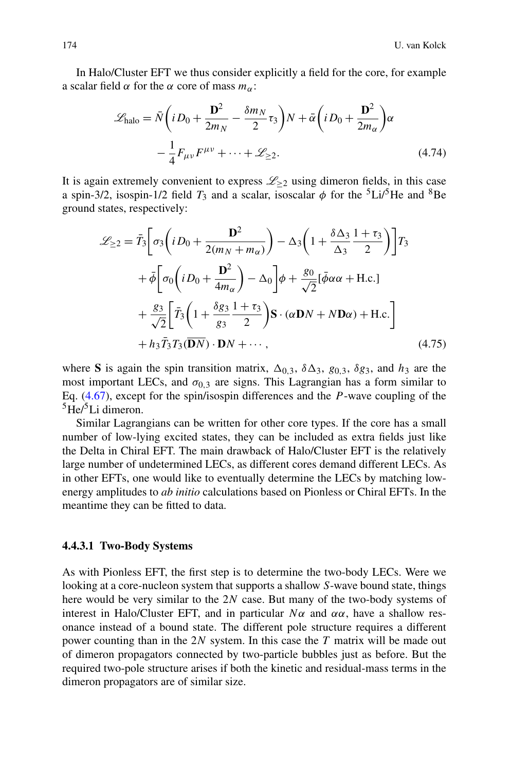In Halo/Cluster EFT we thus consider explicitly a field for the core, for example a scalar field $\alpha$ for the $\alpha$ core of mass $m_\alpha$:

$$
\mathscr{L}_{\text{halo}} = \bar{N}\left(iD_0 + \frac{\mathbf{D}^2}{2m_N} - \frac{\delta m_N}{2}\tau_3\right)N + \bar{\alpha}\left(iD_0 + \frac{\mathbf{D}^2}{2m_\alpha}\right)\alpha
$$
$$
- \frac{1}{4}F_{\mu\nu}F^{\mu\nu} + \cdots + \mathscr{L}_{\geq 2}. \tag{4.74}
$$

It is again extremely convenient to express $\mathscr{L}_{\geq 2}$ using dimeron fields, in this case a spin-3/2, isospin-1/2 field $T_3$ and a scalar, isoscalar $\phi$ for the $^5$Li/$^5$He and $^8$Be ground states, respectively:

$$
\mathscr{L}_{\geq 2} = \bar{T}_3\left[\sigma_3\left(iD_0 + \frac{\mathbf{D}^2}{2(m_N + m_\alpha)}\right) - \Delta_3\left(1 + \frac{\delta\Delta_3}{\Delta_3}\frac{1+\tau_3}{2}\right)\right]T_3
$$
$$
+ \bar{\phi}\left[\sigma_0\left(iD_0 + \frac{\mathbf{D}^2}{4m_\alpha}\right) - \Delta_0\right]\phi + \frac{g_0}{\sqrt{2}}[\bar{\phi}\alpha\alpha + \text{H.c.}]
$$
$$
+ \frac{g_3}{\sqrt{2}}\left[\bar{T}_3\left(1 + \frac{\delta g_3}{g_3}\frac{1+\tau_3}{2}\right)\mathbf{S}\cdot(\alpha\mathbf{D}N + N\mathbf{D}\alpha) + \text{H.c.}\right]
$$
$$
+ h_3\bar{T}_3 T_3(\overline{\mathbf{D}N})\cdot\mathbf{D}N + \cdots, \tag{4.75}
$$

where $\mathbf{S}$ is again the spin transition matrix, $\Delta_{0,3}$, $\delta\Delta_3$, $g_{0,3}$, $\delta g_3$, and $h_3$ are the most important LECs, and $\sigma_{0,3}$ are signs. This Lagrangian has a form similar to Eq. (4.67), except for the spin/isospin differences and the $P$-wave coupling of the $^5$He/$^5$Li dimeron.

Similar Lagrangians can be written for other core types. If the core has a small number of low-lying excited states, they can be included as extra fields just like the Delta in Chiral EFT. The main drawback of Halo/Cluster EFT is the relatively large number of undetermined LECs, as different cores demand different LECs. As in other EFTs, one would like to eventually determine the LECs by matching low-energy amplitudes to *ab initio* calculations based on Pionless or Chiral EFTs. In the meantime they can be fitted to data.

#### 4.4.3.1 Two-Body Systems

As with Pionless EFT, the first step is to determine the two-body LECs. Were we looking at a core-nucleon system that supports a shallow $S$-wave bound state, things here would be very similar to the $2N$ case. But many of the two-body systems of interest in Halo/Cluster EFT, and in particular $N\alpha$ and $\alpha\alpha$, have a shallow resonance instead of a bound state. The different pole structure requires a different power counting than in the $2N$ system. In this case the $T$ matrix will be made out of dimeron propagators connected by two-particle bubbles just as before. But the required two-pole structure arises if both the kinetic and residual-mass terms in the dimeron propagators are of similar size.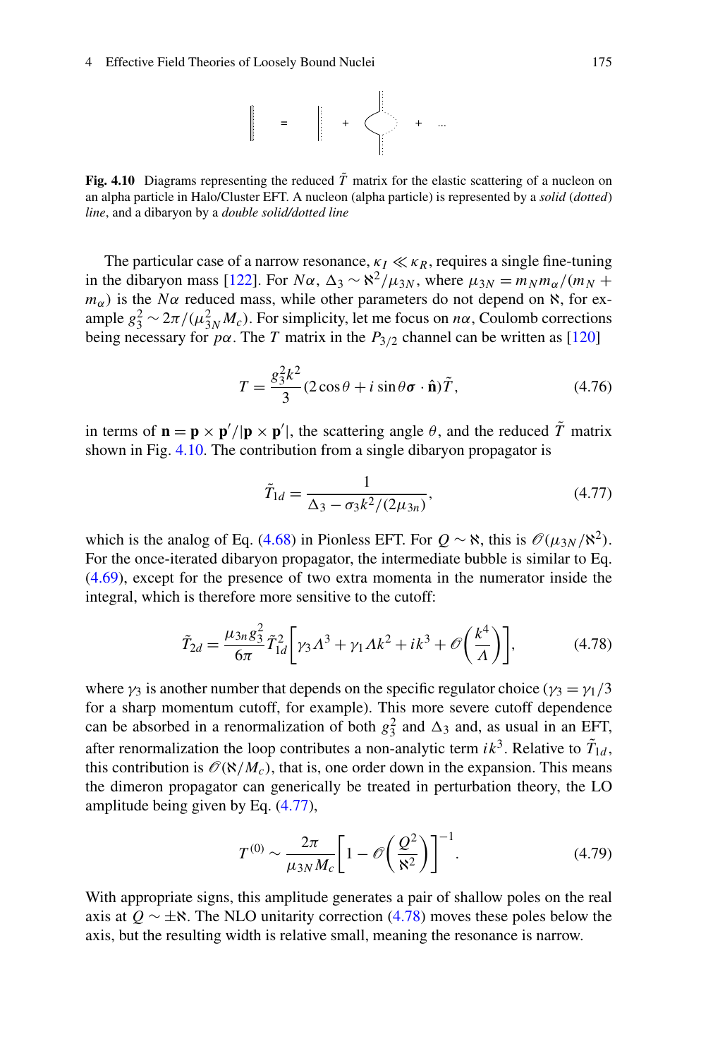**Fig. 4.10** Diagrams representing the reduced $\tilde{T}$ matrix for the elastic scattering of a nucleon on an alpha particle in Halo/Cluster EFT. A nucleon (alpha particle) is represented by a *solid* (*dotted*) *line*, and a dibaryon by a *double solid/dotted line*

The particular case of a narrow resonance, $\kappa_I \ll \kappa_R$, requires a single fine-tuning in the dibaryon mass [122]. For $N\alpha$, $\Delta_3 \sim \aleph^2/\mu_{3N}$, where $\mu_{3N} = m_N m_\alpha/(m_N + m_\alpha)$ is the $N\alpha$ reduced mass, while other parameters do not depend on $\aleph$, for example $g_3^2 \sim 2\pi/(\mu_{3N}^2 M_c)$. For simplicity, let me focus on $n\alpha$, Coulomb corrections being necessary for $p\alpha$. The $T$ matrix in the $P_{3/2}$ channel can be written as [120]

$$T = \frac{g_3^2 k^2}{3}(2\cos\theta + i\sin\theta\boldsymbol{\sigma}\cdot\hat{\mathbf{n}})\tilde{T}, \tag{4.76}$$

in terms of $\mathbf{n} = \mathbf{p}\times\mathbf{p}'/|\mathbf{p}\times\mathbf{p}'|$, the scattering angle $\theta$, and the reduced $\tilde{T}$ matrix shown in Fig. 4.10. The contribution from a single dibaryon propagator is

$$\tilde{T}_{1d} = \frac{1}{\Delta_3 - \sigma_3 k^2/(2\mu_{3n})}, \tag{4.77}$$

which is the analog of Eq. (4.68) in Pionless EFT. For $Q \sim \aleph$, this is $\mathcal{O}(\mu_{3N}/\aleph^2)$. For the once-iterated dibaryon propagator, the intermediate bubble is similar to Eq. (4.69), except for the presence of two extra momenta in the numerator inside the integral, which is therefore more sensitive to the cutoff:

$$\tilde{T}_{2d} = \frac{\mu_{3n} g_3^2}{6\pi}\tilde{T}_{1d}^2\left[\gamma_3\Lambda^3 + \gamma_1\Lambda k^2 + ik^3 + \mathcal{O}\left(\frac{k^4}{\Lambda}\right)\right], \tag{4.78}$$

where $\gamma_3$ is another number that depends on the specific regulator choice ($\gamma_3 = \gamma_1/3$ for a sharp momentum cutoff, for example). This more severe cutoff dependence can be absorbed in a renormalization of both $g_3^2$ and $\Delta_3$ and, as usual in an EFT, after renormalization the loop contributes a non-analytic term $ik^3$. Relative to $\tilde{T}_{1d}$, this contribution is $\mathcal{O}(\aleph/M_c)$, that is, one order down in the expansion. This means the dimeron propagator can generically be treated in perturbation theory, the LO amplitude being given by Eq. (4.77),

$$T^{(0)} \sim \frac{2\pi}{\mu_{3N} M_c}\left[1 - \mathcal{O}\left(\frac{Q^2}{\aleph^2}\right)\right]^{-1}. \tag{4.79}$$

With appropriate signs, this amplitude generates a pair of shallow poles on the real axis at $Q \sim \pm\aleph$. The NLO unitarity correction (4.78) moves these poles below the axis, but the resulting width is relative small, meaning the resonance is narrow.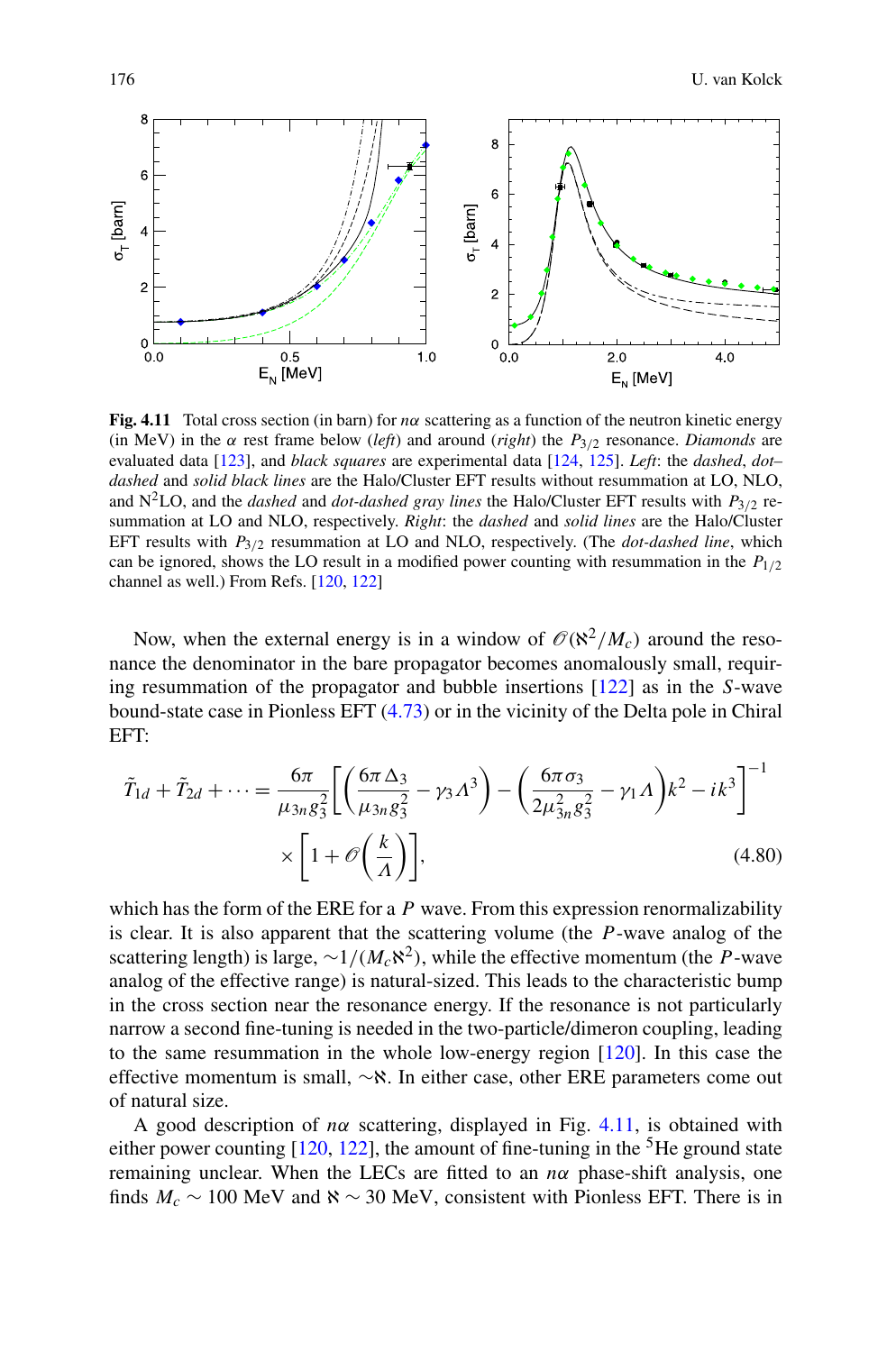**Fig. 4.11** Total cross section (in barn) for $n\alpha$ scattering as a function of the neutron kinetic energy (in MeV) in the $\alpha$ rest frame below (*left*) and around (*right*) the $P_{3/2}$ resonance. *Diamonds* are evaluated data [123], and *black squares* are experimental data [124, 125]. *Left*: the *dashed*, *dot–dashed* and *solid black lines* are the Halo/Cluster EFT results without resummation at LO, NLO, and N$^2$LO, and the *dashed* and *dot-dashed gray lines* the Halo/Cluster EFT results with $P_{3/2}$ resummation at LO and NLO, respectively. *Right*: the *dashed* and *solid lines* are the Halo/Cluster EFT results with $P_{3/2}$ resummation at LO and NLO, respectively. (The *dot-dashed line*, which can be ignored, shows the LO result in a modified power counting with resummation in the $P_{1/2}$ channel as well.) From Refs. [120, 122]

Now, when the external energy is in a window of $\mathscr{O}(\aleph^2/M_c)$ around the resonance the denominator in the bare propagator becomes anomalously small, requiring resummation of the propagator and bubble insertions [122] as in the *S*-wave bound-state case in Pionless EFT (4.73) or in the vicinity of the Delta pole in Chiral EFT:

$$
\tilde{T}_{1d} + \tilde{T}_{2d} + \cdots = \frac{6\pi}{\mu_{3n} g_3^2} \left[ \left( \frac{6\pi \Delta_3}{\mu_{3n} g_3^2} - \gamma_3 \Lambda^3 \right) - \left( \frac{6\pi \sigma_3}{2\mu_{3n}^2 g_3^2} - \gamma_1 \Lambda \right) k^2 - i k^3 \right]^{-1} \times \left[ 1 + \mathscr{O}\left( \frac{k}{\Lambda} \right) \right], \tag{4.80}
$$

which has the form of the ERE for a *P* wave. From this expression renormalizability is clear. It is also apparent that the scattering volume (the *P*-wave analog of the scattering length) is large, $\sim 1/(M_c \aleph^2)$, while the effective momentum (the *P*-wave analog of the effective range) is natural-sized. This leads to the characteristic bump in the cross section near the resonance energy. If the resonance is not particularly narrow a second fine-tuning is needed in the two-particle/dimeron coupling, leading to the same resummation in the whole low-energy region [120]. In this case the effective momentum is small, $\sim \aleph$. In either case, other ERE parameters come out of natural size.

A good description of $n\alpha$ scattering, displayed in Fig. 4.11, is obtained with either power counting [120, 122], the amount of fine-tuning in the $^5$He ground state remaining unclear. When the LECs are fitted to an $n\alpha$ phase-shift analysis, one finds $M_c \sim 100$ MeV and $\aleph \sim 30$ MeV, consistent with Pionless EFT. There is in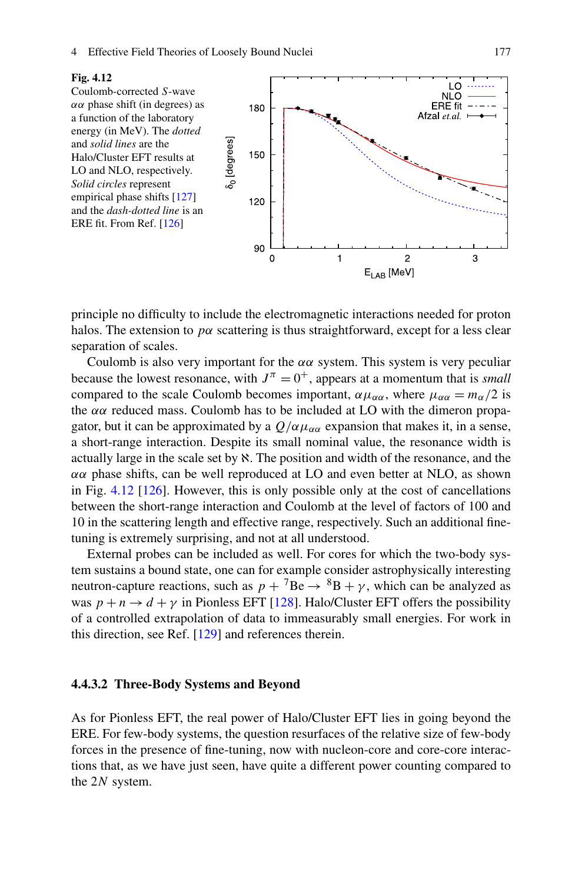**Fig. 4.12** Coulomb-corrected *S*-wave $\alpha\alpha$ phase shift (in degrees) as a function of the laboratory energy (in MeV). The *dotted* and *solid lines* are the Halo/Cluster EFT results at LO and NLO, respectively. *Solid circles* represent empirical phase shifts [127] and the *dash-dotted line* is an ERE fit. From Ref. [126]

principle no difficulty to include the electromagnetic interactions needed for proton halos. The extension to $p\alpha$ scattering is thus straightforward, except for a less clear separation of scales.

Coulomb is also very important for the $\alpha\alpha$ system. This system is very peculiar because the lowest resonance, with $J^\pi = 0^+$, appears at a momentum that is *small* compared to the scale Coulomb becomes important, $\alpha\mu_{\alpha\alpha}$, where $\mu_{\alpha\alpha} = m_\alpha/2$ is the $\alpha\alpha$ reduced mass. Coulomb has to be included at LO with the dimeron propagator, but it can be approximated by a $Q/\alpha\mu_{\alpha\alpha}$ expansion that makes it, in a sense, a short-range interaction. Despite its small nominal value, the resonance width is actually large in the scale set by $\aleph$. The position and width of the resonance, and the $\alpha\alpha$ phase shifts, can be well reproduced at LO and even better at NLO, as shown in Fig. 4.12 [126]. However, this is only possible only at the cost of cancellations between the short-range interaction and Coulomb at the level of factors of 100 and 10 in the scattering length and effective range, respectively. Such an additional fine-tuning is extremely surprising, and not at all understood.

External probes can be included as well. For cores for which the two-body system sustains a bound state, one can for example consider astrophysically interesting neutron-capture reactions, such as $p + {}^7\text{Be} \to {}^8\text{B} + \gamma$, which can be analyzed as was $p + n \to d + \gamma$ in Pionless EFT [128]. Halo/Cluster EFT offers the possibility of a controlled extrapolation of data to immeasurably small energies. For work in this direction, see Ref. [129] and references therein.

#### 4.4.3.2 Three-Body Systems and Beyond

As for Pionless EFT, the real power of Halo/Cluster EFT lies in going beyond the ERE. For few-body systems, the question resurfaces of the relative size of few-body forces in the presence of fine-tuning, now with nucleon-core and core-core interactions that, as we have just seen, have quite a different power counting compared to the $2N$ system.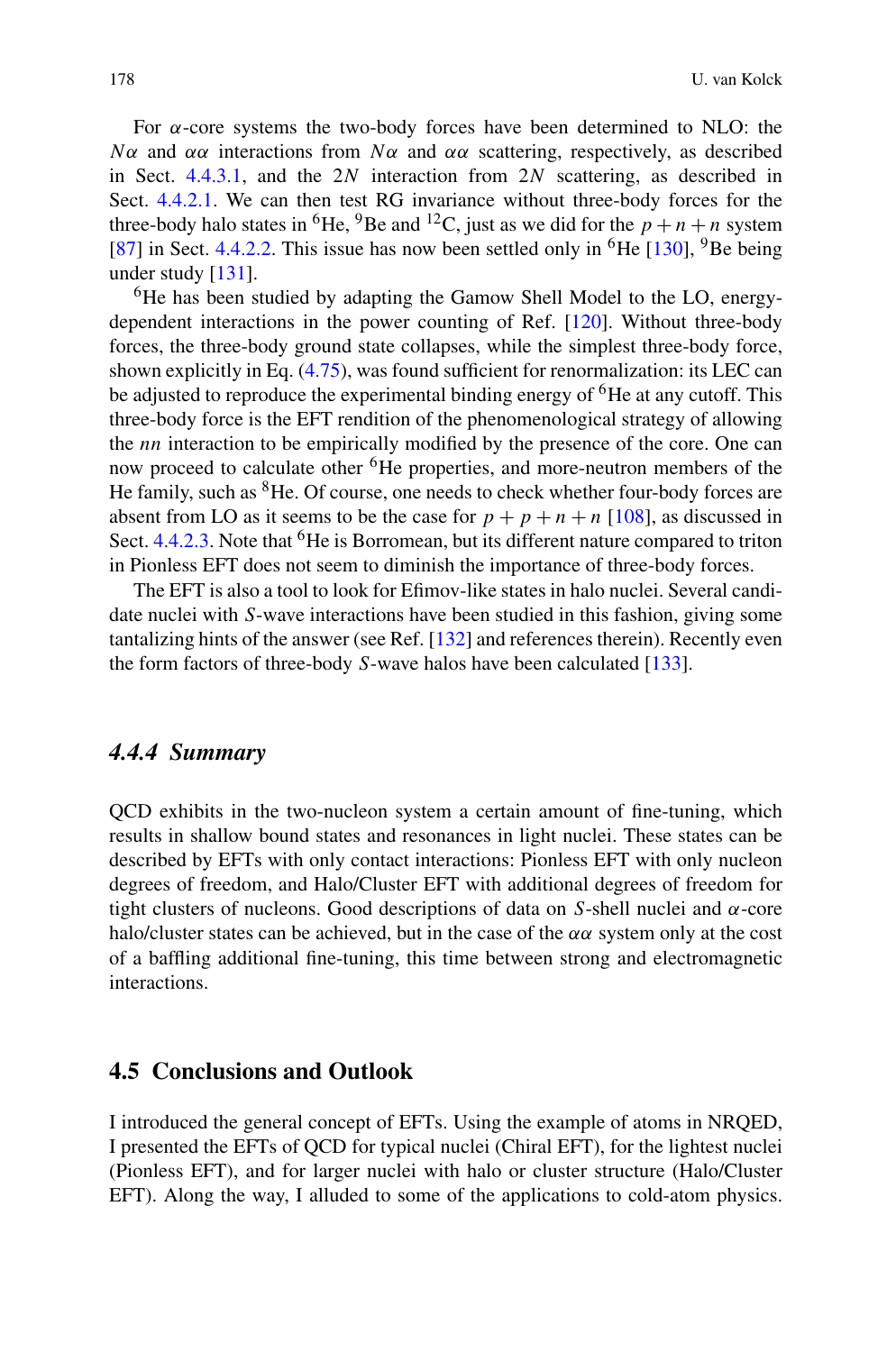For $\alpha$-core systems the two-body forces have been determined to NLO: the $N\alpha$ and $\alpha\alpha$ interactions from $N\alpha$ and $\alpha\alpha$ scattering, respectively, as described in Sect. 4.4.3.1, and the $2N$ interaction from $2N$ scattering, as described in Sect. 4.4.2.1. We can then test RG invariance without three-body forces for the three-body halo states in $^{6}$He, $^{9}$Be and $^{12}$C, just as we did for the $p + n + n$ system [87] in Sect. 4.4.2.2. This issue has now been settled only in $^{6}$He [130], $^{9}$Be being under study [131].

$^{6}$He has been studied by adapting the Gamow Shell Model to the LO, energy-dependent interactions in the power counting of Ref. [120]. Without three-body forces, the three-body ground state collapses, while the simplest three-body force, shown explicitly in Eq. (4.75), was found sufficient for renormalization: its LEC can be adjusted to reproduce the experimental binding energy of $^{6}$He at any cutoff. This three-body force is the EFT rendition of the phenomenological strategy of allowing the *nn* interaction to be empirically modified by the presence of the core. One can now proceed to calculate other $^{6}$He properties, and more-neutron members of the He family, such as $^{8}$He. Of course, one needs to check whether four-body forces are absent from LO as it seems to be the case for $p + p + n + n$ [108], as discussed in Sect. 4.4.2.3. Note that $^{6}$He is Borromean, but its different nature compared to triton in Pionless EFT does not seem to diminish the importance of three-body forces.

The EFT is also a tool to look for Efimov-like states in halo nuclei. Several candidate nuclei with $S$-wave interactions have been studied in this fashion, giving some tantalizing hints of the answer (see Ref. [132] and references therein). Recently even the form factors of three-body $S$-wave halos have been calculated [133].

### *4.4.4 Summary*

QCD exhibits in the two-nucleon system a certain amount of fine-tuning, which results in shallow bound states and resonances in light nuclei. These states can be described by EFTs with only contact interactions: Pionless EFT with only nucleon degrees of freedom, and Halo/Cluster EFT with additional degrees of freedom for tight clusters of nucleons. Good descriptions of data on $S$-shell nuclei and $\alpha$-core halo/cluster states can be achieved, but in the case of the $\alpha\alpha$ system only at the cost of a baffling additional fine-tuning, this time between strong and electromagnetic interactions.

## 4.5 Conclusions and Outlook

I introduced the general concept of EFTs. Using the example of atoms in NRQED, I presented the EFTs of QCD for typical nuclei (Chiral EFT), for the lightest nuclei (Pionless EFT), and for larger nuclei with halo or cluster structure (Halo/Cluster EFT). Along the way, I alluded to some of the applications to cold-atom physics.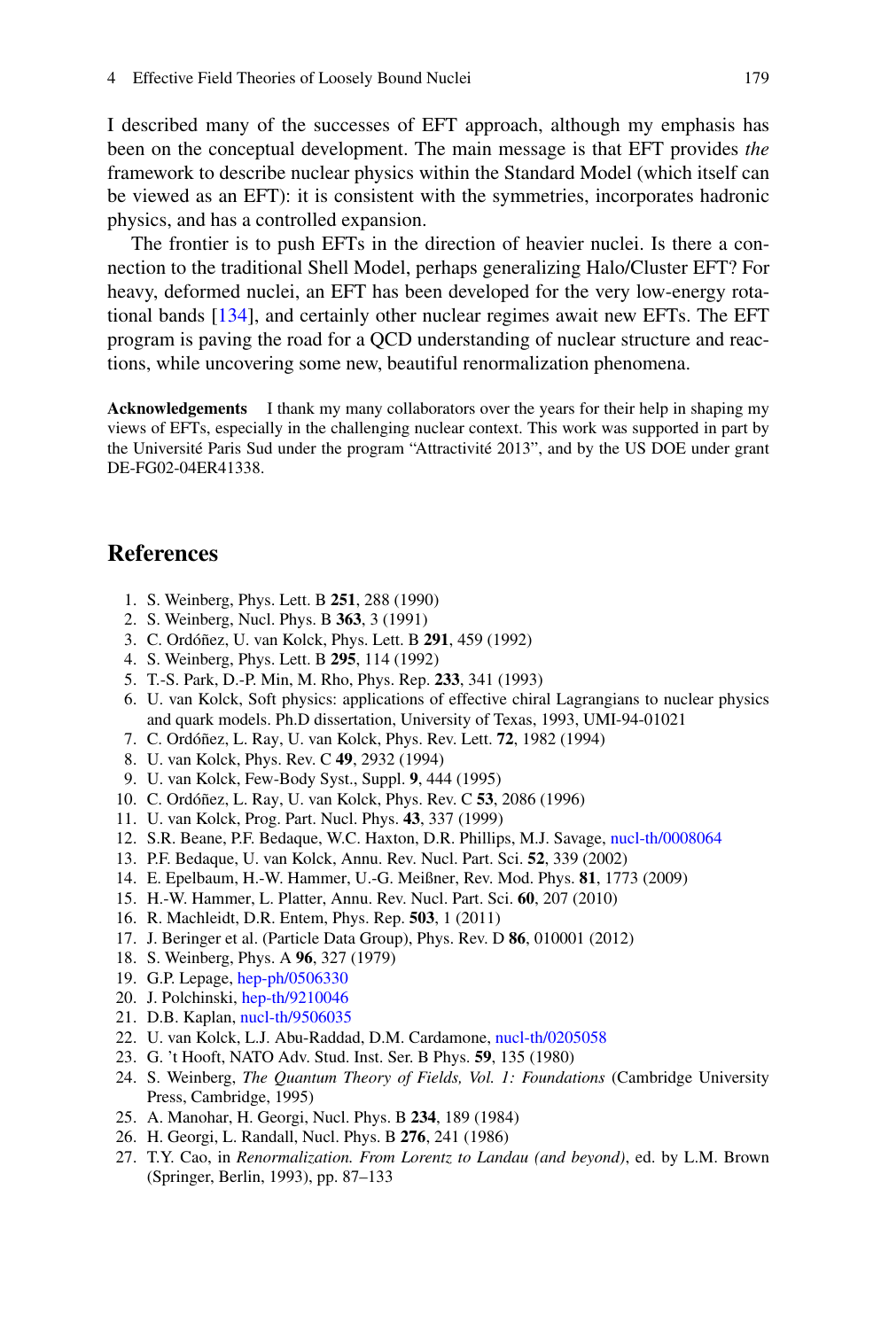I described many of the successes of EFT approach, although my emphasis has been on the conceptual development. The main message is that EFT provides *the* framework to describe nuclear physics within the Standard Model (which itself can be viewed as an EFT): it is consistent with the symmetries, incorporates hadronic physics, and has a controlled expansion.

The frontier is to push EFTs in the direction of heavier nuclei. Is there a connection to the traditional Shell Model, perhaps generalizing Halo/Cluster EFT? For heavy, deformed nuclei, an EFT has been developed for the very low-energy rotational bands [134], and certainly other nuclear regimes await new EFTs. The EFT program is paving the road for a QCD understanding of nuclear structure and reactions, while uncovering some new, beautiful renormalization phenomena.

**Acknowledgements** I thank my many collaborators over the years for their help in shaping my views of EFTs, especially in the challenging nuclear context. This work was supported in part by the Université Paris Sud under the program "Attractivité 2013", and by the US DOE under grant DE-FG02-04ER41338.

## References

1. S. Weinberg, Phys. Lett. B **251**, 288 (1990)
2. S. Weinberg, Nucl. Phys. B **363**, 3 (1991)
3. C. Ordóñez, U. van Kolck, Phys. Lett. B **291**, 459 (1992)
4. S. Weinberg, Phys. Lett. B **295**, 114 (1992)
5. T.-S. Park, D.-P. Min, M. Rho, Phys. Rep. **233**, 341 (1993)
6. U. van Kolck, Soft physics: applications of effective chiral Lagrangians to nuclear physics and quark models. Ph.D dissertation, University of Texas, 1993, UMI-94-01021
7. C. Ordóñez, L. Ray, U. van Kolck, Phys. Rev. Lett. **72**, 1982 (1994)
8. U. van Kolck, Phys. Rev. C **49**, 2932 (1994)
9. U. van Kolck, Few-Body Syst., Suppl. **9**, 444 (1995)
10. C. Ordóñez, L. Ray, U. van Kolck, Phys. Rev. C **53**, 2086 (1996)
11. U. van Kolck, Prog. Part. Nucl. Phys. **43**, 337 (1999)
12. S.R. Beane, P.F. Bedaque, W.C. Haxton, D.R. Phillips, M.J. Savage, nucl-th/0008064
13. P.F. Bedaque, U. van Kolck, Annu. Rev. Nucl. Part. Sci. **52**, 339 (2002)
14. E. Epelbaum, H.-W. Hammer, U.-G. Meißner, Rev. Mod. Phys. **81**, 1773 (2009)
15. H.-W. Hammer, L. Platter, Annu. Rev. Nucl. Part. Sci. **60**, 207 (2010)
16. R. Machleidt, D.R. Entem, Phys. Rep. **503**, 1 (2011)
17. J. Beringer et al. (Particle Data Group), Phys. Rev. D **86**, 010001 (2012)
18. S. Weinberg, Phys. A **96**, 327 (1979)
19. G.P. Lepage, hep-ph/0506330
20. J. Polchinski, hep-th/9210046
21. D.B. Kaplan, nucl-th/9506035
22. U. van Kolck, L.J. Abu-Raddad, D.M. Cardamone, nucl-th/0205058
23. G. 't Hooft, NATO Adv. Stud. Inst. Ser. B Phys. **59**, 135 (1980)
24. S. Weinberg, *The Quantum Theory of Fields, Vol. 1: Foundations* (Cambridge University Press, Cambridge, 1995)
25. A. Manohar, H. Georgi, Nucl. Phys. B **234**, 189 (1984)
26. H. Georgi, L. Randall, Nucl. Phys. B **276**, 241 (1986)
27. T.Y. Cao, in *Renormalization. From Lorentz to Landau (and beyond)*, ed. by L.M. Brown (Springer, Berlin, 1993), pp. 87–133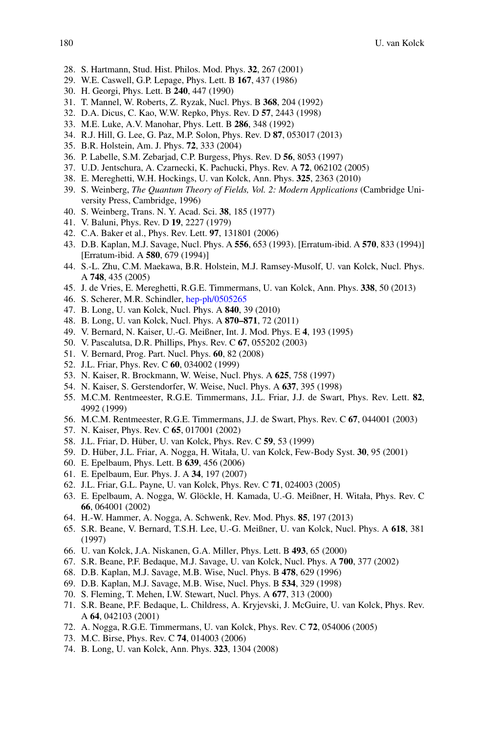28. S. Hartmann, Stud. Hist. Philos. Mod. Phys. **32**, 267 (2001)
29. W.E. Caswell, G.P. Lepage, Phys. Lett. B **167**, 437 (1986)
30. H. Georgi, Phys. Lett. B **240**, 447 (1990)
31. T. Mannel, W. Roberts, Z. Ryzak, Nucl. Phys. B **368**, 204 (1992)
32. D.A. Dicus, C. Kao, W.W. Repko, Phys. Rev. D **57**, 2443 (1998)
33. M.E. Luke, A.V. Manohar, Phys. Lett. B **286**, 348 (1992)
34. R.J. Hill, G. Lee, G. Paz, M.P. Solon, Phys. Rev. D **87**, 053017 (2013)
35. B.R. Holstein, Am. J. Phys. **72**, 333 (2004)
36. P. Labelle, S.M. Zebarjad, C.P. Burgess, Phys. Rev. D **56**, 8053 (1997)
37. U.D. Jentschura, A. Czarnecki, K. Pachucki, Phys. Rev. A **72**, 062102 (2005)
38. E. Mereghetti, W.H. Hockings, U. van Kolck, Ann. Phys. **325**, 2363 (2010)
39. S. Weinberg, *The Quantum Theory of Fields, Vol. 2: Modern Applications* (Cambridge University Press, Cambridge, 1996)
40. S. Weinberg, Trans. N. Y. Acad. Sci. **38**, 185 (1977)
41. V. Baluni, Phys. Rev. D **19**, 2227 (1979)
42. C.A. Baker et al., Phys. Rev. Lett. **97**, 131801 (2006)
43. D.B. Kaplan, M.J. Savage, Nucl. Phys. A **556**, 653 (1993). [Erratum-ibid. A **570**, 833 (1994)] [Erratum-ibid. A **580**, 679 (1994)]
44. S.-L. Zhu, C.M. Maekawa, B.R. Holstein, M.J. Ramsey-Musolf, U. van Kolck, Nucl. Phys. A **748**, 435 (2005)
45. J. de Vries, E. Mereghetti, R.G.E. Timmermans, U. van Kolck, Ann. Phys. **338**, 50 (2013)
46. S. Scherer, M.R. Schindler, hep-ph/0505265
47. B. Long, U. van Kolck, Nucl. Phys. A **840**, 39 (2010)
48. B. Long, U. van Kolck, Nucl. Phys. A **870–871**, 72 (2011)
49. V. Bernard, N. Kaiser, U.-G. Meißner, Int. J. Mod. Phys. E **4**, 193 (1995)
50. V. Pascalutsa, D.R. Phillips, Phys. Rev. C **67**, 055202 (2003)
51. V. Bernard, Prog. Part. Nucl. Phys. **60**, 82 (2008)
52. J.L. Friar, Phys. Rev. C **60**, 034002 (1999)
53. N. Kaiser, R. Brockmann, W. Weise, Nucl. Phys. A **625**, 758 (1997)
54. N. Kaiser, S. Gerstendorfer, W. Weise, Nucl. Phys. A **637**, 395 (1998)
55. M.C.M. Rentmeester, R.G.E. Timmermans, J.L. Friar, J.J. de Swart, Phys. Rev. Lett. **82**, 4992 (1999)
56. M.C.M. Rentmeester, R.G.E. Timmermans, J.J. de Swart, Phys. Rev. C **67**, 044001 (2003)
57. N. Kaiser, Phys. Rev. C **65**, 017001 (2002)
58. J.L. Friar, D. Hüber, U. van Kolck, Phys. Rev. C **59**, 53 (1999)
59. D. Hüber, J.L. Friar, A. Nogga, H. Witała, U. van Kolck, Few-Body Syst. **30**, 95 (2001)
60. E. Epelbaum, Phys. Lett. B **639**, 456 (2006)
61. E. Epelbaum, Eur. Phys. J. A **34**, 197 (2007)
62. J.L. Friar, G.L. Payne, U. van Kolck, Phys. Rev. C **71**, 024003 (2005)
63. E. Epelbaum, A. Nogga, W. Glöckle, H. Kamada, U.-G. Meißner, H. Witała, Phys. Rev. C **66**, 064001 (2002)
64. H.-W. Hammer, A. Nogga, A. Schwenk, Rev. Mod. Phys. **85**, 197 (2013)
65. S.R. Beane, V. Bernard, T.S.H. Lee, U.-G. Meißner, U. van Kolck, Nucl. Phys. A **618**, 381 (1997)
66. U. van Kolck, J.A. Niskanen, G.A. Miller, Phys. Lett. B **493**, 65 (2000)
67. S.R. Beane, P.F. Bedaque, M.J. Savage, U. van Kolck, Nucl. Phys. A **700**, 377 (2002)
68. D.B. Kaplan, M.J. Savage, M.B. Wise, Nucl. Phys. B **478**, 629 (1996)
69. D.B. Kaplan, M.J. Savage, M.B. Wise, Nucl. Phys. B **534**, 329 (1998)
70. S. Fleming, T. Mehen, I.W. Stewart, Nucl. Phys. A **677**, 313 (2000)
71. S.R. Beane, P.F. Bedaque, L. Childress, A. Kryjevski, J. McGuire, U. van Kolck, Phys. Rev. A **64**, 042103 (2001)
72. A. Nogga, R.G.E. Timmermans, U. van Kolck, Phys. Rev. C **72**, 054006 (2005)
73. M.C. Birse, Phys. Rev. C **74**, 014003 (2006)
74. B. Long, U. van Kolck, Ann. Phys. **323**, 1304 (2008)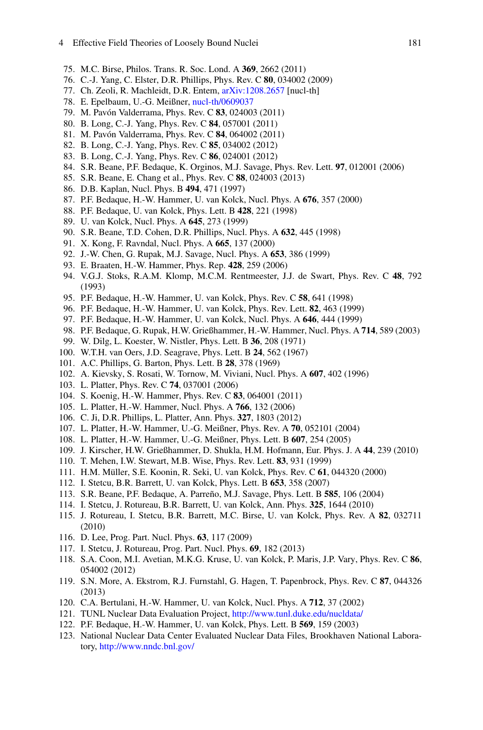75. M.C. Birse, Philos. Trans. R. Soc. Lond. A **369**, 2662 (2011)
76. C.-J. Yang, C. Elster, D.R. Phillips, Phys. Rev. C **80**, 034002 (2009)
77. Ch. Zeoli, R. Machleidt, D.R. Entem, arXiv:1208.2657 [nucl-th]
78. E. Epelbaum, U.-G. Meißner, nucl-th/0609037
79. M. Pavón Valderrama, Phys. Rev. C **83**, 024003 (2011)
80. B. Long, C.-J. Yang, Phys. Rev. C **84**, 057001 (2011)
81. M. Pavón Valderrama, Phys. Rev. C **84**, 064002 (2011)
82. B. Long, C.-J. Yang, Phys. Rev. C **85**, 034002 (2012)
83. B. Long, C.-J. Yang, Phys. Rev. C **86**, 024001 (2012)
84. S.R. Beane, P.F. Bedaque, K. Orginos, M.J. Savage, Phys. Rev. Lett. **97**, 012001 (2006)
85. S.R. Beane, E. Chang et al., Phys. Rev. C **88**, 024003 (2013)
86. D.B. Kaplan, Nucl. Phys. B **494**, 471 (1997)
87. P.F. Bedaque, H.-W. Hammer, U. van Kolck, Nucl. Phys. A **676**, 357 (2000)
88. P.F. Bedaque, U. van Kolck, Phys. Lett. B **428**, 221 (1998)
89. U. van Kolck, Nucl. Phys. A **645**, 273 (1999)
90. S.R. Beane, T.D. Cohen, D.R. Phillips, Nucl. Phys. A **632**, 445 (1998)
91. X. Kong, F. Ravndal, Nucl. Phys. A **665**, 137 (2000)
92. J.-W. Chen, G. Rupak, M.J. Savage, Nucl. Phys. A **653**, 386 (1999)
93. E. Braaten, H.-W. Hammer, Phys. Rep. **428**, 259 (2006)
94. V.G.J. Stoks, R.A.M. Klomp, M.C.M. Rentmeester, J.J. de Swart, Phys. Rev. C **48**, 792 (1993)
95. P.F. Bedaque, H.-W. Hammer, U. van Kolck, Phys. Rev. C **58**, 641 (1998)
96. P.F. Bedaque, H.-W. Hammer, U. van Kolck, Phys. Rev. Lett. **82**, 463 (1999)
97. P.F. Bedaque, H.-W. Hammer, U. van Kolck, Nucl. Phys. A **646**, 444 (1999)
98. P.F. Bedaque, G. Rupak, H.W. Grießhammer, H.-W. Hammer, Nucl. Phys. A **714**, 589 (2003)
99. W. Dilg, L. Koester, W. Nistler, Phys. Lett. B **36**, 208 (1971)
100. W.T.H. van Oers, J.D. Seagrave, Phys. Lett. B **24**, 562 (1967)
101. A.C. Phillips, G. Barton, Phys. Lett. B **28**, 378 (1969)
102. A. Kievsky, S. Rosati, W. Tornow, M. Viviani, Nucl. Phys. A **607**, 402 (1996)
103. L. Platter, Phys. Rev. C **74**, 037001 (2006)
104. S. Koenig, H.-W. Hammer, Phys. Rev. C **83**, 064001 (2011)
105. L. Platter, H.-W. Hammer, Nucl. Phys. A **766**, 132 (2006)
106. C. Ji, D.R. Phillips, L. Platter, Ann. Phys. **327**, 1803 (2012)
107. L. Platter, H.-W. Hammer, U.-G. Meißner, Phys. Rev. A **70**, 052101 (2004)
108. L. Platter, H.-W. Hammer, U.-G. Meißner, Phys. Lett. B **607**, 254 (2005)
109. J. Kirscher, H.W. Grießhammer, D. Shukla, H.M. Hofmann, Eur. Phys. J. A **44**, 239 (2010)
110. T. Mehen, I.W. Stewart, M.B. Wise, Phys. Rev. Lett. **83**, 931 (1999)
111. H.M. Müller, S.E. Koonin, R. Seki, U. van Kolck, Phys. Rev. C **61**, 044320 (2000)
112. I. Stetcu, B.R. Barrett, U. van Kolck, Phys. Lett. B **653**, 358 (2007)
113. S.R. Beane, P.F. Bedaque, A. Parreño, M.J. Savage, Phys. Lett. B **585**, 106 (2004)
114. I. Stetcu, J. Rotureau, B.R. Barrett, U. van Kolck, Ann. Phys. **325**, 1644 (2010)
115. J. Rotureau, I. Stetcu, B.R. Barrett, M.C. Birse, U. van Kolck, Phys. Rev. A **82**, 032711 (2010)
116. D. Lee, Prog. Part. Nucl. Phys. **63**, 117 (2009)
117. I. Stetcu, J. Rotureau, Prog. Part. Nucl. Phys. **69**, 182 (2013)
118. S.A. Coon, M.I. Avetian, M.K.G. Kruse, U. van Kolck, P. Maris, J.P. Vary, Phys. Rev. C **86**, 054002 (2012)
119. S.N. More, A. Ekstrom, R.J. Furnstahl, G. Hagen, T. Papenbrock, Phys. Rev. C **87**, 044326 (2013)
120. C.A. Bertulani, H.-W. Hammer, U. van Kolck, Nucl. Phys. A **712**, 37 (2002)
121. TUNL Nuclear Data Evaluation Project, http://www.tunl.duke.edu/nucldata/
122. P.F. Bedaque, H.-W. Hammer, U. van Kolck, Phys. Lett. B **569**, 159 (2003)
123. National Nuclear Data Center Evaluated Nuclear Data Files, Brookhaven National Laboratory, http://www.nndc.bnl.gov/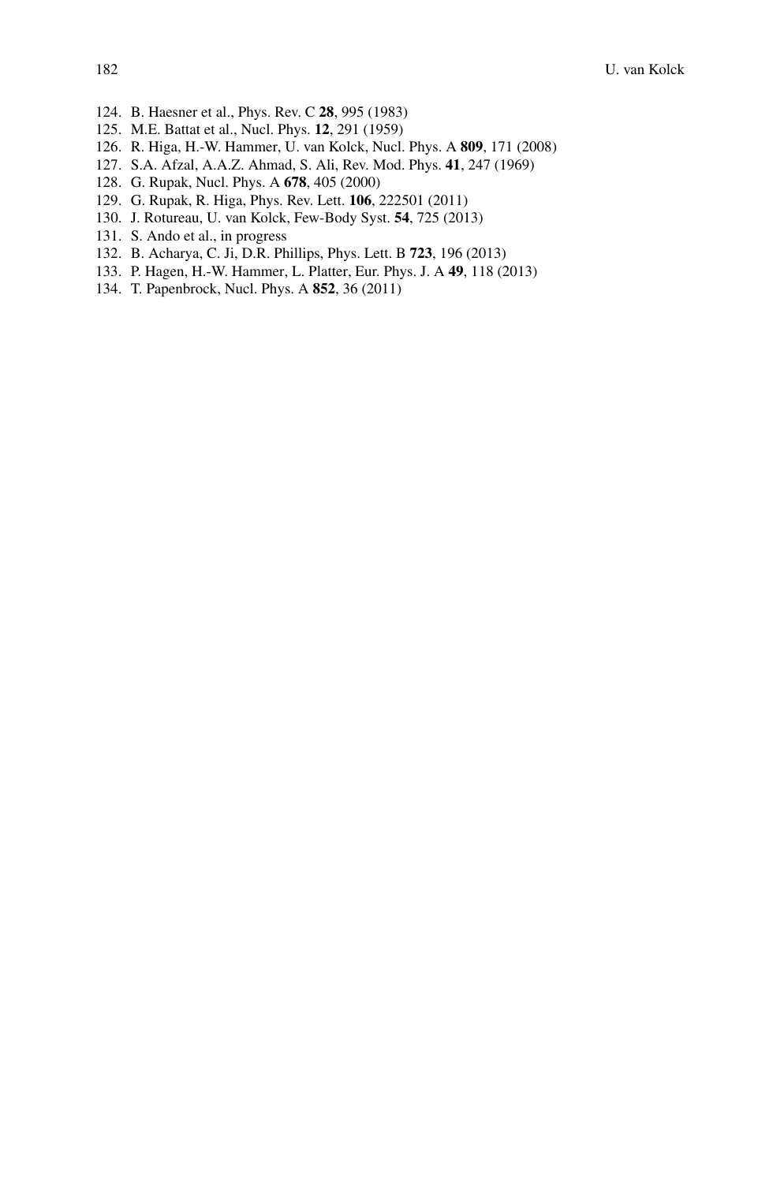124. B. Haesner et al., Phys. Rev. C **28**, 995 (1983)
125. M.E. Battat et al., Nucl. Phys. **12**, 291 (1959)
126. R. Higa, H.-W. Hammer, U. van Kolck, Nucl. Phys. A **809**, 171 (2008)
127. S.A. Afzal, A.A.Z. Ahmad, S. Ali, Rev. Mod. Phys. **41**, 247 (1969)
128. G. Rupak, Nucl. Phys. A **678**, 405 (2000)
129. G. Rupak, R. Higa, Phys. Rev. Lett. **106**, 222501 (2011)
130. J. Rotureau, U. van Kolck, Few-Body Syst. **54**, 725 (2013)
131. S. Ando et al., in progress
132. B. Acharya, C. Ji, D.R. Phillips, Phys. Lett. B **723**, 196 (2013)
133. P. Hagen, H.-W. Hammer, L. Platter, Eur. Phys. J. A **49**, 118 (2013)
134. T. Papenbrock, Nucl. Phys. A **852**, 36 (2011)